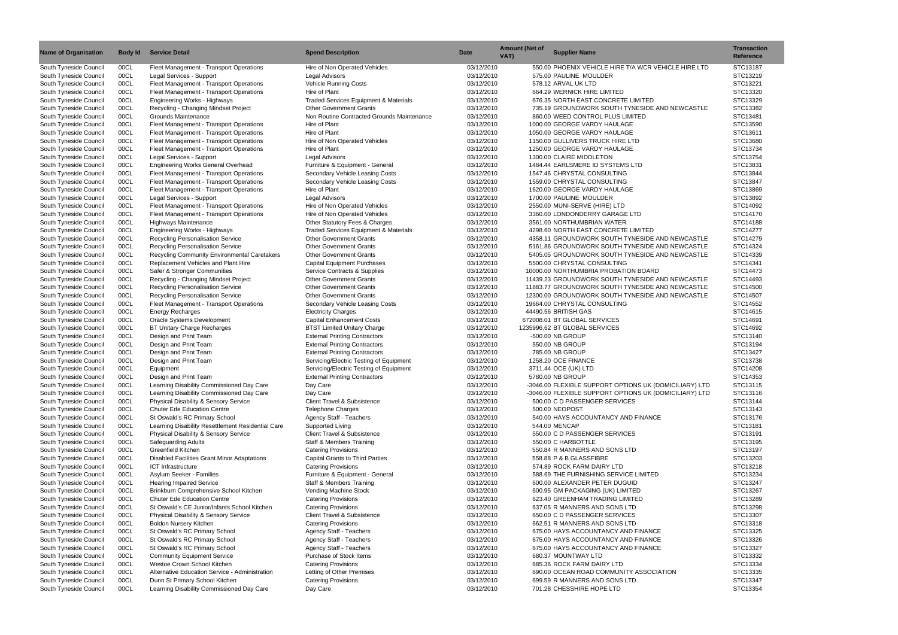| Name of Organisation | Body Id | Service Detail | Spend Description | Date | Amount (Net of VAT) | Supplier Name | Transaction Reference |
|---|---|---|---|---|---|---|---|
| South Tyneside Council | 00CL | Fleet Management - Transport Operations | Hire of Non Operated Vehicles | 03/12/2010 | 550.00 | PHOENIX VEHICLE HIRE T/A WCR VEHICLE HIRE LTD | STC13187 |
| South Tyneside Council | 00CL | Legal Services - Support | Legal Advisors | 03/12/2010 | 575.00 | PAULINE MOULDER | STC13219 |
| South Tyneside Council | 00CL | Fleet Management - Transport Operations | Vehicle Running Costs | 03/12/2010 | 578.12 | ARVAL UK LTD | STC13221 |
| South Tyneside Council | 00CL | Fleet Management - Transport Operations | Hire of Plant | 03/12/2010 | 664.29 | WERNICK HIRE LIMITED | STC13320 |
| South Tyneside Council | 00CL | Engineering Works - Highways | Traded Services Equipment & Materials | 03/12/2010 | 676.35 | NORTH EAST CONCRETE LIMITED | STC13329 |
| South Tyneside Council | 00CL | Recycling - Changing Mindset Project | Other Government Grants | 03/12/2010 | 735.19 | GROUNDWORK SOUTH TYNESIDE AND NEWCASTLE | STC13382 |
| South Tyneside Council | 00CL | Grounds Maintenance | Non Routine Contracted Grounds Maintenance | 03/12/2010 | 860.00 | WEED CONTROL PLUS LIMITED | STC13481 |
| South Tyneside Council | 00CL | Fleet Management - Transport Operations | Hire of Plant | 03/12/2010 | 1000.00 | GEORGE VARDY HAULAGE | STC13590 |
| South Tyneside Council | 00CL | Fleet Management - Transport Operations | Hire of Plant | 03/12/2010 | 1050.00 | GEORGE VARDY HAULAGE | STC13611 |
| South Tyneside Council | 00CL | Fleet Management - Transport Operations | Hire of Non Operated Vehicles | 03/12/2010 | 1150.00 | GULLIVERS TRUCK HIRE LTD | STC13680 |
| South Tyneside Council | 00CL | Fleet Management - Transport Operations | Hire of Plant | 03/12/2010 | 1250.00 | GEORGE VARDY HAULAGE | STC13734 |
| South Tyneside Council | 00CL | Legal Services - Support | Legal Advisors | 03/12/2010 | 1300.00 | CLAIRE MIDDLETON | STC13754 |
| South Tyneside Council | 00CL | Engineering Works General Overhead | Furniture & Equipment - General | 03/12/2010 | 1484.44 | EARLSMERE ID SYSTEMS LTD | STC13831 |
| South Tyneside Council | 00CL | Fleet Management - Transport Operations | Secondary Vehicle Leasing Costs | 03/12/2010 | 1547.46 | CHRYSTAL CONSULTING | STC13844 |
| South Tyneside Council | 00CL | Fleet Management - Transport Operations | Secondary Vehicle Leasing Costs | 03/12/2010 | 1559.00 | CHRYSTAL CONSULTING | STC13847 |
| South Tyneside Council | 00CL | Fleet Management - Transport Operations | Hire of Plant | 03/12/2010 | 1620.00 | GEORGE VARDY HAULAGE | STC13869 |
| South Tyneside Council | 00CL | Legal Services - Support | Legal Advisors | 03/12/2010 | 1700.00 | PAULINE MOULDER | STC13892 |
| South Tyneside Council | 00CL | Fleet Management - Transport Operations | Hire of Non Operated Vehicles | 03/12/2010 | 2550.00 | MUNI-SERVE (HIRE) LTD | STC14092 |
| South Tyneside Council | 00CL | Fleet Management - Transport Operations | Hire of Non Operated Vehicles | 03/12/2010 | 3360.00 | LONDONDERRY GARAGE LTD | STC14170 |
| South Tyneside Council | 00CL | Highways Maintenance | Other Statutory Fees & Charges | 03/12/2010 | 3561.00 | NORTHUMBRIAN WATER | STC14188 |
| South Tyneside Council | 00CL | Engineering Works - Highways | Traded Services Equipment & Materials | 03/12/2010 | 4298.60 | NORTH EAST CONCRETE LIMITED | STC14277 |
| South Tyneside Council | 00CL | Recycling Personalisation Service | Other Government Grants | 03/12/2010 | 4358.11 | GROUNDWORK SOUTH TYNESIDE AND NEWCASTLE | STC14279 |
| South Tyneside Council | 00CL | Recycling Personalisation Service | Other Government Grants | 03/12/2010 | 5161.86 | GROUNDWORK SOUTH TYNESIDE AND NEWCASTLE | STC14324 |
| South Tyneside Council | 00CL | Recycling Community Environmental Caretakers | Other Government Grants | 03/12/2010 | 5405.05 | GROUNDWORK SOUTH TYNESIDE AND NEWCASTLE | STC14339 |
| South Tyneside Council | 00CL | Replacement Vehicles and Plant Hire | Capital Equipment Purchases | 03/12/2010 | 5500.00 | CHRYSTAL CONSULTING | STC14341 |
| South Tyneside Council | 00CL | Safer & Stronger Communities | Service Contracts & Supplies | 03/12/2010 | 10000.00 | NORTHUMBRIA PROBATION BOARD | STC14473 |
| South Tyneside Council | 00CL | Recycling - Changing Mindset Project | Other Government Grants | 03/12/2010 | 11439.23 | GROUNDWORK SOUTH TYNESIDE AND NEWCASTLE | STC14493 |
| South Tyneside Council | 00CL | Recycling Personalisation Service | Other Government Grants | 03/12/2010 | 11883.77 | GROUNDWORK SOUTH TYNESIDE AND NEWCASTLE | STC14500 |
| South Tyneside Council | 00CL | Recycling Personalisation Service | Other Government Grants | 03/12/2010 | 12300.00 | GROUNDWORK SOUTH TYNESIDE AND NEWCASTLE | STC14507 |
| South Tyneside Council | 00CL | Fleet Management - Transport Operations | Secondary Vehicle Leasing Costs | 03/12/2010 | 19664.00 | CHRYSTAL CONSULTING | STC14552 |
| South Tyneside Council | 00CL | Energy Recharges | Electricity Charges | 03/12/2010 | 44490.56 | BRITISH GAS | STC14615 |
| South Tyneside Council | 00CL | Oracle Systems Development | Capital Enhancement Costs | 03/12/2010 | 672008.01 | BT GLOBAL SERVICES | STC14691 |
| South Tyneside Council | 00CL | BT Unitary Charge Recharges | BTST Limited Unitary Charge | 03/12/2010 | 1235996.62 | BT GLOBAL SERVICES | STC14692 |
| South Tyneside Council | 00CL | Design and Print Team | External Printing Contractors | 03/12/2010 | -500.00 | NB GROUP | STC13140 |
| South Tyneside Council | 00CL | Design and Print Team | External Printing Contractors | 03/12/2010 | 550.00 | NB GROUP | STC13194 |
| South Tyneside Council | 00CL | Design and Print Team | External Printing Contractors | 03/12/2010 | 785.00 | NB GROUP | STC13427 |
| South Tyneside Council | 00CL | Design and Print Team | Servicing/Electric Testing of Equipment | 03/12/2010 | 1258.20 | OCE FINANCE | STC13738 |
| South Tyneside Council | 00CL | Equipment | Servicing/Electric Testing of Equipment | 03/12/2010 | 3711.44 | OCE (UK) LTD | STC14208 |
| South Tyneside Council | 00CL | Design and Print Team | External Printing Contractors | 03/12/2010 | 5780.00 | NB GROUP | STC14353 |
| South Tyneside Council | 00CL | Learning Disability Commissioned Day Care | Day Care | 03/12/2010 | -3046.00 | FLEXIBLE SUPPORT OPTIONS UK (DOMICILIARY) LTD | STC13115 |
| South Tyneside Council | 00CL | Learning Disability Commissioned Day Care | Day Care | 03/12/2010 | -3046.00 | FLEXIBLE SUPPORT OPTIONS UK (DOMICILIARY) LTD | STC13116 |
| South Tyneside Council | 00CL | Physical Disability & Sensory Service | Client Travel & Subsistence | 03/12/2010 | 500.00 | C D PASSENGER SERVICES | STC13144 |
| South Tyneside Council | 00CL | Chuter Ede Education Centre | Telephone Charges | 03/12/2010 | 500.00 | NEOPOST | STC13143 |
| South Tyneside Council | 00CL | St Oswald's RC Primary School | Agency Staff - Teachers | 03/12/2010 | 540.00 | HAYS ACCOUNTANCY AND FINANCE | STC13176 |
| South Tyneside Council | 00CL | Learning Disability Resettlement Residential Care | Supported Living | 03/12/2010 | 544.00 | MENCAP | STC13181 |
| South Tyneside Council | 00CL | Physical Disability & Sensory Service | Client Travel & Subsistence | 03/12/2010 | 550.00 | C D PASSENGER SERVICES | STC13191 |
| South Tyneside Council | 00CL | Safeguarding Adults | Staff & Members Training | 03/12/2010 | 550.00 | C HARBOTTLE | STC13195 |
| South Tyneside Council | 00CL | Greenfield Kitchen | Catering Provisions | 03/12/2010 | 550.84 | R MANNERS AND SONS LTD | STC13197 |
| South Tyneside Council | 00CL | Disabled Facilities Grant Minor Adaptations | Capital Grants to Third Parties | 03/12/2010 | 558.88 | P & B GLASSFIBRE | STC13203 |
| South Tyneside Council | 00CL | ICT Infrastructure | Catering Provisions | 03/12/2010 | 574.89 | ROCK FARM DAIRY LTD | STC13218 |
| South Tyneside Council | 00CL | Asylum Seeker - Families | Furniture & Equipment - General | 03/12/2010 | 588.69 | THE FURNISHING SERVICE LIMITED | STC13234 |
| South Tyneside Council | 00CL | Hearing Impaired Service | Staff & Members Training | 03/12/2010 | 600.00 | ALEXANDER PETER DUGUID | STC13247 |
| South Tyneside Council | 00CL | Brinkburn Comprehensive School Kitchen | Vending Machine Stock | 03/12/2010 | 600.95 | GM PACKAGING (UK) LIMITED | STC13267 |
| South Tyneside Council | 00CL | Chuter Ede Education Centre | Catering Provisions | 03/12/2010 | 623.40 | GREENHAM TRADING LIMITED | STC13289 |
| South Tyneside Council | 00CL | St Oswald's CE Junior/Infants School Kitchen | Catering Provisions | 03/12/2010 | 637.05 | R MANNERS AND SONS LTD | STC13298 |
| South Tyneside Council | 00CL | Physical Disability & Sensory Service | Client Travel & Subsistence | 03/12/2010 | 650.00 | C D PASSENGER SERVICES | STC13307 |
| South Tyneside Council | 00CL | Boldon Nursery Kitchen | Catering Provisions | 03/12/2010 | 662.51 | R MANNERS AND SONS LTD | STC13318 |
| South Tyneside Council | 00CL | St Oswald's RC Primary School | Agency Staff - Teachers | 03/12/2010 | 675.00 | HAYS ACCOUNTANCY AND FINANCE | STC13325 |
| South Tyneside Council | 00CL | St Oswald's RC Primary School | Agency Staff - Teachers | 03/12/2010 | 675.00 | HAYS ACCOUNTANCY AND FINANCE | STC13326 |
| South Tyneside Council | 00CL | St Oswald's RC Primary School | Agency Staff - Teachers | 03/12/2010 | 675.00 | HAYS ACCOUNTANCY AND FINANCE | STC13327 |
| South Tyneside Council | 00CL | Community Equipment Service | Purchase of Stock Items | 03/12/2010 | 680.37 | MOUNTWAY LTD | STC13332 |
| South Tyneside Council | 00CL | Westoe Crown School Kitchen | Catering Provisions | 03/12/2010 | 685.36 | ROCK FARM DAIRY LTD | STC13334 |
| South Tyneside Council | 00CL | Alternative Education Service - Administration | Letting of Other Premises | 03/12/2010 | 690.00 | OCEAN ROAD COMMUNITY ASSOCIATION | STC13335 |
| South Tyneside Council | 00CL | Dunn St Primary School Kitchen | Catering Provisions | 03/12/2010 | 699.59 | R MANNERS AND SONS LTD | STC13347 |
| South Tyneside Council | 00CL | Learning Disability Commissioned Day Care | Day Care | 03/12/2010 | 701.28 | CHESSHIRE HOPE LTD | STC13354 |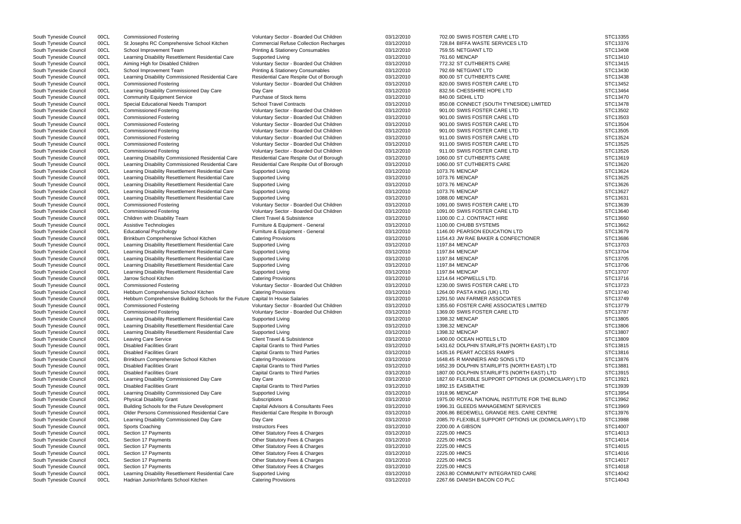| | | | | | | | |
|---|---|---|---|---|---|---|---|
| South Tyneside Council | 00CL | Commissioned Fostering | Voluntary Sector - Boarded Out Children | 03/12/2010 | 702.00 | SWIIS FOSTER CARE LTD | STC13355 |
| South Tyneside Council | 00CL | St Josephs RC Comprehensive School Kitchen | Commercial Refuse Collection Recharges | 03/12/2010 | 728.84 | BIFFA WASTE SERVICES LTD | STC13376 |
| South Tyneside Council | 00CL | School Improvement Team | Printing & Stationery Consumables | 03/12/2010 | 759.55 | NETGIANT LTD | STC13408 |
| South Tyneside Council | 00CL | Learning Disability Resettlement Residential Care | Supported Living | 03/12/2010 | 761.60 | MENCAP | STC13410 |
| South Tyneside Council | 00CL | Aiming High for Disabled Children | Voluntary Sector - Boarded Out Children | 03/12/2010 | 772.32 | ST CUTHBERTS CARE | STC13415 |
| South Tyneside Council | 00CL | School Improvement Team | Printing & Stationery Consumables | 03/12/2010 | 792.69 | NETGIANT LTD | STC13430 |
| South Tyneside Council | 00CL | Learning Disability Commissioned Residential Care | Residential Care Respite Out of Borough | 03/12/2010 | 800.00 | ST CUTHBERTS CARE | STC13438 |
| South Tyneside Council | 00CL | Commissioned Fostering | Voluntary Sector - Boarded Out Children | 03/12/2010 | 820.00 | SWIIS FOSTER CARE LTD | STC13452 |
| South Tyneside Council | 00CL | Learning Disability Commissioned Day Care | Day Care | 03/12/2010 | 832.56 | CHESSHIRE HOPE LTD | STC13464 |
| South Tyneside Council | 00CL | Community Equipment Service | Purchase of Stock Items | 03/12/2010 | 840.00 | SIDHIL LTD | STC13470 |
| South Tyneside Council | 00CL | Special Educational Needs Transport | School Travel Contracts | 03/12/2010 | 850.08 | CONNECT (SOUTH TYNESIDE) LIMITED | STC13478 |
| South Tyneside Council | 00CL | Commissioned Fostering | Voluntary Sector - Boarded Out Children | 03/12/2010 | 901.00 | SWIIS FOSTER CARE LTD | STC13502 |
| South Tyneside Council | 00CL | Commissioned Fostering | Voluntary Sector - Boarded Out Children | 03/12/2010 | 901.00 | SWIIS FOSTER CARE LTD | STC13503 |
| South Tyneside Council | 00CL | Commissioned Fostering | Voluntary Sector - Boarded Out Children | 03/12/2010 | 901.00 | SWIIS FOSTER CARE LTD | STC13504 |
| South Tyneside Council | 00CL | Commissioned Fostering | Voluntary Sector - Boarded Out Children | 03/12/2010 | 901.00 | SWIIS FOSTER CARE LTD | STC13505 |
| South Tyneside Council | 00CL | Commissioned Fostering | Voluntary Sector - Boarded Out Children | 03/12/2010 | 911.00 | SWIIS FOSTER CARE LTD | STC13524 |
| South Tyneside Council | 00CL | Commissioned Fostering | Voluntary Sector - Boarded Out Children | 03/12/2010 | 911.00 | SWIIS FOSTER CARE LTD | STC13525 |
| South Tyneside Council | 00CL | Commissioned Fostering | Voluntary Sector - Boarded Out Children | 03/12/2010 | 911.00 | SWIIS FOSTER CARE LTD | STC13526 |
| South Tyneside Council | 00CL | Learning Disability Commissioned Residential Care | Residential Care Respite Out of Borough | 03/12/2010 | 1060.00 | ST CUTHBERTS CARE | STC13619 |
| South Tyneside Council | 00CL | Learning Disability Commissioned Residential Care | Residential Care Respite Out of Borough | 03/12/2010 | 1060.00 | ST CUTHBERTS CARE | STC13620 |
| South Tyneside Council | 00CL | Learning Disability Resettlement Residential Care | Supported Living | 03/12/2010 | 1073.76 | MENCAP | STC13624 |
| South Tyneside Council | 00CL | Learning Disability Resettlement Residential Care | Supported Living | 03/12/2010 | 1073.76 | MENCAP | STC13625 |
| South Tyneside Council | 00CL | Learning Disability Resettlement Residential Care | Supported Living | 03/12/2010 | 1073.76 | MENCAP | STC13626 |
| South Tyneside Council | 00CL | Learning Disability Resettlement Residential Care | Supported Living | 03/12/2010 | 1073.76 | MENCAP | STC13627 |
| South Tyneside Council | 00CL | Learning Disability Resettlement Residential Care | Supported Living | 03/12/2010 | 1088.00 | MENCAP | STC13631 |
| South Tyneside Council | 00CL | Commissioned Fostering | Voluntary Sector - Boarded Out Children | 03/12/2010 | 1091.00 | SWIIS FOSTER CARE LTD | STC13639 |
| South Tyneside Council | 00CL | Commissioned Fostering | Voluntary Sector - Boarded Out Children | 03/12/2010 | 1091.00 | SWIIS FOSTER CARE LTD | STC13640 |
| South Tyneside Council | 00CL | Children with Disability Team | Client Travel & Subsistence | 03/12/2010 | 1100.00 | C.J. CONTRACT HIRE | STC13660 |
| South Tyneside Council | 00CL | Assistive Technologies | Furniture & Equipment - General | 03/12/2010 | 1100.00 | CHUBB SYSTEMS | STC13662 |
| South Tyneside Council | 00CL | Educational Psychology | Furniture & Equipment - General | 03/12/2010 | 1146.00 | PEARSON EDUCATION LTD | STC13679 |
| South Tyneside Council | 00CL | Brinkburn Comprehensive School Kitchen | Catering Provisions | 03/12/2010 | 1154.43 | JW RAE BAKER & CONFECTIONER | STC13686 |
| South Tyneside Council | 00CL | Learning Disability Resettlement Residential Care | Supported Living | 03/12/2010 | 1197.84 | MENCAP | STC13703 |
| South Tyneside Council | 00CL | Learning Disability Resettlement Residential Care | Supported Living | 03/12/2010 | 1197.84 | MENCAP | STC13704 |
| South Tyneside Council | 00CL | Learning Disability Resettlement Residential Care | Supported Living | 03/12/2010 | 1197.84 | MENCAP | STC13705 |
| South Tyneside Council | 00CL | Learning Disability Resettlement Residential Care | Supported Living | 03/12/2010 | 1197.84 | MENCAP | STC13706 |
| South Tyneside Council | 00CL | Learning Disability Resettlement Residential Care | Supported Living | 03/12/2010 | 1197.84 | MENCAP | STC13707 |
| South Tyneside Council | 00CL | Jarrow School Kitchen | Catering Provisions | 03/12/2010 | 1214.64 | HOPWELLS LTD. | STC13716 |
| South Tyneside Council | 00CL | Commissioned Fostering | Voluntary Sector - Boarded Out Children | 03/12/2010 | 1230.00 | SWIIS FOSTER CARE LTD | STC13723 |
| South Tyneside Council | 00CL | Hebburn Comprehensive School Kitchen | Catering Provisions | 03/12/2010 | 1264.00 | PASTA KING (UK) LTD | STC13740 |
| South Tyneside Council | 00CL | Hebburn Comprehensive Building Schools for the Future | Capital In House Salaries | 03/12/2010 | 1291.50 | IAN FARMER ASSOCIATES | STC13749 |
| South Tyneside Council | 00CL | Commissioned Fostering | Voluntary Sector - Boarded Out Children | 03/12/2010 | 1355.60 | FOSTER CARE ASSOCIATES LIMITED | STC13779 |
| South Tyneside Council | 00CL | Commissioned Fostering | Voluntary Sector - Boarded Out Children | 03/12/2010 | 1369.00 | SWIIS FOSTER CARE LTD | STC13787 |
| South Tyneside Council | 00CL | Learning Disability Resettlement Residential Care | Supported Living | 03/12/2010 | 1398.32 | MENCAP | STC13805 |
| South Tyneside Council | 00CL | Learning Disability Resettlement Residential Care | Supported Living | 03/12/2010 | 1398.32 | MENCAP | STC13806 |
| South Tyneside Council | 00CL | Learning Disability Resettlement Residential Care | Supported Living | 03/12/2010 | 1398.32 | MENCAP | STC13807 |
| South Tyneside Council | 00CL | Leaving Care Service | Client Travel & Subsistence | 03/12/2010 | 1400.00 | OCEAN HOTELS LTD | STC13809 |
| South Tyneside Council | 00CL | Disabled Facilities Grant | Capital Grants to Third Parties | 03/12/2010 | 1431.62 | DOLPHIN STAIRLIFTS (NORTH EAST) LTD | STC13815 |
| South Tyneside Council | 00CL | Disabled Facilities Grant | Capital Grants to Third Parties | 03/12/2010 | 1435.16 | PEART ACCESS RAMPS | STC13816 |
| South Tyneside Council | 00CL | Brinkburn Comprehensive School Kitchen | Catering Provisions | 03/12/2010 | 1648.45 | R MANNERS AND SONS LTD | STC13876 |
| South Tyneside Council | 00CL | Disabled Facilities Grant | Capital Grants to Third Parties | 03/12/2010 | 1652.39 | DOLPHIN STAIRLIFTS (NORTH EAST) LTD | STC13881 |
| South Tyneside Council | 00CL | Disabled Facilities Grant | Capital Grants to Third Parties | 03/12/2010 | 1807.00 | DOLPHIN STAIRLIFTS (NORTH EAST) LTD | STC13915 |
| South Tyneside Council | 00CL | Learning Disability Commissioned Day Care | Day Care | 03/12/2010 | 1827.60 | FLEXIBLE SUPPORT OPTIONS UK (DOMICILIARY) LTD | STC13921 |
| South Tyneside Council | 00CL | Disabled Facilities Grant | Capital Grants to Third Parties | 03/12/2010 | 1892.15 | EASIBATHE | STC13939 |
| South Tyneside Council | 00CL | Learning Disability Commissioned Day Care | Supported Living | 03/12/2010 | 1918.96 | MENCAP | STC13954 |
| South Tyneside Council | 00CL | Physical Disability Grant | Subscriptions | 03/12/2010 | 1975.00 | ROYAL NATIONAL INSTITUTE FOR THE BLIND | STC13962 |
| South Tyneside Council | 00CL | Building Schools for the Future Development | Capital Advisors & Consultants Fees | 03/12/2010 | 1996.31 | GLEEDS MANAGEMENT SERVICES | STC13969 |
| South Tyneside Council | 00CL | Older Persons Commissioned Residential Care | Residential Care Respite In Borough | 03/12/2010 | 2006.86 | BEDEWELL GRANGE RES. CARE CENTRE | STC13976 |
| South Tyneside Council | 00CL | Learning Disability Commissioned Day Care | Day Care | 03/12/2010 | 2085.70 | FLEXIBLE SUPPORT OPTIONS UK (DOMICILIARY) LTD | STC13988 |
| South Tyneside Council | 00CL | Sports Coaching | Instructors Fees | 03/12/2010 | 2200.00 | A GIBSON | STC14007 |
| South Tyneside Council | 00CL | Section 17 Payments | Other Statutory Fees & Charges | 03/12/2010 | 2225.00 | HMCS | STC14013 |
| South Tyneside Council | 00CL | Section 17 Payments | Other Statutory Fees & Charges | 03/12/2010 | 2225.00 | HMCS | STC14014 |
| South Tyneside Council | 00CL | Section 17 Payments | Other Statutory Fees & Charges | 03/12/2010 | 2225.00 | HMCS | STC14015 |
| South Tyneside Council | 00CL | Section 17 Payments | Other Statutory Fees & Charges | 03/12/2010 | 2225.00 | HMCS | STC14016 |
| South Tyneside Council | 00CL | Section 17 Payments | Other Statutory Fees & Charges | 03/12/2010 | 2225.00 | HMCS | STC14017 |
| South Tyneside Council | 00CL | Section 17 Payments | Other Statutory Fees & Charges | 03/12/2010 | 2225.00 | HMCS | STC14018 |
| South Tyneside Council | 00CL | Learning Disability Resettlement Residential Care | Supported Living | 03/12/2010 | 2263.80 | COMMUNITY INTEGRATED CARE | STC14042 |
| South Tyneside Council | 00CL | Hadrian Junior/Infants School Kitchen | Catering Provisions | 03/12/2010 | 2267.66 | DANISH BACON CO PLC | STC14043 |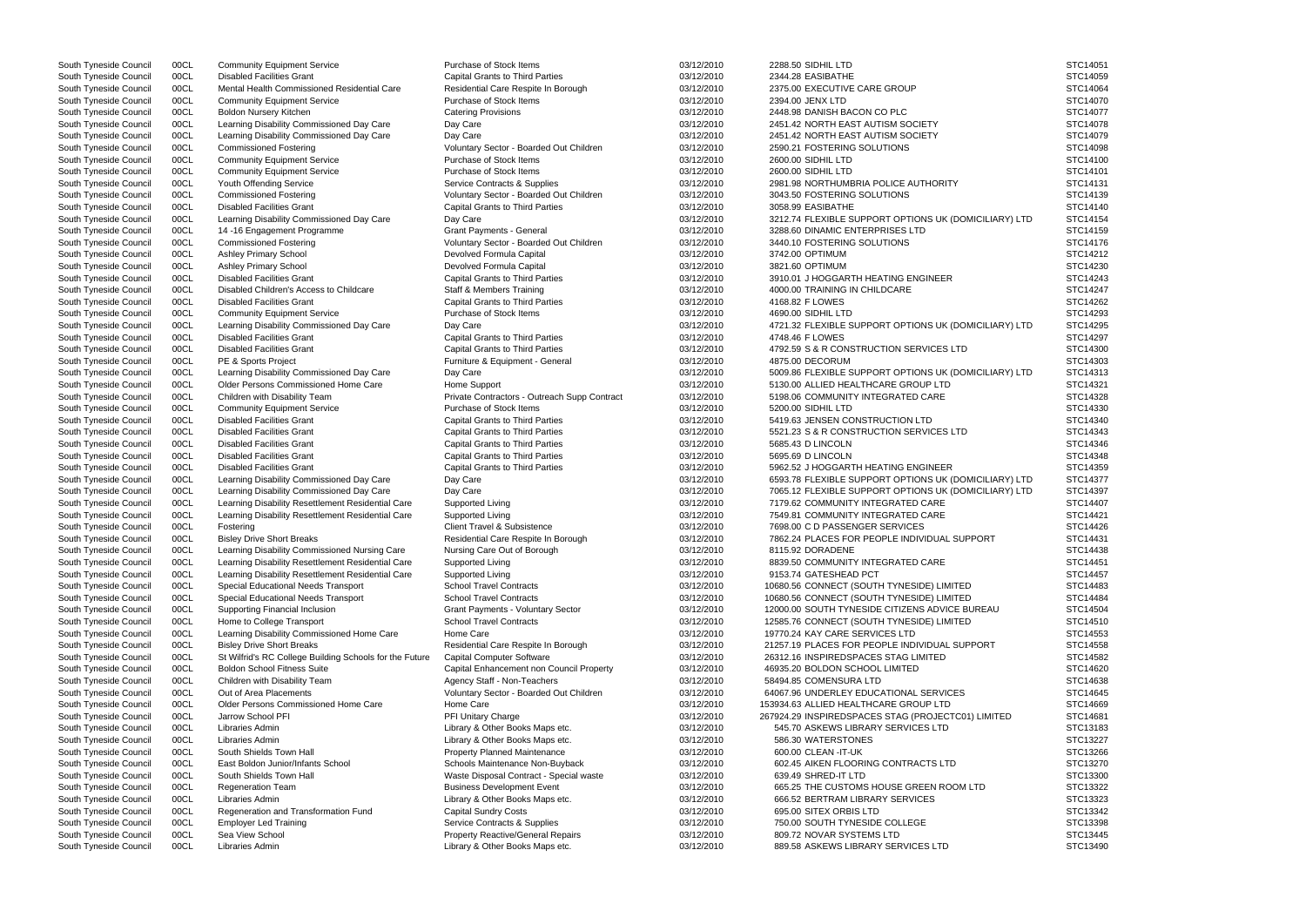| | | | | | | | |
|---|---|---|---|---|---|---|---|
| South Tyneside Council | 00CL | Community Equipment Service | Purchase of Stock Items | 03/12/2010 | 2288.50 | SIDHIL LTD | STC14051 |
| South Tyneside Council | 00CL | Disabled Facilities Grant | Capital Grants to Third Parties | 03/12/2010 | 2344.28 | EASIBATHE | STC14059 |
| South Tyneside Council | 00CL | Mental Health Commissioned Residential Care | Residential Care Respite In Borough | 03/12/2010 | 2375.00 | EXECUTIVE CARE GROUP | STC14064 |
| South Tyneside Council | 00CL | Community Equipment Service | Purchase of Stock Items | 03/12/2010 | 2394.00 | JENX LTD | STC14070 |
| South Tyneside Council | 00CL | Boldon Nursery Kitchen | Catering Provisions | 03/12/2010 | 2448.98 | DANISH BACON CO PLC | STC14077 |
| South Tyneside Council | 00CL | Learning Disability Commissioned Day Care | Day Care | 03/12/2010 | 2451.42 | NORTH EAST AUTISM SOCIETY | STC14078 |
| South Tyneside Council | 00CL | Learning Disability Commissioned Day Care | Day Care | 03/12/2010 | 2451.42 | NORTH EAST AUTISM SOCIETY | STC14079 |
| South Tyneside Council | 00CL | Commissioned Fostering | Voluntary Sector - Boarded Out Children | 03/12/2010 | 2590.21 | FOSTERING SOLUTIONS | STC14098 |
| South Tyneside Council | 00CL | Community Equipment Service | Purchase of Stock Items | 03/12/2010 | 2600.00 | SIDHIL LTD | STC14100 |
| South Tyneside Council | 00CL | Community Equipment Service | Purchase of Stock Items | 03/12/2010 | 2600.00 | SIDHIL LTD | STC14101 |
| South Tyneside Council | 00CL | Youth Offending Service | Service Contracts & Supplies | 03/12/2010 | 2981.98 | NORTHUMBRIA POLICE AUTHORITY | STC14131 |
| South Tyneside Council | 00CL | Commissioned Fostering | Voluntary Sector - Boarded Out Children | 03/12/2010 | 3043.50 | FOSTERING SOLUTIONS | STC14139 |
| South Tyneside Council | 00CL | Disabled Facilities Grant | Capital Grants to Third Parties | 03/12/2010 | 3058.99 | EASIBATHE | STC14140 |
| South Tyneside Council | 00CL | Learning Disability Commissioned Day Care | Day Care | 03/12/2010 | 3212.74 | FLEXIBLE SUPPORT OPTIONS UK (DOMICILIARY) LTD | STC14154 |
| South Tyneside Council | 00CL | 14 -16 Engagement Programme | Grant Payments - General | 03/12/2010 | 3288.60 | DINAMIC ENTERPRISES LTD | STC14159 |
| South Tyneside Council | 00CL | Commissioned Fostering | Voluntary Sector - Boarded Out Children | 03/12/2010 | 3440.10 | FOSTERING SOLUTIONS | STC14176 |
| South Tyneside Council | 00CL | Ashley Primary School | Devolved Formula Capital | 03/12/2010 | 3742.00 | OPTIMUM | STC14212 |
| South Tyneside Council | 00CL | Ashley Primary School | Devolved Formula Capital | 03/12/2010 | 3821.60 | OPTIMUM | STC14230 |
| South Tyneside Council | 00CL | Disabled Facilities Grant | Capital Grants to Third Parties | 03/12/2010 | 3910.01 | J HOGGARTH HEATING ENGINEER | STC14243 |
| South Tyneside Council | 00CL | Disabled Children's Access to Childcare | Staff & Members Training | 03/12/2010 | 4000.00 | TRAINING IN CHILDCARE | STC14247 |
| South Tyneside Council | 00CL | Disabled Facilities Grant | Capital Grants to Third Parties | 03/12/2010 | 4168.82 | F LOWES | STC14262 |
| South Tyneside Council | 00CL | Community Equipment Service | Purchase of Stock Items | 03/12/2010 | 4690.00 | SIDHIL LTD | STC14293 |
| South Tyneside Council | 00CL | Learning Disability Commissioned Day Care | Day Care | 03/12/2010 | 4721.32 | FLEXIBLE SUPPORT OPTIONS UK (DOMICILIARY) LTD | STC14295 |
| South Tyneside Council | 00CL | Disabled Facilities Grant | Capital Grants to Third Parties | 03/12/2010 | 4748.46 | F LOWES | STC14297 |
| South Tyneside Council | 00CL | Disabled Facilities Grant | Capital Grants to Third Parties | 03/12/2010 | 4792.59 | S & R CONSTRUCTION SERVICES LTD | STC14300 |
| South Tyneside Council | 00CL | PE & Sports Project | Furniture & Equipment - General | 03/12/2010 | 4875.00 | DECORUM | STC14303 |
| South Tyneside Council | 00CL | Learning Disability Commissioned Day Care | Day Care | 03/12/2010 | 5009.86 | FLEXIBLE SUPPORT OPTIONS UK (DOMICILIARY) LTD | STC14313 |
| South Tyneside Council | 00CL | Older Persons Commissioned Home Care | Home Support | 03/12/2010 | 5130.00 | ALLIED HEALTHCARE GROUP LTD | STC14321 |
| South Tyneside Council | 00CL | Children with Disability Team | Private Contractors - Outreach Supp Contract | 03/12/2010 | 5198.06 | COMMUNITY INTEGRATED CARE | STC14328 |
| South Tyneside Council | 00CL | Community Equipment Service | Purchase of Stock Items | 03/12/2010 | 5200.00 | SIDHIL LTD | STC14330 |
| South Tyneside Council | 00CL | Disabled Facilities Grant | Capital Grants to Third Parties | 03/12/2010 | 5419.63 | JENSEN CONSTRUCTION LTD | STC14340 |
| South Tyneside Council | 00CL | Disabled Facilities Grant | Capital Grants to Third Parties | 03/12/2010 | 5521.23 | S & R CONSTRUCTION SERVICES LTD | STC14343 |
| South Tyneside Council | 00CL | Disabled Facilities Grant | Capital Grants to Third Parties | 03/12/2010 | 5685.43 | D LINCOLN | STC14346 |
| South Tyneside Council | 00CL | Disabled Facilities Grant | Capital Grants to Third Parties | 03/12/2010 | 5695.69 | D LINCOLN | STC14348 |
| South Tyneside Council | 00CL | Disabled Facilities Grant | Capital Grants to Third Parties | 03/12/2010 | 5962.52 | J HOGGARTH HEATING ENGINEER | STC14359 |
| South Tyneside Council | 00CL | Learning Disability Commissioned Day Care | Day Care | 03/12/2010 | 6593.78 | FLEXIBLE SUPPORT OPTIONS UK (DOMICILIARY) LTD | STC14377 |
| South Tyneside Council | 00CL | Learning Disability Commissioned Day Care | Day Care | 03/12/2010 | 7065.12 | FLEXIBLE SUPPORT OPTIONS UK (DOMICILIARY) LTD | STC14397 |
| South Tyneside Council | 00CL | Learning Disability Resettlement Residential Care | Supported Living | 03/12/2010 | 7179.62 | COMMUNITY INTEGRATED CARE | STC14407 |
| South Tyneside Council | 00CL | Learning Disability Resettlement Residential Care | Supported Living | 03/12/2010 | 7549.81 | COMMUNITY INTEGRATED CARE | STC14421 |
| South Tyneside Council | 00CL | Fostering | Client Travel & Subsistence | 03/12/2010 | 7698.00 | C D PASSENGER SERVICES | STC14426 |
| South Tyneside Council | 00CL | Bisley Drive Short Breaks | Residential Care Respite In Borough | 03/12/2010 | 7862.24 | PLACES FOR PEOPLE INDIVIDUAL SUPPORT | STC14431 |
| South Tyneside Council | 00CL | Learning Disability Commissioned Nursing Care | Nursing Care Out of Borough | 03/12/2010 | 8115.92 | DORADENE | STC14438 |
| South Tyneside Council | 00CL | Learning Disability Resettlement Residential Care | Supported Living | 03/12/2010 | 8839.50 | COMMUNITY INTEGRATED CARE | STC14451 |
| South Tyneside Council | 00CL | Learning Disability Resettlement Residential Care | Supported Living | 03/12/2010 | 9153.74 | GATESHEAD PCT | STC14457 |
| South Tyneside Council | 00CL | Special Educational Needs Transport | School Travel Contracts | 03/12/2010 | 10680.56 | CONNECT (SOUTH TYNESIDE) LIMITED | STC14483 |
| South Tyneside Council | 00CL | Special Educational Needs Transport | School Travel Contracts | 03/12/2010 | 10680.56 | CONNECT (SOUTH TYNESIDE) LIMITED | STC14484 |
| South Tyneside Council | 00CL | Supporting Financial Inclusion | Grant Payments - Voluntary Sector | 03/12/2010 | 12000.00 | SOUTH TYNESIDE CITIZENS ADVICE BUREAU | STC14504 |
| South Tyneside Council | 00CL | Home to College Transport | School Travel Contracts | 03/12/2010 | 12585.76 | CONNECT (SOUTH TYNESIDE) LIMITED | STC14510 |
| South Tyneside Council | 00CL | Learning Disability Commissioned Home Care | Home Care | 03/12/2010 | 19770.24 | KAY CARE SERVICES LTD | STC14553 |
| South Tyneside Council | 00CL | Bisley Drive Short Breaks | Residential Care Respite In Borough | 03/12/2010 | 21257.19 | PLACES FOR PEOPLE INDIVIDUAL SUPPORT | STC14558 |
| South Tyneside Council | 00CL | St Wilfrid's RC College Building Schools for the Future | Capital Computer Software | 03/12/2010 | 26312.16 | INSPIREDSPACES STAG LIMITED | STC14582 |
| South Tyneside Council | 00CL | Boldon School Fitness Suite | Capital Enhancement non Council Property | 03/12/2010 | 46935.20 | BOLDON SCHOOL LIMITED | STC14620 |
| South Tyneside Council | 00CL | Children with Disability Team | Agency Staff - Non-Teachers | 03/12/2010 | 58494.85 | COMENSURA LTD | STC14638 |
| South Tyneside Council | 00CL | Out of Area Placements | Voluntary Sector - Boarded Out Children | 03/12/2010 | 64067.96 | UNDERLEY EDUCATIONAL SERVICES | STC14645 |
| South Tyneside Council | 00CL | Older Persons Commissioned Home Care | Home Care | 03/12/2010 | 153934.63 | ALLIED HEALTHCARE GROUP LTD | STC14669 |
| South Tyneside Council | 00CL | Jarrow School PFI | PFI Unitary Charge | 03/12/2010 | 267924.29 | INSPIREDSPACES STAG (PROJECTC01) LIMITED | STC14681 |
| South Tyneside Council | 00CL | Libraries Admin | Library & Other Books Maps etc. | 03/12/2010 | 545.70 | ASKEWS LIBRARY SERVICES LTD | STC13183 |
| South Tyneside Council | 00CL | Libraries Admin | Library & Other Books Maps etc. | 03/12/2010 | 586.30 | WATERSTONES | STC13227 |
| South Tyneside Council | 00CL | South Shields Town Hall | Property Planned Maintenance | 03/12/2010 | 600.00 | CLEAN -IT-UK | STC13266 |
| South Tyneside Council | 00CL | East Boldon Junior/Infants School | Schools Maintenance Non-Buyback | 03/12/2010 | 602.45 | AIKEN FLOORING CONTRACTS LTD | STC13270 |
| South Tyneside Council | 00CL | South Shields Town Hall | Waste Disposal Contract - Special waste | 03/12/2010 | 639.49 | SHRED-IT LTD | STC13300 |
| South Tyneside Council | 00CL | Regeneration Team | Business Development Event | 03/12/2010 | 665.25 | THE CUSTOMS HOUSE GREEN ROOM LTD | STC13322 |
| South Tyneside Council | 00CL | Libraries Admin | Library & Other Books Maps etc. | 03/12/2010 | 666.52 | BERTRAM LIBRARY SERVICES | STC13323 |
| South Tyneside Council | 00CL | Regeneration and Transformation Fund | Capital Sundry Costs | 03/12/2010 | 695.00 | SITEX ORBIS LTD | STC13342 |
| South Tyneside Council | 00CL | Employer Led Training | Service Contracts & Supplies | 03/12/2010 | 750.00 | SOUTH TYNESIDE COLLEGE | STC13398 |
| South Tyneside Council | 00CL | Sea View School | Property Reactive/General Repairs | 03/12/2010 | 809.72 | NOVAR SYSTEMS LTD | STC13445 |
| South Tyneside Council | 00CL | Libraries Admin | Library & Other Books Maps etc. | 03/12/2010 | 889.58 | ASKEWS LIBRARY SERVICES LTD | STC13490 |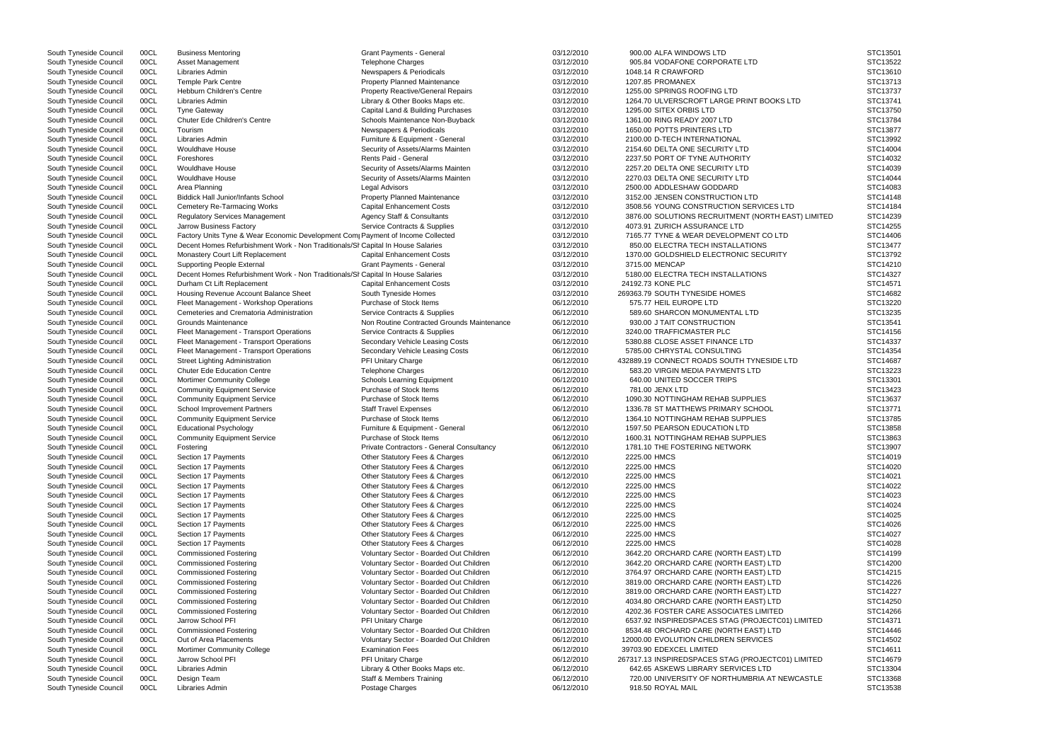| | | | | | | |
|---|---|---|---|---|---|---|
| South Tyneside Council | 00CL | Business Mentoring | Grant Payments - General | 03/12/2010 | 900.00 ALFA WINDOWS LTD | STC13501 |
| South Tyneside Council | 00CL | Asset Management | Telephone Charges | 03/12/2010 | 905.84 VODAFONE CORPORATE LTD | STC13522 |
| South Tyneside Council | 00CL | Libraries Admin | Newspapers & Periodicals | 03/12/2010 | 1048.14 R CRAWFORD | STC13610 |
| South Tyneside Council | 00CL | Temple Park Centre | Property Planned Maintenance | 03/12/2010 | 1207.85 PROMANEX | STC13713 |
| South Tyneside Council | 00CL | Hebburn Children's Centre | Property Reactive/General Repairs | 03/12/2010 | 1255.00 SPRINGS ROOFING LTD | STC13737 |
| South Tyneside Council | 00CL | Libraries Admin | Library & Other Books Maps etc. | 03/12/2010 | 1264.70 ULVERSCROFT LARGE PRINT BOOKS LTD | STC13741 |
| South Tyneside Council | 00CL | Tyne Gateway | Capital Land & Building Purchases | 03/12/2010 | 1295.00 SITEX ORBIS LTD | STC13750 |
| South Tyneside Council | 00CL | Chuter Ede Children's Centre | Schools Maintenance Non-Buyback | 03/12/2010 | 1361.00 RING READY 2007 LTD | STC13784 |
| South Tyneside Council | 00CL | Tourism | Newspapers & Periodicals | 03/12/2010 | 1650.00 POTTS PRINTERS LTD | STC13877 |
| South Tyneside Council | 00CL | Libraries Admin | Furniture & Equipment - General | 03/12/2010 | 2100.00 D-TECH INTERNATIONAL | STC13992 |
| South Tyneside Council | 00CL | Wouldhave House | Security of Assets/Alarms Mainten | 03/12/2010 | 2154.60 DELTA ONE SECURITY LTD | STC14004 |
| South Tyneside Council | 00CL | Foreshores | Rents Paid - General | 03/12/2010 | 2237.50 PORT OF TYNE AUTHORITY | STC14032 |
| South Tyneside Council | 00CL | Wouldhave House | Security of Assets/Alarms Mainten | 03/12/2010 | 2257.20 DELTA ONE SECURITY LTD | STC14039 |
| South Tyneside Council | 00CL | Wouldhave House | Security of Assets/Alarms Mainten | 03/12/2010 | 2270.03 DELTA ONE SECURITY LTD | STC14044 |
| South Tyneside Council | 00CL | Area Planning | Legal Advisors | 03/12/2010 | 2500.00 ADDLESHAW GODDARD | STC14083 |
| South Tyneside Council | 00CL | Biddick Hall Junior/Infants School | Property Planned Maintenance | 03/12/2010 | 3152.00 JENSEN CONSTRUCTION LTD | STC14148 |
| South Tyneside Council | 00CL | Cemetery Re-Tarmacing Works | Capital Enhancement Costs | 03/12/2010 | 3508.56 YOUNG CONSTRUCTION SERVICES LTD | STC14184 |
| South Tyneside Council | 00CL | Regulatory Services Management | Agency Staff & Consultants | 03/12/2010 | 3876.00 SOLUTIONS RECRUITMENT (NORTH EAST) LIMITED | STC14239 |
| South Tyneside Council | 00CL | Jarrow Business Factory | Service Contracts & Supplies | 03/12/2010 | 4073.91 ZURICH ASSURANCE LTD | STC14255 |
| South Tyneside Council | 00CL | Factory Units Tyne & Wear Economic Development Com| Payment of Income Collected | 03/12/2010 | 7165.77 TYNE & WEAR DEVELOPMENT CO LTD | STC14406 |
| South Tyneside Council | 00CL | Decent Homes Refurbishment Work - Non Traditionals/SI | Capital In House Salaries | 03/12/2010 | 850.00 ELECTRA TECH INSTALLATIONS | STC13477 |
| South Tyneside Council | 00CL | Monastery Court Lift Replacement | Capital Enhancement Costs | 03/12/2010 | 1370.00 GOLDSHIELD ELECTRONIC SECURITY | STC13792 |
| South Tyneside Council | 00CL | Supporting People External | Grant Payments - General | 03/12/2010 | 3715.00 MENCAP | STC14210 |
| South Tyneside Council | 00CL | Decent Homes Refurbishment Work - Non Traditionals/SI | Capital In House Salaries | 03/12/2010 | 5180.00 ELECTRA TECH INSTALLATIONS | STC14327 |
| South Tyneside Council | 00CL | Durham Ct Lift Replacement | Capital Enhancement Costs | 03/12/2010 | 24192.73 KONE PLC | STC14571 |
| South Tyneside Council | 00CL | Housing Revenue Account Balance Sheet | South Tyneside Homes | 03/12/2010 | 269363.79 SOUTH TYNESIDE HOMES | STC14682 |
| South Tyneside Council | 00CL | Fleet Management - Workshop Operations | Purchase of Stock Items | 06/12/2010 | 575.77 HEIL EUROPE LTD | STC13220 |
| South Tyneside Council | 00CL | Cemeteries and Crematoria Administration | Service Contracts & Supplies | 06/12/2010 | 589.60 SHARCON MONUMENTAL LTD | STC13235 |
| South Tyneside Council | 00CL | Grounds Maintenance | Non Routine Contracted Grounds Maintenance | 06/12/2010 | 930.00 J TAIT CONSTRUCTION | STC13541 |
| South Tyneside Council | 00CL | Fleet Management - Transport Operations | Service Contracts & Supplies | 06/12/2010 | 3240.00 TRAFFICMASTER PLC | STC14156 |
| South Tyneside Council | 00CL | Fleet Management - Transport Operations | Secondary Vehicle Leasing Costs | 06/12/2010 | 5380.88 CLOSE ASSET FINANCE LTD | STC14337 |
| South Tyneside Council | 00CL | Fleet Management - Transport Operations | Secondary Vehicle Leasing Costs | 06/12/2010 | 5785.00 CHRYSTAL CONSULTING | STC14354 |
| South Tyneside Council | 00CL | Street Lighting Administration | PFI Unitary Charge | 06/12/2010 | 432889.19 CONNECT ROADS SOUTH TYNESIDE LTD | STC14687 |
| South Tyneside Council | 00CL | Chuter Ede Education Centre | Telephone Charges | 06/12/2010 | 583.20 VIRGIN MEDIA PAYMENTS LTD | STC13223 |
| South Tyneside Council | 00CL | Mortimer Community College | Schools Learning Equipment | 06/12/2010 | 640.00 UNITED SOCCER TRIPS | STC13301 |
| South Tyneside Council | 00CL | Community Equipment Service | Purchase of Stock Items | 06/12/2010 | 781.00 JENX LTD | STC13423 |
| South Tyneside Council | 00CL | Community Equipment Service | Purchase of Stock Items | 06/12/2010 | 1090.30 NOTTINGHAM REHAB SUPPLIES | STC13637 |
| South Tyneside Council | 00CL | School Improvement Partners | Staff Travel Expenses | 06/12/2010 | 1336.78 ST MATTHEWS PRIMARY SCHOOL | STC13771 |
| South Tyneside Council | 00CL | Community Equipment Service | Purchase of Stock Items | 06/12/2010 | 1364.10 NOTTINGHAM REHAB SUPPLIES | STC13785 |
| South Tyneside Council | 00CL | Educational Psychology | Furniture & Equipment - General | 06/12/2010 | 1597.50 PEARSON EDUCATION LTD | STC13858 |
| South Tyneside Council | 00CL | Community Equipment Service | Purchase of Stock Items | 06/12/2010 | 1600.31 NOTTINGHAM REHAB SUPPLIES | STC13863 |
| South Tyneside Council | 00CL | Fostering | Private Contractors - General Consultancy | 06/12/2010 | 1781.10 THE FOSTERING NETWORK | STC13907 |
| South Tyneside Council | 00CL | Section 17 Payments | Other Statutory Fees & Charges | 06/12/2010 | 2225.00 HMCS | STC14019 |
| South Tyneside Council | 00CL | Section 17 Payments | Other Statutory Fees & Charges | 06/12/2010 | 2225.00 HMCS | STC14020 |
| South Tyneside Council | 00CL | Section 17 Payments | Other Statutory Fees & Charges | 06/12/2010 | 2225.00 HMCS | STC14021 |
| South Tyneside Council | 00CL | Section 17 Payments | Other Statutory Fees & Charges | 06/12/2010 | 2225.00 HMCS | STC14022 |
| South Tyneside Council | 00CL | Section 17 Payments | Other Statutory Fees & Charges | 06/12/2010 | 2225.00 HMCS | STC14023 |
| South Tyneside Council | 00CL | Section 17 Payments | Other Statutory Fees & Charges | 06/12/2010 | 2225.00 HMCS | STC14024 |
| South Tyneside Council | 00CL | Section 17 Payments | Other Statutory Fees & Charges | 06/12/2010 | 2225.00 HMCS | STC14025 |
| South Tyneside Council | 00CL | Section 17 Payments | Other Statutory Fees & Charges | 06/12/2010 | 2225.00 HMCS | STC14026 |
| South Tyneside Council | 00CL | Section 17 Payments | Other Statutory Fees & Charges | 06/12/2010 | 2225.00 HMCS | STC14027 |
| South Tyneside Council | 00CL | Section 17 Payments | Other Statutory Fees & Charges | 06/12/2010 | 2225.00 HMCS | STC14028 |
| South Tyneside Council | 00CL | Commissioned Fostering | Voluntary Sector - Boarded Out Children | 06/12/2010 | 3642.20 ORCHARD CARE (NORTH EAST) LTD | STC14199 |
| South Tyneside Council | 00CL | Commissioned Fostering | Voluntary Sector - Boarded Out Children | 06/12/2010 | 3642.20 ORCHARD CARE (NORTH EAST) LTD | STC14200 |
| South Tyneside Council | 00CL | Commissioned Fostering | Voluntary Sector - Boarded Out Children | 06/12/2010 | 3764.97 ORCHARD CARE (NORTH EAST) LTD | STC14215 |
| South Tyneside Council | 00CL | Commissioned Fostering | Voluntary Sector - Boarded Out Children | 06/12/2010 | 3819.00 ORCHARD CARE (NORTH EAST) LTD | STC14226 |
| South Tyneside Council | 00CL | Commissioned Fostering | Voluntary Sector - Boarded Out Children | 06/12/2010 | 3819.00 ORCHARD CARE (NORTH EAST) LTD | STC14227 |
| South Tyneside Council | 00CL | Commissioned Fostering | Voluntary Sector - Boarded Out Children | 06/12/2010 | 4034.80 ORCHARD CARE (NORTH EAST) LTD | STC14250 |
| South Tyneside Council | 00CL | Commissioned Fostering | Voluntary Sector - Boarded Out Children | 06/12/2010 | 4202.36 FOSTER CARE ASSOCIATES LIMITED | STC14266 |
| South Tyneside Council | 00CL | Jarrow School PFI | PFI Unitary Charge | 06/12/2010 | 6537.92 INSPIREDSPACES STAG (PROJECTC01) LIMITED | STC14371 |
| South Tyneside Council | 00CL | Commissioned Fostering | Voluntary Sector - Boarded Out Children | 06/12/2010 | 8534.48 ORCHARD CARE (NORTH EAST) LTD | STC14446 |
| South Tyneside Council | 00CL | Out of Area Placements | Voluntary Sector - Boarded Out Children | 06/12/2010 | 12000.00 EVOLUTION CHILDREN SERVICES | STC14502 |
| South Tyneside Council | 00CL | Mortimer Community College | Examination Fees | 06/12/2010 | 39703.90 EDEXCEL LIMITED | STC14611 |
| South Tyneside Council | 00CL | Jarrow School PFI | PFI Unitary Charge | 06/12/2010 | 267317.13 INSPIREDSPACES STAG (PROJECTC01) LIMITED | STC14679 |
| South Tyneside Council | 00CL | Libraries Admin | Library & Other Books Maps etc. | 06/12/2010 | 642.65 ASKEWS LIBRARY SERVICES LTD | STC13304 |
| South Tyneside Council | 00CL | Design Team | Staff & Members Training | 06/12/2010 | 720.00 UNIVERSITY OF NORTHUMBRIA AT NEWCASTLE | STC13368 |
| South Tyneside Council | 00CL | Libraries Admin | Postage Charges | 06/12/2010 | 918.50 ROYAL MAIL | STC13538 |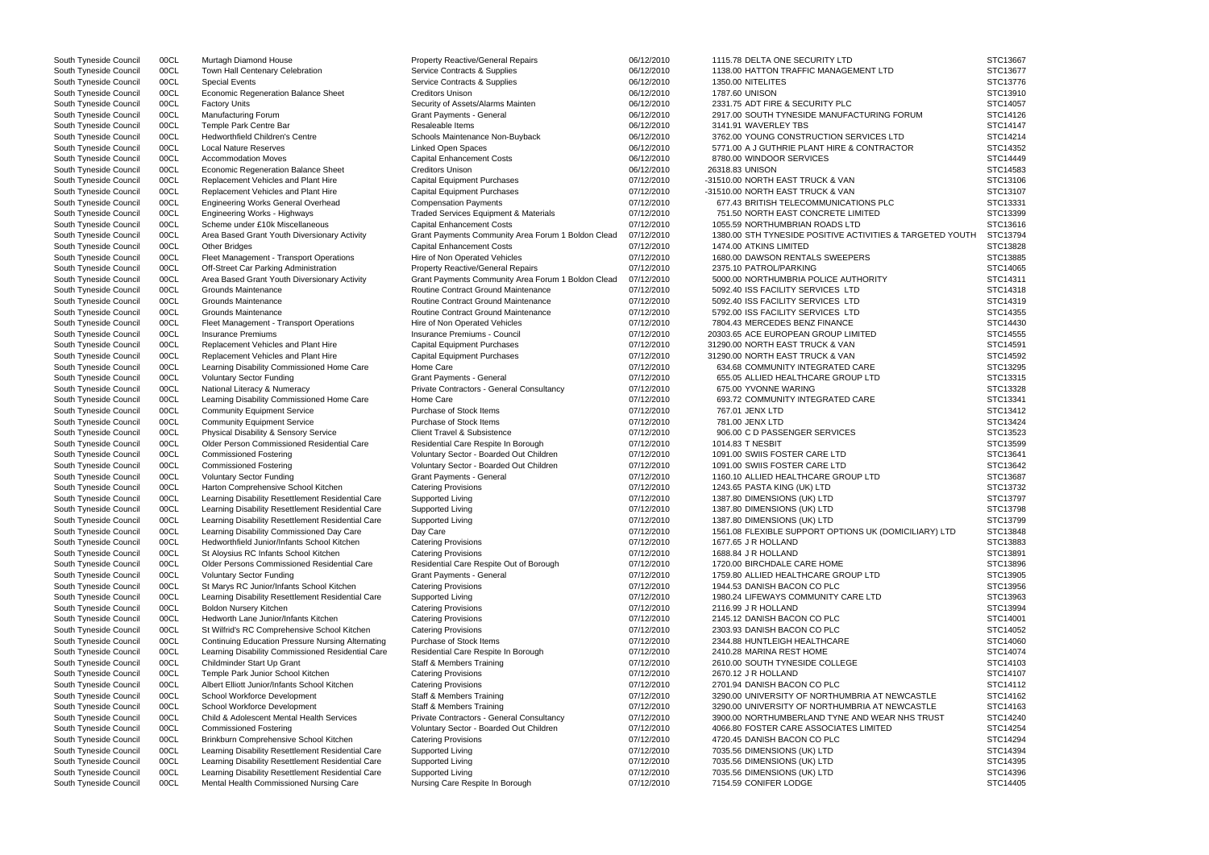| | | | | | | | |
|---|---|---|---|---|---|---|---|
| South Tyneside Council | 00CL | Murtagh Diamond House | Property Reactive/General Repairs | 06/12/2010 | 1115.78 | DELTA ONE SECURITY LTD | STC13667 |
| South Tyneside Council | 00CL | Town Hall Centenary Celebration | Service Contracts & Supplies | 06/12/2010 | 1138.00 | HATTON TRAFFIC MANAGEMENT LTD | STC13677 |
| South Tyneside Council | 00CL | Special Events | Service Contracts & Supplies | 06/12/2010 | 1350.00 | NITELITES | STC13776 |
| South Tyneside Council | 00CL | Economic Regeneration Balance Sheet | Creditors Unison | 06/12/2010 | 1787.60 | UNISON | STC13910 |
| South Tyneside Council | 00CL | Factory Units | Security of Assets/Alarms Mainten | 06/12/2010 | 2331.75 | ADT FIRE & SECURITY PLC | STC14057 |
| South Tyneside Council | 00CL | Manufacturing Forum | Grant Payments - General | 06/12/2010 | 2917.00 | SOUTH TYNESIDE MANUFACTURING FORUM | STC14126 |
| South Tyneside Council | 00CL | Temple Park Centre Bar | Resaleable Items | 06/12/2010 | 3141.91 | WAVERLEY TBS | STC14147 |
| South Tyneside Council | 00CL | Hedworthfield Children's Centre | Schools Maintenance Non-Buyback | 06/12/2010 | 3762.00 | YOUNG CONSTRUCTION SERVICES LTD | STC14214 |
| South Tyneside Council | 00CL | Local Nature Reserves | Linked Open Spaces | 06/12/2010 | 5771.00 | A J GUTHRIE PLANT HIRE & CONTRACTOR | STC14352 |
| South Tyneside Council | 00CL | Accommodation Moves | Capital Enhancement Costs | 06/12/2010 | 8780.00 | WINDOOR SERVICES | STC14449 |
| South Tyneside Council | 00CL | Economic Regeneration Balance Sheet | Creditors Unison | 06/12/2010 | 26318.83 | UNISON | STC14583 |
| South Tyneside Council | 00CL | Replacement Vehicles and Plant Hire | Capital Equipment Purchases | 07/12/2010 | -31510.00 | NORTH EAST TRUCK & VAN | STC13106 |
| South Tyneside Council | 00CL | Replacement Vehicles and Plant Hire | Capital Equipment Purchases | 07/12/2010 | -31510.00 | NORTH EAST TRUCK & VAN | STC13107 |
| South Tyneside Council | 00CL | Engineering Works General Overhead | Compensation Payments | 07/12/2010 | 677.43 | BRITISH TELECOMMUNICATIONS PLC | STC13331 |
| South Tyneside Council | 00CL | Engineering Works - Highways | Traded Services Equipment & Materials | 07/12/2010 | 751.50 | NORTH EAST CONCRETE LIMITED | STC13399 |
| South Tyneside Council | 00CL | Scheme under £10k Miscellaneous | Capital Enhancement Costs | 07/12/2010 | 1055.59 | NORTHUMBRIAN ROADS LTD | STC13616 |
| South Tyneside Council | 00CL | Area Based Grant Youth Diversionary Activity | Grant Payments Community Area Forum 1 Boldon Clead | 07/12/2010 | 1380.00 | STH TYNESIDE POSITIVE ACTIVITIES & TARGETED YOUTH | STC13794 |
| South Tyneside Council | 00CL | Other Bridges | Capital Enhancement Costs | 07/12/2010 | 1474.00 | ATKINS LIMITED | STC13828 |
| South Tyneside Council | 00CL | Fleet Management - Transport Operations | Hire of Non Operated Vehicles | 07/12/2010 | 1680.00 | DAWSON RENTALS SWEEPERS | STC13885 |
| South Tyneside Council | 00CL | Off-Street Car Parking Administration | Property Reactive/General Repairs | 07/12/2010 | 2375.10 | PATROL/PARKING | STC14065 |
| South Tyneside Council | 00CL | Area Based Grant Youth Diversionary Activity | Grant Payments Community Area Forum 1 Boldon Clead | 07/12/2010 | 5000.00 | NORTHUMBRIA POLICE AUTHORITY | STC14311 |
| South Tyneside Council | 00CL | Grounds Maintenance | Routine Contract Ground Maintenance | 07/12/2010 | 5092.40 | ISS FACILITY SERVICES LTD | STC14318 |
| South Tyneside Council | 00CL | Grounds Maintenance | Routine Contract Ground Maintenance | 07/12/2010 | 5092.40 | ISS FACILITY SERVICES LTD | STC14319 |
| South Tyneside Council | 00CL | Grounds Maintenance | Routine Contract Ground Maintenance | 07/12/2010 | 5792.00 | ISS FACILITY SERVICES LTD | STC14355 |
| South Tyneside Council | 00CL | Fleet Management - Transport Operations | Hire of Non Operated Vehicles | 07/12/2010 | 7804.43 | MERCEDES BENZ FINANCE | STC14430 |
| South Tyneside Council | 00CL | Insurance Premiums | Insurance Premiums - Council | 07/12/2010 | 20303.65 | ACE EUROPEAN GROUP LIMITED | STC14555 |
| South Tyneside Council | 00CL | Replacement Vehicles and Plant Hire | Capital Equipment Purchases | 07/12/2010 | 31290.00 | NORTH EAST TRUCK & VAN | STC14591 |
| South Tyneside Council | 00CL | Replacement Vehicles and Plant Hire | Capital Equipment Purchases | 07/12/2010 | 31290.00 | NORTH EAST TRUCK & VAN | STC14592 |
| South Tyneside Council | 00CL | Learning Disability Commissioned Home Care | Home Care | 07/12/2010 | 634.68 | COMMUNITY INTEGRATED CARE | STC13295 |
| South Tyneside Council | 00CL | Voluntary Sector Funding | Grant Payments - General | 07/12/2010 | 655.05 | ALLIED HEALTHCARE GROUP LTD | STC13315 |
| South Tyneside Council | 00CL | National Literacy & Numeracy | Private Contractors - General Consultancy | 07/12/2010 | 675.00 | YVONNE WARING | STC13328 |
| South Tyneside Council | 00CL | Learning Disability Commissioned Home Care | Home Care | 07/12/2010 | 693.72 | COMMUNITY INTEGRATED CARE | STC13341 |
| South Tyneside Council | 00CL | Community Equipment Service | Purchase of Stock Items | 07/12/2010 | 767.01 | JENX LTD | STC13412 |
| South Tyneside Council | 00CL | Community Equipment Service | Purchase of Stock Items | 07/12/2010 | 781.00 | JENX LTD | STC13424 |
| South Tyneside Council | 00CL | Physical Disability & Sensory Service | Client Travel & Subsistence | 07/12/2010 | 906.00 | C D PASSENGER SERVICES | STC13523 |
| South Tyneside Council | 00CL | Older Person Commissioned Residential Care | Residential Care Respite In Borough | 07/12/2010 | 1014.83 | T NESBIT | STC13599 |
| South Tyneside Council | 00CL | Commissioned Fostering | Voluntary Sector - Boarded Out Children | 07/12/2010 | 1091.00 | SWIIS FOSTER CARE LTD | STC13641 |
| South Tyneside Council | 00CL | Commissioned Fostering | Voluntary Sector - Boarded Out Children | 07/12/2010 | 1091.00 | SWIIS FOSTER CARE LTD | STC13642 |
| South Tyneside Council | 00CL | Voluntary Sector Funding | Grant Payments - General | 07/12/2010 | 1160.10 | ALLIED HEALTHCARE GROUP LTD | STC13687 |
| South Tyneside Council | 00CL | Harton Comprehensive School Kitchen | Catering Provisions | 07/12/2010 | 1243.65 | PASTA KING (UK) LTD | STC13732 |
| South Tyneside Council | 00CL | Learning Disability Resettlement Residential Care | Supported Living | 07/12/2010 | 1387.80 | DIMENSIONS (UK) LTD | STC13797 |
| South Tyneside Council | 00CL | Learning Disability Resettlement Residential Care | Supported Living | 07/12/2010 | 1387.80 | DIMENSIONS (UK) LTD | STC13798 |
| South Tyneside Council | 00CL | Learning Disability Resettlement Residential Care | Supported Living | 07/12/2010 | 1387.80 | DIMENSIONS (UK) LTD | STC13799 |
| South Tyneside Council | 00CL | Learning Disability Commissioned Day Care | Day Care | 07/12/2010 | 1561.08 | FLEXIBLE SUPPORT OPTIONS UK (DOMICILIARY) LTD | STC13848 |
| South Tyneside Council | 00CL | Hedworthfield Junior/Infants School Kitchen | Catering Provisions | 07/12/2010 | 1677.65 | J R HOLLAND | STC13883 |
| South Tyneside Council | 00CL | St Aloysius RC Infants School Kitchen | Catering Provisions | 07/12/2010 | 1688.84 | J R HOLLAND | STC13891 |
| South Tyneside Council | 00CL | Older Persons Commissioned Residential Care | Residential Care Respite Out of Borough | 07/12/2010 | 1720.00 | BIRCHDALE CARE HOME | STC13896 |
| South Tyneside Council | 00CL | Voluntary Sector Funding | Grant Payments - General | 07/12/2010 | 1759.80 | ALLIED HEALTHCARE GROUP LTD | STC13905 |
| South Tyneside Council | 00CL | St Marys RC Junior/Infants School Kitchen | Catering Provisions | 07/12/2010 | 1944.53 | DANISH BACON CO PLC | STC13956 |
| South Tyneside Council | 00CL | Learning Disability Resettlement Residential Care | Supported Living | 07/12/2010 | 1980.24 | LIFEWAYS COMMUNITY CARE LTD | STC13963 |
| South Tyneside Council | 00CL | Boldon Nursery Kitchen | Catering Provisions | 07/12/2010 | 2116.99 | J R HOLLAND | STC13994 |
| South Tyneside Council | 00CL | Hedworth Lane Junior/Infants Kitchen | Catering Provisions | 07/12/2010 | 2145.12 | DANISH BACON CO PLC | STC14001 |
| South Tyneside Council | 00CL | St Wilfrid's RC Comprehensive School Kitchen | Catering Provisions | 07/12/2010 | 2303.93 | DANISH BACON CO PLC | STC14052 |
| South Tyneside Council | 00CL | Continuing Education Pressure Nursing Alternating | Purchase of Stock Items | 07/12/2010 | 2344.88 | HUNTLEIGH HEALTHCARE | STC14060 |
| South Tyneside Council | 00CL | Learning Disability Commissioned Residential Care | Residential Care Respite In Borough | 07/12/2010 | 2410.28 | MARINA REST HOME | STC14074 |
| South Tyneside Council | 00CL | Childminder Start Up Grant | Staff & Members Training | 07/12/2010 | 2610.00 | SOUTH TYNESIDE COLLEGE | STC14103 |
| South Tyneside Council | 00CL | Temple Park Junior School Kitchen | Catering Provisions | 07/12/2010 | 2670.12 | J R HOLLAND | STC14107 |
| South Tyneside Council | 00CL | Albert Elliott Junior/Infants School Kitchen | Catering Provisions | 07/12/2010 | 2701.94 | DANISH BACON CO PLC | STC14112 |
| South Tyneside Council | 00CL | School Workforce Development | Staff & Members Training | 07/12/2010 | 3290.00 | UNIVERSITY OF NORTHUMBRIA AT NEWCASTLE | STC14162 |
| South Tyneside Council | 00CL | School Workforce Development | Staff & Members Training | 07/12/2010 | 3290.00 | UNIVERSITY OF NORTHUMBRIA AT NEWCASTLE | STC14163 |
| South Tyneside Council | 00CL | Child & Adolescent Mental Health Services | Private Contractors - General Consultancy | 07/12/2010 | 3900.00 | NORTHUMBERLAND TYNE AND WEAR NHS TRUST | STC14240 |
| South Tyneside Council | 00CL | Commissioned Fostering | Voluntary Sector - Boarded Out Children | 07/12/2010 | 4066.80 | FOSTER CARE ASSOCIATES LIMITED | STC14254 |
| South Tyneside Council | 00CL | Brinkburn Comprehensive School Kitchen | Catering Provisions | 07/12/2010 | 4720.45 | DANISH BACON CO PLC | STC14294 |
| South Tyneside Council | 00CL | Learning Disability Resettlement Residential Care | Supported Living | 07/12/2010 | 7035.56 | DIMENSIONS (UK) LTD | STC14394 |
| South Tyneside Council | 00CL | Learning Disability Resettlement Residential Care | Supported Living | 07/12/2010 | 7035.56 | DIMENSIONS (UK) LTD | STC14395 |
| South Tyneside Council | 00CL | Learning Disability Resettlement Residential Care | Supported Living | 07/12/2010 | 7035.56 | DIMENSIONS (UK) LTD | STC14396 |
| South Tyneside Council | 00CL | Mental Health Commissioned Nursing Care | Nursing Care Respite In Borough | 07/12/2010 | 7154.59 | CONIFER LODGE | STC14405 |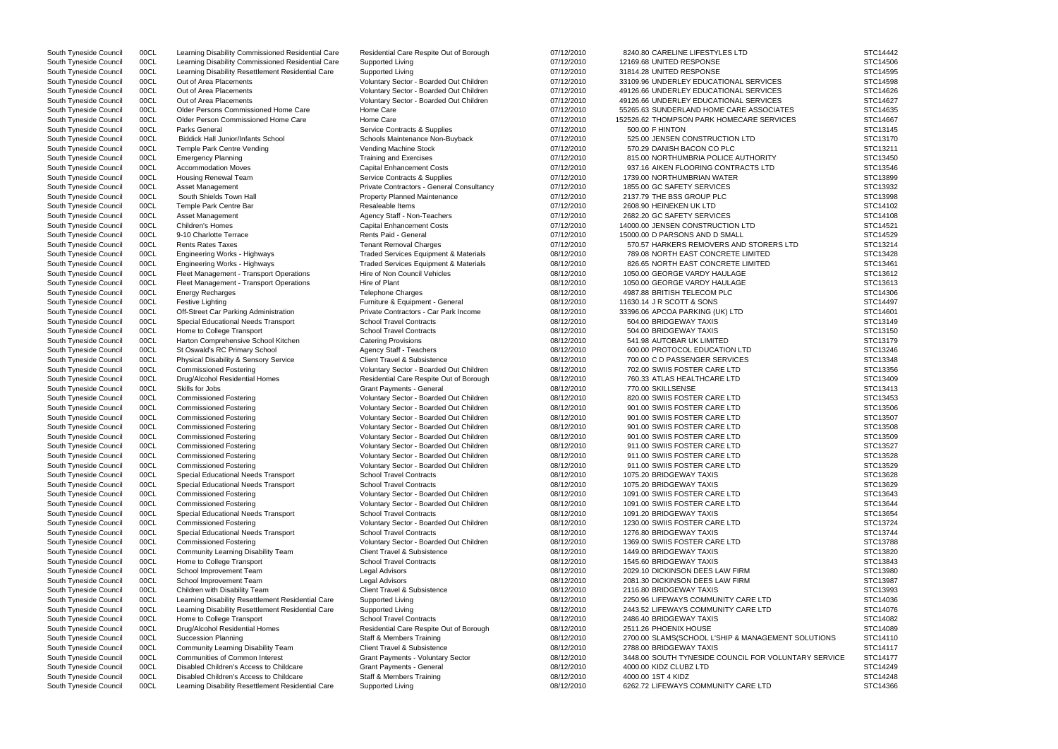| | | | | | | |
|---|---|---|---|---|---|---|
| South Tyneside Council | 00CL | Learning Disability Commissioned Residential Care | Residential Care Respite Out of Borough | 07/12/2010 | 8240.80 CARELINE LIFESTYLES LTD | STC14442 |
| South Tyneside Council | 00CL | Learning Disability Commissioned Residential Care | Supported Living | 07/12/2010 | 12169.68 UNITED RESPONSE | STC14506 |
| South Tyneside Council | 00CL | Learning Disability Resettlement Residential Care | Supported Living | 07/12/2010 | 31814.28 UNITED RESPONSE | STC14595 |
| South Tyneside Council | 00CL | Out of Area Placements | Voluntary Sector - Boarded Out Children | 07/12/2010 | 33109.96 UNDERLEY EDUCATIONAL SERVICES | STC14598 |
| South Tyneside Council | 00CL | Out of Area Placements | Voluntary Sector - Boarded Out Children | 07/12/2010 | 49126.66 UNDERLEY EDUCATIONAL SERVICES | STC14626 |
| South Tyneside Council | 00CL | Out of Area Placements | Voluntary Sector - Boarded Out Children | 07/12/2010 | 49126.66 UNDERLEY EDUCATIONAL SERVICES | STC14627 |
| South Tyneside Council | 00CL | Older Persons Commissioned Home Care | Home Care | 07/12/2010 | 55265.63 SUNDERLAND HOME CARE ASSOCIATES | STC14635 |
| South Tyneside Council | 00CL | Older Person Commissioned Home Care | Home Care | 07/12/2010 | 152526.62 THOMPSON PARK HOMECARE SERVICES | STC14667 |
| South Tyneside Council | 00CL | Parks General | Service Contracts & Supplies | 07/12/2010 | 500.00 F HINTON | STC13145 |
| South Tyneside Council | 00CL | Biddick Hall Junior/Infants School | Schools Maintenance Non-Buyback | 07/12/2010 | 525.00 JENSEN CONSTRUCTION LTD | STC13170 |
| South Tyneside Council | 00CL | Temple Park Centre Vending | Vending Machine Stock | 07/12/2010 | 570.29 DANISH BACON CO PLC | STC13211 |
| South Tyneside Council | 00CL | Emergency Planning | Training and Exercises | 07/12/2010 | 815.00 NORTHUMBRIA POLICE AUTHORITY | STC13450 |
| South Tyneside Council | 00CL | Accommodation Moves | Capital Enhancement Costs | 07/12/2010 | 937.16 AIKEN FLOORING CONTRACTS LTD | STC13546 |
| South Tyneside Council | 00CL | Housing Renewal Team | Service Contracts & Supplies | 07/12/2010 | 1739.00 NORTHUMBRIAN WATER | STC13899 |
| South Tyneside Council | 00CL | Asset Management | Private Contractors - General Consultancy | 07/12/2010 | 1855.00 GC SAFETY SERVICES | STC13932 |
| South Tyneside Council | 00CL | South Shields Town Hall | Property Planned Maintenance | 07/12/2010 | 2137.79 THE BSS GROUP PLC | STC13998 |
| South Tyneside Council | 00CL | Temple Park Centre Bar | Resaleable Items | 07/12/2010 | 2608.90 HEINEKEN UK LTD | STC14102 |
| South Tyneside Council | 00CL | Asset Management | Agency Staff - Non-Teachers | 07/12/2010 | 2682.20 GC SAFETY SERVICES | STC14108 |
| South Tyneside Council | 00CL | Children's Homes | Capital Enhancement Costs | 07/12/2010 | 14000.00 JENSEN CONSTRUCTION LTD | STC14521 |
| South Tyneside Council | 00CL | 9-10 Charlotte Terrace | Rents Paid - General | 07/12/2010 | 15000.00 D PARSONS AND D SMALL | STC14529 |
| South Tyneside Council | 00CL | Rents Rates Taxes | Tenant Removal Charges | 07/12/2010 | 570.57 HARKERS REMOVERS AND STORERS LTD | STC13214 |
| South Tyneside Council | 00CL | Engineering Works - Highways | Traded Services Equipment & Materials | 08/12/2010 | 789.08 NORTH EAST CONCRETE LIMITED | STC13428 |
| South Tyneside Council | 00CL | Engineering Works - Highways | Traded Services Equipment & Materials | 08/12/2010 | 826.65 NORTH EAST CONCRETE LIMITED | STC13461 |
| South Tyneside Council | 00CL | Fleet Management - Transport Operations | Hire of Non Council Vehicles | 08/12/2010 | 1050.00 GEORGE VARDY HAULAGE | STC13612 |
| South Tyneside Council | 00CL | Fleet Management - Transport Operations | Hire of Plant | 08/12/2010 | 1050.00 GEORGE VARDY HAULAGE | STC13613 |
| South Tyneside Council | 00CL | Energy Recharges | Telephone Charges | 08/12/2010 | 4987.88 BRITISH TELECOM PLC | STC14306 |
| South Tyneside Council | 00CL | Festive Lighting | Furniture & Equipment - General | 08/12/2010 | 11630.14 J R SCOTT & SONS | STC14497 |
| South Tyneside Council | 00CL | Off-Street Car Parking Administration | Private Contractors - Car Park Income | 08/12/2010 | 33396.06 APCOA PARKING (UK) LTD | STC14601 |
| South Tyneside Council | 00CL | Special Educational Needs Transport | School Travel Contracts | 08/12/2010 | 504.00 BRIDGEWAY TAXIS | STC13149 |
| South Tyneside Council | 00CL | Home to College Transport | School Travel Contracts | 08/12/2010 | 504.00 BRIDGEWAY TAXIS | STC13150 |
| South Tyneside Council | 00CL | Harton Comprehensive School Kitchen | Catering Provisions | 08/12/2010 | 541.98 AUTOBAR UK LIMITED | STC13179 |
| South Tyneside Council | 00CL | St Oswald's RC Primary School | Agency Staff - Teachers | 08/12/2010 | 600.00 PROTOCOL EDUCATION LTD | STC13246 |
| South Tyneside Council | 00CL | Physical Disability & Sensory Service | Client Travel & Subsistence | 08/12/2010 | 700.00 C D PASSENGER SERVICES | STC13348 |
| South Tyneside Council | 00CL | Commissioned Fostering | Voluntary Sector - Boarded Out Children | 08/12/2010 | 702.00 SWIIS FOSTER CARE LTD | STC13356 |
| South Tyneside Council | 00CL | Drug/Alcohol Residential Homes | Residential Care Respite Out of Borough | 08/12/2010 | 760.33 ATLAS HEALTHCARE LTD | STC13409 |
| South Tyneside Council | 00CL | Skills for Jobs | Grant Payments - General | 08/12/2010 | 770.00 SKILLSENSE | STC13413 |
| South Tyneside Council | 00CL | Commissioned Fostering | Voluntary Sector - Boarded Out Children | 08/12/2010 | 820.00 SWIIS FOSTER CARE LTD | STC13453 |
| South Tyneside Council | 00CL | Commissioned Fostering | Voluntary Sector - Boarded Out Children | 08/12/2010 | 901.00 SWIIS FOSTER CARE LTD | STC13506 |
| South Tyneside Council | 00CL | Commissioned Fostering | Voluntary Sector - Boarded Out Children | 08/12/2010 | 901.00 SWIIS FOSTER CARE LTD | STC13507 |
| South Tyneside Council | 00CL | Commissioned Fostering | Voluntary Sector - Boarded Out Children | 08/12/2010 | 901.00 SWIIS FOSTER CARE LTD | STC13508 |
| South Tyneside Council | 00CL | Commissioned Fostering | Voluntary Sector - Boarded Out Children | 08/12/2010 | 901.00 SWIIS FOSTER CARE LTD | STC13509 |
| South Tyneside Council | 00CL | Commissioned Fostering | Voluntary Sector - Boarded Out Children | 08/12/2010 | 911.00 SWIIS FOSTER CARE LTD | STC13527 |
| South Tyneside Council | 00CL | Commissioned Fostering | Voluntary Sector - Boarded Out Children | 08/12/2010 | 911.00 SWIIS FOSTER CARE LTD | STC13528 |
| South Tyneside Council | 00CL | Commissioned Fostering | Voluntary Sector - Boarded Out Children | 08/12/2010 | 911.00 SWIIS FOSTER CARE LTD | STC13529 |
| South Tyneside Council | 00CL | Special Educational Needs Transport | School Travel Contracts | 08/12/2010 | 1075.20 BRIDGEWAY TAXIS | STC13628 |
| South Tyneside Council | 00CL | Special Educational Needs Transport | School Travel Contracts | 08/12/2010 | 1075.20 BRIDGEWAY TAXIS | STC13629 |
| South Tyneside Council | 00CL | Commissioned Fostering | Voluntary Sector - Boarded Out Children | 08/12/2010 | 1091.00 SWIIS FOSTER CARE LTD | STC13643 |
| South Tyneside Council | 00CL | Commissioned Fostering | Voluntary Sector - Boarded Out Children | 08/12/2010 | 1091.00 SWIIS FOSTER CARE LTD | STC13644 |
| South Tyneside Council | 00CL | Special Educational Needs Transport | School Travel Contracts | 08/12/2010 | 1091.20 BRIDGEWAY TAXIS | STC13654 |
| South Tyneside Council | 00CL | Commissioned Fostering | Voluntary Sector - Boarded Out Children | 08/12/2010 | 1230.00 SWIIS FOSTER CARE LTD | STC13724 |
| South Tyneside Council | 00CL | Special Educational Needs Transport | School Travel Contracts | 08/12/2010 | 1276.80 BRIDGEWAY TAXIS | STC13744 |
| South Tyneside Council | 00CL | Commissioned Fostering | Voluntary Sector - Boarded Out Children | 08/12/2010 | 1369.00 SWIIS FOSTER CARE LTD | STC13788 |
| South Tyneside Council | 00CL | Community Learning Disability Team | Client Travel & Subsistence | 08/12/2010 | 1449.00 BRIDGEWAY TAXIS | STC13820 |
| South Tyneside Council | 00CL | Home to College Transport | School Travel Contracts | 08/12/2010 | 1545.60 BRIDGEWAY TAXIS | STC13843 |
| South Tyneside Council | 00CL | School Improvement Team | Legal Advisors | 08/12/2010 | 2029.10 DICKINSON DEES LAW FIRM | STC13980 |
| South Tyneside Council | 00CL | School Improvement Team | Legal Advisors | 08/12/2010 | 2081.30 DICKINSON DEES LAW FIRM | STC13987 |
| South Tyneside Council | 00CL | Children with Disability Team | Client Travel & Subsistence | 08/12/2010 | 2116.80 BRIDGEWAY TAXIS | STC13993 |
| South Tyneside Council | 00CL | Learning Disability Resettlement Residential Care | Supported Living | 08/12/2010 | 2250.96 LIFEWAYS COMMUNITY CARE LTD | STC14036 |
| South Tyneside Council | 00CL | Learning Disability Resettlement Residential Care | Supported Living | 08/12/2010 | 2443.52 LIFEWAYS COMMUNITY CARE LTD | STC14076 |
| South Tyneside Council | 00CL | Home to College Transport | School Travel Contracts | 08/12/2010 | 2486.40 BRIDGEWAY TAXIS | STC14082 |
| South Tyneside Council | 00CL | Drug/Alcohol Residential Homes | Residential Care Respite Out of Borough | 08/12/2010 | 2511.26 PHOENIX HOUSE | STC14089 |
| South Tyneside Council | 00CL | Succession Planning | Staff & Members Training | 08/12/2010 | 2700.00 SLAMS(SCHOOL L'SHIP & MANAGEMENT SOLUTIONS | STC14110 |
| South Tyneside Council | 00CL | Community Learning Disability Team | Client Travel & Subsistence | 08/12/2010 | 2788.00 BRIDGEWAY TAXIS | STC14117 |
| South Tyneside Council | 00CL | Communities of Common Interest | Grant Payments - Voluntary Sector | 08/12/2010 | 3448.00 SOUTH TYNESIDE COUNCIL FOR VOLUNTARY SERVICE | STC14177 |
| South Tyneside Council | 00CL | Disabled Children's Access to Childcare | Grant Payments - General | 08/12/2010 | 4000.00 KIDZ CLUBZ LTD | STC14249 |
| South Tyneside Council | 00CL | Disabled Children's Access to Childcare | Staff & Members Training | 08/12/2010 | 4000.00 1ST 4 KIDZ | STC14248 |
| South Tyneside Council | 00CL | Learning Disability Resettlement Residential Care | Supported Living | 08/12/2010 | 6262.72 LIFEWAYS COMMUNITY CARE LTD | STC14366 |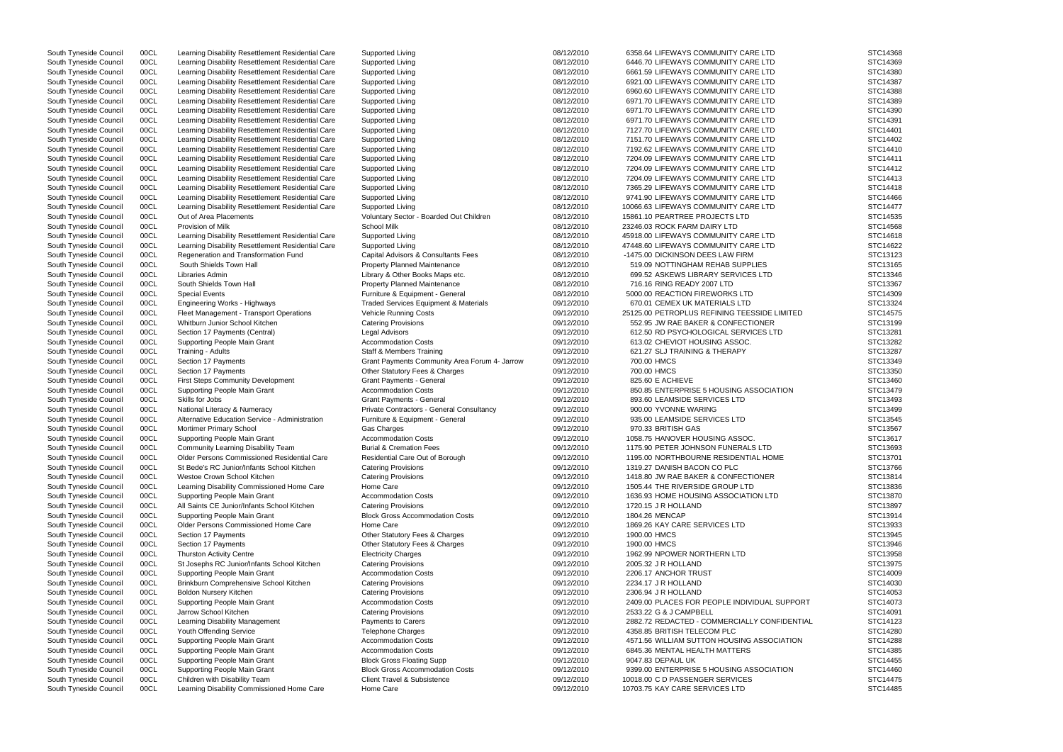| | | | | | | | |
|---|---|---|---|---|---|---|---|
| South Tyneside Council | 00CL | Learning Disability Resettlement Residential Care | Supported Living | 08/12/2010 | 6358.64 | LIFEWAYS COMMUNITY CARE LTD | STC14368 |
| South Tyneside Council | 00CL | Learning Disability Resettlement Residential Care | Supported Living | 08/12/2010 | 6446.70 | LIFEWAYS COMMUNITY CARE LTD | STC14369 |
| South Tyneside Council | 00CL | Learning Disability Resettlement Residential Care | Supported Living | 08/12/2010 | 6661.59 | LIFEWAYS COMMUNITY CARE LTD | STC14380 |
| South Tyneside Council | 00CL | Learning Disability Resettlement Residential Care | Supported Living | 08/12/2010 | 6921.00 | LIFEWAYS COMMUNITY CARE LTD | STC14387 |
| South Tyneside Council | 00CL | Learning Disability Resettlement Residential Care | Supported Living | 08/12/2010 | 6960.60 | LIFEWAYS COMMUNITY CARE LTD | STC14388 |
| South Tyneside Council | 00CL | Learning Disability Resettlement Residential Care | Supported Living | 08/12/2010 | 6971.70 | LIFEWAYS COMMUNITY CARE LTD | STC14389 |
| South Tyneside Council | 00CL | Learning Disability Resettlement Residential Care | Supported Living | 08/12/2010 | 6971.70 | LIFEWAYS COMMUNITY CARE LTD | STC14390 |
| South Tyneside Council | 00CL | Learning Disability Resettlement Residential Care | Supported Living | 08/12/2010 | 6971.70 | LIFEWAYS COMMUNITY CARE LTD | STC14391 |
| South Tyneside Council | 00CL | Learning Disability Resettlement Residential Care | Supported Living | 08/12/2010 | 7127.70 | LIFEWAYS COMMUNITY CARE LTD | STC14401 |
| South Tyneside Council | 00CL | Learning Disability Resettlement Residential Care | Supported Living | 08/12/2010 | 7151.70 | LIFEWAYS COMMUNITY CARE LTD | STC14402 |
| South Tyneside Council | 00CL | Learning Disability Resettlement Residential Care | Supported Living | 08/12/2010 | 7192.62 | LIFEWAYS COMMUNITY CARE LTD | STC14410 |
| South Tyneside Council | 00CL | Learning Disability Resettlement Residential Care | Supported Living | 08/12/2010 | 7204.09 | LIFEWAYS COMMUNITY CARE LTD | STC14411 |
| South Tyneside Council | 00CL | Learning Disability Resettlement Residential Care | Supported Living | 08/12/2010 | 7204.09 | LIFEWAYS COMMUNITY CARE LTD | STC14412 |
| South Tyneside Council | 00CL | Learning Disability Resettlement Residential Care | Supported Living | 08/12/2010 | 7204.09 | LIFEWAYS COMMUNITY CARE LTD | STC14413 |
| South Tyneside Council | 00CL | Learning Disability Resettlement Residential Care | Supported Living | 08/12/2010 | 7365.29 | LIFEWAYS COMMUNITY CARE LTD | STC14418 |
| South Tyneside Council | 00CL | Learning Disability Resettlement Residential Care | Supported Living | 08/12/2010 | 9741.90 | LIFEWAYS COMMUNITY CARE LTD | STC14466 |
| South Tyneside Council | 00CL | Learning Disability Resettlement Residential Care | Supported Living | 08/12/2010 | 10066.63 | LIFEWAYS COMMUNITY CARE LTD | STC14477 |
| South Tyneside Council | 00CL | Out of Area Placements | Voluntary Sector - Boarded Out Children | 08/12/2010 | 15861.10 | PEARTREE PROJECTS LTD | STC14535 |
| South Tyneside Council | 00CL | Provision of Milk | School Milk | 08/12/2010 | 23246.03 | ROCK FARM DAIRY LTD | STC14568 |
| South Tyneside Council | 00CL | Learning Disability Resettlement Residential Care | Supported Living | 08/12/2010 | 45918.00 | LIFEWAYS COMMUNITY CARE LTD | STC14618 |
| South Tyneside Council | 00CL | Learning Disability Resettlement Residential Care | Supported Living | 08/12/2010 | 47448.60 | LIFEWAYS COMMUNITY CARE LTD | STC14622 |
| South Tyneside Council | 00CL | Regeneration and Transformation Fund | Capital Advisors & Consultants Fees | 08/12/2010 | -1475.00 | DICKINSON DEES LAW FIRM | STC13123 |
| South Tyneside Council | 00CL | South Shields Town Hall | Property Planned Maintenance | 08/12/2010 | 519.09 | NOTTINGHAM REHAB SUPPLIES | STC13165 |
| South Tyneside Council | 00CL | Libraries Admin | Library & Other Books Maps etc. | 08/12/2010 | 699.52 | ASKEWS LIBRARY SERVICES LTD | STC13346 |
| South Tyneside Council | 00CL | South Shields Town Hall | Property Planned Maintenance | 08/12/2010 | 716.16 | RING READY 2007 LTD | STC13367 |
| South Tyneside Council | 00CL | Special Events | Furniture & Equipment - General | 08/12/2010 | 5000.00 | REACTION FIREWORKS LTD | STC14309 |
| South Tyneside Council | 00CL | Engineering Works - Highways | Traded Services Equipment & Materials | 09/12/2010 | 670.01 | CEMEX UK MATERIALS LTD | STC13324 |
| South Tyneside Council | 00CL | Fleet Management - Transport Operations | Vehicle Running Costs | 09/12/2010 | 25125.00 | PETROPLUS REFINING TEESSIDE LIMITED | STC14575 |
| South Tyneside Council | 00CL | Whitburn Junior School Kitchen | Catering Provisions | 09/12/2010 | 552.95 | JW RAE BAKER & CONFECTIONER | STC13199 |
| South Tyneside Council | 00CL | Section 17 Payments (Central) | Legal Advisors | 09/12/2010 | 612.50 | RD PSYCHOLOGICAL SERVICES LTD | STC13281 |
| South Tyneside Council | 00CL | Supporting People Main Grant | Accommodation Costs | 09/12/2010 | 613.02 | CHEVIOT HOUSING ASSOC. | STC13282 |
| South Tyneside Council | 00CL | Training - Adults | Staff & Members Training | 09/12/2010 | 621.27 | SLJ TRAINING & THERAPY | STC13287 |
| South Tyneside Council | 00CL | Section 17 Payments | Grant Payments Community Area Forum 4- Jarrow | 09/12/2010 | 700.00 | HMCS | STC13349 |
| South Tyneside Council | 00CL | Section 17 Payments | Other Statutory Fees & Charges | 09/12/2010 | 700.00 | HMCS | STC13350 |
| South Tyneside Council | 00CL | First Steps Community Development | Grant Payments - General | 09/12/2010 | 825.60 | E ACHIEVE | STC13460 |
| South Tyneside Council | 00CL | Supporting People Main Grant | Accommodation Costs | 09/12/2010 | 850.85 | ENTERPRISE 5 HOUSING ASSOCIATION | STC13479 |
| South Tyneside Council | 00CL | Skills for Jobs | Grant Payments - General | 09/12/2010 | 893.60 | LEAMSIDE SERVICES LTD | STC13493 |
| South Tyneside Council | 00CL | National Literacy & Numeracy | Private Contractors - General Consultancy | 09/12/2010 | 900.00 | YVONNE WARING | STC13499 |
| South Tyneside Council | 00CL | Alternative Education Service - Administration | Furniture & Equipment - General | 09/12/2010 | 935.00 | LEAMSIDE SERVICES LTD | STC13545 |
| South Tyneside Council | 00CL | Mortimer Primary School | Gas Charges | 09/12/2010 | 970.33 | BRITISH GAS | STC13567 |
| South Tyneside Council | 00CL | Supporting People Main Grant | Accommodation Costs | 09/12/2010 | 1058.75 | HANOVER HOUSING ASSOC. | STC13617 |
| South Tyneside Council | 00CL | Community Learning Disability Team | Burial & Cremation Fees | 09/12/2010 | 1175.90 | PETER JOHNSON FUNERALS LTD | STC13693 |
| South Tyneside Council | 00CL | Older Persons Commissioned Residential Care | Residential Care Out of Borough | 09/12/2010 | 1195.00 | NORTHBOURNE RESIDENTIAL HOME | STC13701 |
| South Tyneside Council | 00CL | St Bede's RC Junior/Infants School Kitchen | Catering Provisions | 09/12/2010 | 1319.27 | DANISH BACON CO PLC | STC13766 |
| South Tyneside Council | 00CL | Westoe Crown School Kitchen | Catering Provisions | 09/12/2010 | 1418.80 | JW RAE BAKER & CONFECTIONER | STC13814 |
| South Tyneside Council | 00CL | Learning Disability Commissioned Home Care | Home Care | 09/12/2010 | 1505.44 | THE RIVERSIDE GROUP LTD | STC13836 |
| South Tyneside Council | 00CL | Supporting People Main Grant | Accommodation Costs | 09/12/2010 | 1636.93 | HOME HOUSING ASSOCIATION LTD | STC13870 |
| South Tyneside Council | 00CL | All Saints CE Junior/Infants School Kitchen | Catering Provisions | 09/12/2010 | 1720.15 | J R HOLLAND | STC13897 |
| South Tyneside Council | 00CL | Supporting People Main Grant | Block Gross Accommodation Costs | 09/12/2010 | 1804.26 | MENCAP | STC13914 |
| South Tyneside Council | 00CL | Older Persons Commissioned Home Care | Home Care | 09/12/2010 | 1869.26 | KAY CARE SERVICES LTD | STC13933 |
| South Tyneside Council | 00CL | Section 17 Payments | Other Statutory Fees & Charges | 09/12/2010 | 1900.00 | HMCS | STC13945 |
| South Tyneside Council | 00CL | Section 17 Payments | Other Statutory Fees & Charges | 09/12/2010 | 1900.00 | HMCS | STC13946 |
| South Tyneside Council | 00CL | Thurston Activity Centre | Electricity Charges | 09/12/2010 | 1962.99 | NPOWER NORTHERN LTD | STC13958 |
| South Tyneside Council | 00CL | St Josephs RC Junior/Infants School Kitchen | Catering Provisions | 09/12/2010 | 2005.32 | J R HOLLAND | STC13975 |
| South Tyneside Council | 00CL | Supporting People Main Grant | Accommodation Costs | 09/12/2010 | 2206.17 | ANCHOR TRUST | STC14009 |
| South Tyneside Council | 00CL | Brinkburn Comprehensive School Kitchen | Catering Provisions | 09/12/2010 | 2234.17 | J R HOLLAND | STC14030 |
| South Tyneside Council | 00CL | Boldon Nursery Kitchen | Catering Provisions | 09/12/2010 | 2306.94 | J R HOLLAND | STC14053 |
| South Tyneside Council | 00CL | Supporting People Main Grant | Accommodation Costs | 09/12/2010 | 2409.00 | PLACES FOR PEOPLE INDIVIDUAL SUPPORT | STC14073 |
| South Tyneside Council | 00CL | Jarrow School Kitchen | Catering Provisions | 09/12/2010 | 2533.22 | G & J CAMPBELL | STC14091 |
| South Tyneside Council | 00CL | Learning Disability Management | Payments to Carers | 09/12/2010 | 2882.72 | REDACTED - COMMERCIALLY CONFIDENTIAL | STC14123 |
| South Tyneside Council | 00CL | Youth Offending Service | Telephone Charges | 09/12/2010 | 4358.85 | BRITISH TELECOM PLC | STC14280 |
| South Tyneside Council | 00CL | Supporting People Main Grant | Accommodation Costs | 09/12/2010 | 4571.56 | WILLIAM SUTTON HOUSING ASSOCIATION | STC14288 |
| South Tyneside Council | 00CL | Supporting People Main Grant | Accommodation Costs | 09/12/2010 | 6845.36 | MENTAL HEALTH MATTERS | STC14385 |
| South Tyneside Council | 00CL | Supporting People Main Grant | Block Gross Floating Supp | 09/12/2010 | 9047.83 | DEPAUL UK | STC14455 |
| South Tyneside Council | 00CL | Supporting People Main Grant | Block Gross Accommodation Costs | 09/12/2010 | 9399.00 | ENTERPRISE 5 HOUSING ASSOCIATION | STC14460 |
| South Tyneside Council | 00CL | Children with Disability Team | Client Travel & Subsistence | 09/12/2010 | 10018.00 | C D PASSENGER SERVICES | STC14475 |
| South Tyneside Council | 00CL | Learning Disability Commissioned Home Care | Home Care | 09/12/2010 | 10703.75 | KAY CARE SERVICES LTD | STC14485 |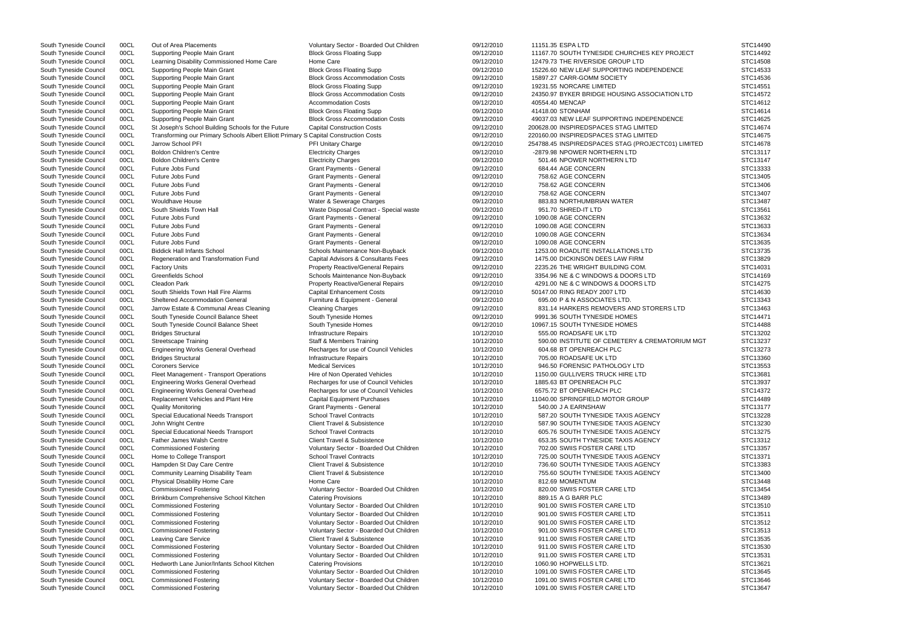| | | | | | | | |
|---|---|---|---|---|---|---|---|
| South Tyneside Council | 00CL | Out of Area Placements | Voluntary Sector - Boarded Out Children | 09/12/2010 | 11151.35 | ESPA LTD | STC14490 |
| South Tyneside Council | 00CL | Supporting People Main Grant | Block Gross Floating Supp | 09/12/2010 | 11167.70 | SOUTH TYNESIDE CHURCHES KEY PROJECT | STC14492 |
| South Tyneside Council | 00CL | Learning Disability Commissioned Home Care | Home Care | 09/12/2010 | 12479.73 | THE RIVERSIDE GROUP LTD | STC14508 |
| South Tyneside Council | 00CL | Supporting People Main Grant | Block Gross Floating Supp | 09/12/2010 | 15226.60 | NEW LEAF SUPPORTING INDEPENDENCE | STC14533 |
| South Tyneside Council | 00CL | Supporting People Main Grant | Block Gross Accommodation Costs | 09/12/2010 | 15897.27 | CARR-GOMM SOCIETY | STC14536 |
| South Tyneside Council | 00CL | Supporting People Main Grant | Block Gross Floating Supp | 09/12/2010 | 19231.55 | NORCARE LIMITED | STC14551 |
| South Tyneside Council | 00CL | Supporting People Main Grant | Block Gross Accommodation Costs | 09/12/2010 | 24350.97 | BYKER BRIDGE HOUSING ASSOCIATION LTD | STC14572 |
| South Tyneside Council | 00CL | Supporting People Main Grant | Accommodation Costs | 09/12/2010 | 40554.40 | MENCAP | STC14612 |
| South Tyneside Council | 00CL | Supporting People Main Grant | Block Gross Floating Supp | 09/12/2010 | 41418.00 | STONHAM | STC14614 |
| South Tyneside Council | 00CL | Supporting People Main Grant | Block Gross Accommodation Costs | 09/12/2010 | 49037.03 | NEW LEAF SUPPORTING INDEPENDENCE | STC14625 |
| South Tyneside Council | 00CL | St Joseph's School Building Schools for the Future | Capital Construction Costs | 09/12/2010 | 200628.00 | INSPIREDSPACES STAG LIMITED | STC14674 |
| South Tyneside Council | 00CL | Transforming our Primary Schools Albert Elliott Primary S | Capital Construction Costs | 09/12/2010 | 220160.00 | INSPIREDSPACES STAG LIMITED | STC14675 |
| South Tyneside Council | 00CL | Jarrow School PFI | PFI Unitary Charge | 09/12/2010 | 254788.45 | INSPIREDSPACES STAG (PROJECTC01) LIMITED | STC14678 |
| South Tyneside Council | 00CL | Boldon Children's Centre | Electricity Charges | 09/12/2010 | -2879.98 | NPOWER NORTHERN LTD | STC13117 |
| South Tyneside Council | 00CL | Boldon Children's Centre | Electricity Charges | 09/12/2010 | 501.46 | NPOWER NORTHERN LTD | STC13147 |
| South Tyneside Council | 00CL | Future Jobs Fund | Grant Payments - General | 09/12/2010 | 684.44 | AGE CONCERN | STC13333 |
| South Tyneside Council | 00CL | Future Jobs Fund | Grant Payments - General | 09/12/2010 | 758.62 | AGE CONCERN | STC13405 |
| South Tyneside Council | 00CL | Future Jobs Fund | Grant Payments - General | 09/12/2010 | 758.62 | AGE CONCERN | STC13406 |
| South Tyneside Council | 00CL | Future Jobs Fund | Grant Payments - General | 09/12/2010 | 758.62 | AGE CONCERN | STC13407 |
| South Tyneside Council | 00CL | Wouldhave House | Water & Sewerage Charges | 09/12/2010 | 883.83 | NORTHUMBRIAN WATER | STC13487 |
| South Tyneside Council | 00CL | South Shields Town Hall | Waste Disposal Contract - Special waste | 09/12/2010 | 951.70 | SHRED-IT LTD | STC13561 |
| South Tyneside Council | 00CL | Future Jobs Fund | Grant Payments - General | 09/12/2010 | 1090.08 | AGE CONCERN | STC13632 |
| South Tyneside Council | 00CL | Future Jobs Fund | Grant Payments - General | 09/12/2010 | 1090.08 | AGE CONCERN | STC13633 |
| South Tyneside Council | 00CL | Future Jobs Fund | Grant Payments - General | 09/12/2010 | 1090.08 | AGE CONCERN | STC13634 |
| South Tyneside Council | 00CL | Future Jobs Fund | Grant Payments - General | 09/12/2010 | 1090.08 | AGE CONCERN | STC13635 |
| South Tyneside Council | 00CL | Biddick Hall Infants School | Schools Maintenance Non-Buyback | 09/12/2010 | 1253.00 | ROADLITE INSTALLATIONS LTD | STC13735 |
| South Tyneside Council | 00CL | Regeneration and Transformation Fund | Capital Advisors & Consultants Fees | 09/12/2010 | 1475.00 | DICKINSON DEES LAW FIRM | STC13829 |
| South Tyneside Council | 00CL | Factory Units | Property Reactive/General Repairs | 09/12/2010 | 2235.26 | THE WRIGHT BUILDING COM. | STC14031 |
| South Tyneside Council | 00CL | Greenfields School | Schools Maintenance Non-Buyback | 09/12/2010 | 3354.96 | NE & C WINDOWS & DOORS LTD | STC14169 |
| South Tyneside Council | 00CL | Cleadon Park | Property Reactive/General Repairs | 09/12/2010 | 4291.00 | NE & C WINDOWS & DOORS LTD | STC14275 |
| South Tyneside Council | 00CL | South Shields Town Hall Fire Alarms | Capital Enhancement Costs | 09/12/2010 | 50147.00 | RING READY 2007 LTD | STC14630 |
| South Tyneside Council | 00CL | Sheltered Accommodation General | Furniture & Equipment - General | 09/12/2010 | 695.00 | P & N ASSOCIATES LTD. | STC13343 |
| South Tyneside Council | 00CL | Jarrow Estate & Communal Areas Cleaning | Cleaning Charges | 09/12/2010 | 831.14 | HARKERS REMOVERS AND STORERS LTD | STC13463 |
| South Tyneside Council | 00CL | South Tyneside Council Balance Sheet | South Tyneside Homes | 09/12/2010 | 9991.36 | SOUTH TYNESIDE HOMES | STC14471 |
| South Tyneside Council | 00CL | South Tyneside Council Balance Sheet | South Tyneside Homes | 09/12/2010 | 10967.15 | SOUTH TYNESIDE HOMES | STC14488 |
| South Tyneside Council | 00CL | Bridges Structural | Infrastructure Repairs | 10/12/2010 | 555.00 | ROADSAFE UK LTD | STC13202 |
| South Tyneside Council | 00CL | Streetscape Training | Staff & Members Training | 10/12/2010 | 590.00 | INSTITUTE OF CEMETERY & CREMATORIUM MGT | STC13237 |
| South Tyneside Council | 00CL | Engineering Works General Overhead | Recharges for use of Council Vehicles | 10/12/2010 | 604.68 | BT OPENREACH PLC | STC13273 |
| South Tyneside Council | 00CL | Bridges Structural | Infrastructure Repairs | 10/12/2010 | 705.00 | ROADSAFE UK LTD | STC13360 |
| South Tyneside Council | 00CL | Coroners Service | Medical Services | 10/12/2010 | 946.50 | FORENSIC PATHOLOGY LTD | STC13553 |
| South Tyneside Council | 00CL | Fleet Management - Transport Operations | Hire of Non Operated Vehicles | 10/12/2010 | 1150.00 | GULLIVERS TRUCK HIRE LTD | STC13681 |
| South Tyneside Council | 00CL | Engineering Works General Overhead | Recharges for use of Council Vehicles | 10/12/2010 | 1885.63 | BT OPENREACH PLC | STC13937 |
| South Tyneside Council | 00CL | Engineering Works General Overhead | Recharges for use of Council Vehicles | 10/12/2010 | 6575.72 | BT OPENREACH PLC | STC14372 |
| South Tyneside Council | 00CL | Replacement Vehicles and Plant Hire | Capital Equipment Purchases | 10/12/2010 | 11040.00 | SPRINGFIELD MOTOR GROUP | STC14489 |
| South Tyneside Council | 00CL | Quality Monitoring | Grant Payments - General | 10/12/2010 | 540.00 | J A EARNSHAW | STC13177 |
| South Tyneside Council | 00CL | Special Educational Needs Transport | School Travel Contracts | 10/12/2010 | 587.20 | SOUTH TYNESIDE TAXIS AGENCY | STC13228 |
| South Tyneside Council | 00CL | John Wright Centre | Client Travel & Subsistence | 10/12/2010 | 587.90 | SOUTH TYNESIDE TAXIS AGENCY | STC13230 |
| South Tyneside Council | 00CL | Special Educational Needs Transport | School Travel Contracts | 10/12/2010 | 605.76 | SOUTH TYNESIDE TAXIS AGENCY | STC13275 |
| South Tyneside Council | 00CL | Father James Walsh Centre | Client Travel & Subsistence | 10/12/2010 | 653.35 | SOUTH TYNESIDE TAXIS AGENCY | STC13312 |
| South Tyneside Council | 00CL | Commissioned Fostering | Voluntary Sector - Boarded Out Children | 10/12/2010 | 702.00 | SWIIS FOSTER CARE LTD | STC13357 |
| South Tyneside Council | 00CL | Home to College Transport | School Travel Contracts | 10/12/2010 | 725.00 | SOUTH TYNESIDE TAXIS AGENCY | STC13371 |
| South Tyneside Council | 00CL | Hampden St Day Care Centre | Client Travel & Subsistence | 10/12/2010 | 736.60 | SOUTH TYNESIDE TAXIS AGENCY | STC13383 |
| South Tyneside Council | 00CL | Community Learning Disability Team | Client Travel & Subsistence | 10/12/2010 | 755.60 | SOUTH TYNESIDE TAXIS AGENCY | STC13400 |
| South Tyneside Council | 00CL | Physical Disability Home Care | Home Care | 10/12/2010 | 812.69 | MOMENTUM | STC13448 |
| South Tyneside Council | 00CL | Commissioned Fostering | Voluntary Sector - Boarded Out Children | 10/12/2010 | 820.00 | SWIIS FOSTER CARE LTD | STC13454 |
| South Tyneside Council | 00CL | Brinkburn Comprehensive School Kitchen | Catering Provisions | 10/12/2010 | 889.15 | A G BARR PLC | STC13489 |
| South Tyneside Council | 00CL | Commissioned Fostering | Voluntary Sector - Boarded Out Children | 10/12/2010 | 901.00 | SWIIS FOSTER CARE LTD | STC13510 |
| South Tyneside Council | 00CL | Commissioned Fostering | Voluntary Sector - Boarded Out Children | 10/12/2010 | 901.00 | SWIIS FOSTER CARE LTD | STC13511 |
| South Tyneside Council | 00CL | Commissioned Fostering | Voluntary Sector - Boarded Out Children | 10/12/2010 | 901.00 | SWIIS FOSTER CARE LTD | STC13512 |
| South Tyneside Council | 00CL | Commissioned Fostering | Voluntary Sector - Boarded Out Children | 10/12/2010 | 901.00 | SWIIS FOSTER CARE LTD | STC13513 |
| South Tyneside Council | 00CL | Leaving Care Service | Client Travel & Subsistence | 10/12/2010 | 911.00 | SWIIS FOSTER CARE LTD | STC13535 |
| South Tyneside Council | 00CL | Commissioned Fostering | Voluntary Sector - Boarded Out Children | 10/12/2010 | 911.00 | SWIIS FOSTER CARE LTD | STC13530 |
| South Tyneside Council | 00CL | Commissioned Fostering | Voluntary Sector - Boarded Out Children | 10/12/2010 | 911.00 | SWIIS FOSTER CARE LTD | STC13531 |
| South Tyneside Council | 00CL | Hedworth Lane Junior/Infants School Kitchen | Catering Provisions | 10/12/2010 | 1060.90 | HOPWELLS LTD. | STC13621 |
| South Tyneside Council | 00CL | Commissioned Fostering | Voluntary Sector - Boarded Out Children | 10/12/2010 | 1091.00 | SWIIS FOSTER CARE LTD | STC13645 |
| South Tyneside Council | 00CL | Commissioned Fostering | Voluntary Sector - Boarded Out Children | 10/12/2010 | 1091.00 | SWIIS FOSTER CARE LTD | STC13646 |
| South Tyneside Council | 00CL | Commissioned Fostering | Voluntary Sector - Boarded Out Children | 10/12/2010 | 1091.00 | SWIIS FOSTER CARE LTD | STC13647 |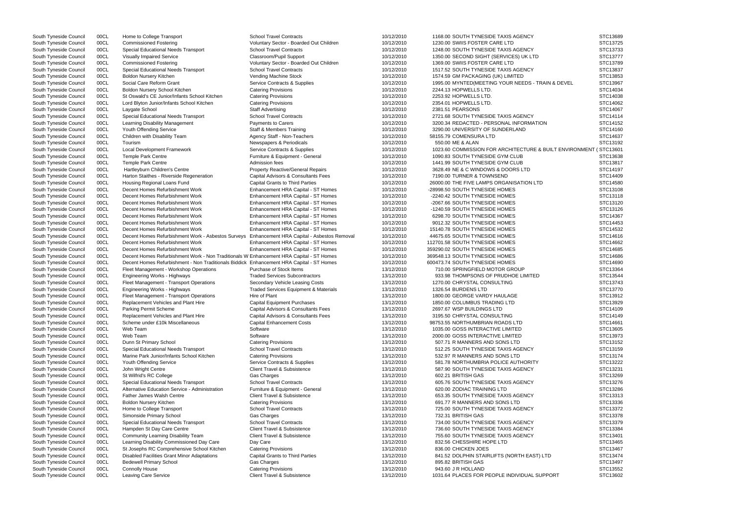| | | | | | | | |
|---|---|---|---|---|---|---|---|
| South Tyneside Council | 00CL | Home to College Transport | School Travel Contracts | 10/12/2010 | 1168.00 | SOUTH TYNESIDE TAXIS AGENCY | STC13689 |
| South Tyneside Council | 00CL | Commissioned Fostering | Voluntary Sector - Boarded Out Children | 10/12/2010 | 1230.00 | SWIIS FOSTER CARE LTD | STC13725 |
| South Tyneside Council | 00CL | Special Educational Needs Transport | School Travel Contracts | 10/12/2010 | 1248.00 | SOUTH TYNESIDE TAXIS AGENCY | STC13733 |
| South Tyneside Council | 00CL | Visually Impaired Service | Classroom/Pupil Support | 10/12/2010 | 1350.00 | SECOND SIGHT (SERVICES) UK LTD | STC13777 |
| South Tyneside Council | 00CL | Commissioned Fostering | Voluntary Sector - Boarded Out Children | 10/12/2010 | 1369.00 | SWIIS FOSTER CARE LTD | STC13789 |
| South Tyneside Council | 00CL | Special Educational Needs Transport | School Travel Contracts | 10/12/2010 | 1517.52 | SOUTH TYNESIDE TAXIS AGENCY | STC13837 |
| South Tyneside Council | 00CL | Boldon Nursery Kitchen | Vending Machine Stock | 10/12/2010 | 1574.59 | GM PACKAGING (UK) LIMITED | STC13853 |
| South Tyneside Council | 00CL | Social Care Reform Grant | Service Contracts & Supplies | 10/12/2010 | 1995.00 | MYNTED(MEETING YOUR NEEDS - TRAIN & DEVEL | STC13967 |
| South Tyneside Council | 00CL | Boldon Nursery School Kitchen | Catering Provisions | 10/12/2010 | 2244.13 | HOPWELLS LTD. | STC14034 |
| South Tyneside Council | 00CL | St Oswald's CE Junior/Infants School Kitchen | Catering Provisions | 10/12/2010 | 2253.92 | HOPWELLS LTD. | STC14038 |
| South Tyneside Council | 00CL | Lord Blyton Junior/Infants School Kitchen | Catering Provisions | 10/12/2010 | 2354.01 | HOPWELLS LTD. | STC14062 |
| South Tyneside Council | 00CL | Laygate School | Staff Advertising | 10/12/2010 | 2381.51 | PEARSONS | STC14067 |
| South Tyneside Council | 00CL | Special Educational Needs Transport | School Travel Contracts | 10/12/2010 | 2721.68 | SOUTH TYNESIDE TAXIS AGENCY | STC14114 |
| South Tyneside Council | 00CL | Learning Disability Management | Payments to Carers | 10/12/2010 | 3200.34 | REDACTED - PERSONAL INFORMATION | STC14152 |
| South Tyneside Council | 00CL | Youth Offending Service | Staff & Members Training | 10/12/2010 | 3290.00 | UNIVERSITY OF SUNDERLAND | STC14160 |
| South Tyneside Council | 00CL | Children with Disability Team | Agency Staff - Non-Teachers | 10/12/2010 | 58155.79 | COMENSURA LTD | STC14637 |
| South Tyneside Council | 00CL | Tourism | Newspapers & Periodicals | 10/12/2010 | 550.00 | ME & ALAN | STC13192 |
| South Tyneside Council | 00CL | Local Development Framework | Service Contracts & Supplies | 10/12/2010 | 1023.60 | COMMISSION FOR ARCHITECTURE & BUILT ENVIRONMENT ( | STC13601 |
| South Tyneside Council | 00CL | Temple Park Centre | Furniture & Equipment - General | 10/12/2010 | 1090.83 | SOUTH TYNESIDE GYM CLUB | STC13638 |
| South Tyneside Council | 00CL | Temple Park Centre | Admission fees | 10/12/2010 | 1441.99 | SOUTH TYNESIDE GYM CLUB | STC13817 |
| South Tyneside Council | 00CL | Hartleyburn Children's Centre | Property Reactive/General Repairs | 10/12/2010 | 3628.49 | NE & C WINDOWS & DOORS LTD | STC14197 |
| South Tyneside Council | 00CL | Harton Staithes - Riverside Regeneration | Capital Advisors & Consultants Fees | 10/12/2010 | 7190.00 | TURNER & TOWNSEND | STC14409 |
| South Tyneside Council | 00CL | Housing Regional Loans Fund | Capital Grants to Third Parties | 10/12/2010 | 26000.00 | THE FIVE LAMPS ORGANISATION LTD | STC14580 |
| South Tyneside Council | 00CL | Decent Homes Refurbishment Work | Enhancement HRA Capital - ST Homes | 10/12/2010 | -28998.50 | SOUTH TYNESIDE HOMES | STC13108 |
| South Tyneside Council | 00CL | Decent Homes Refurbishment Work | Enhancement HRA Capital - ST Homes | 10/12/2010 | -2240.42 | SOUTH TYNESIDE HOMES | STC13118 |
| South Tyneside Council | 00CL | Decent Homes Refurbishment Work | Enhancement HRA Capital - ST Homes | 10/12/2010 | -2067.66 | SOUTH TYNESIDE HOMES | STC13120 |
| South Tyneside Council | 00CL | Decent Homes Refurbishment Work | Enhancement HRA Capital - ST Homes | 10/12/2010 | -1240.59 | SOUTH TYNESIDE HOMES | STC13126 |
| South Tyneside Council | 00CL | Decent Homes Refurbishment Work | Enhancement HRA Capital - ST Homes | 10/12/2010 | 6298.70 | SOUTH TYNESIDE HOMES | STC14367 |
| South Tyneside Council | 00CL | Decent Homes Refurbishment Work | Enhancement HRA Capital - ST Homes | 10/12/2010 | 9012.32 | SOUTH TYNESIDE HOMES | STC14453 |
| South Tyneside Council | 00CL | Decent Homes Refurbishment Work | Enhancement HRA Capital - ST Homes | 10/12/2010 | 15140.78 | SOUTH TYNESIDE HOMES | STC14532 |
| South Tyneside Council | 00CL | Decent Homes Refurbishment Work - Asbestos Surveys | Enhancement HRA Capital - Asbestos Removal | 10/12/2010 | 44675.65 | SOUTH TYNESIDE HOMES | STC14616 |
| South Tyneside Council | 00CL | Decent Homes Refurbishment Work | Enhancement HRA Capital - ST Homes | 10/12/2010 | 112701.58 | SOUTH TYNESIDE HOMES | STC14662 |
| South Tyneside Council | 00CL | Decent Homes Refurbishment Work | Enhancement HRA Capital - ST Homes | 10/12/2010 | 359290.02 | SOUTH TYNESIDE HOMES | STC14685 |
| South Tyneside Council | 00CL | Decent Homes Refurbishment Work - Non Traditionals W | Enhancement HRA Capital - ST Homes | 10/12/2010 | 369548.13 | SOUTH TYNESIDE HOMES | STC14686 |
| South Tyneside Council | 00CL | Decent Homes Refurbishment - Non Traditionals Biddick | Enhancement HRA Capital - ST Homes | 10/12/2010 | 600473.74 | SOUTH TYNESIDE HOMES | STC14690 |
| South Tyneside Council | 00CL | Fleet Management - Workshop Operations | Purchase of Stock Items | 13/12/2010 | 710.00 | SPRINGFIELD MOTOR GROUP | STC13364 |
| South Tyneside Council | 00CL | Engineering Works - Highways | Traded Services Subcontractors | 13/12/2010 | 933.98 | THOMPSONS OF PRUDHOE LIMITED | STC13544 |
| South Tyneside Council | 00CL | Fleet Management - Transport Operations | Secondary Vehicle Leasing Costs | 13/12/2010 | 1270.00 | CHRYSTAL CONSULTING | STC13743 |
| South Tyneside Council | 00CL | Engineering Works - Highways | Traded Services Equipment & Materials | 13/12/2010 | 1326.54 | BURDENS LTD | STC13770 |
| South Tyneside Council | 00CL | Fleet Management - Transport Operations | Hire of Plant | 13/12/2010 | 1800.00 | GEORGE VARDY HAULAGE | STC13912 |
| South Tyneside Council | 00CL | Replacement Vehicles and Plant Hire | Capital Equipment Purchases | 13/12/2010 | 1850.00 | COLUMBUS TRADING LTD | STC13929 |
| South Tyneside Council | 00CL | Parking Permit Scheme | Capital Advisors & Consultants Fees | 13/12/2010 | 2697.67 | WSP BUILDINGS LTD | STC14109 |
| South Tyneside Council | 00CL | Replacement Vehicles and Plant Hire | Capital Advisors & Consultants Fees | 13/12/2010 | 3195.50 | CHRYSTAL CONSULTING | STC14149 |
| South Tyneside Council | 00CL | Scheme under £10k Miscellaneous | Capital Enhancement Costs | 13/12/2010 | 98753.55 | NORTHUMBRIAN ROADS LTD | STC14661 |
| South Tyneside Council | 00CL | Web Team | Software | 13/12/2010 | 1035.00 | GOSS INTERACTIVE LIMITED | STC13605 |
| South Tyneside Council | 00CL | Web Team | Software | 13/12/2010 | 2000.00 | GOSS INTERACTIVE LIMITED | STC13973 |
| South Tyneside Council | 00CL | Dunn St Primary School | Catering Provisions | 13/12/2010 | 507.71 | R MANNERS AND SONS LTD | STC13152 |
| South Tyneside Council | 00CL | Special Educational Needs Transport | School Travel Contracts | 13/12/2010 | 512.25 | SOUTH TYNESIDE TAXIS AGENCY | STC13159 |
| South Tyneside Council | 00CL | Marine Park Junior/Infants School Kitchen | Catering Provisions | 13/12/2010 | 532.97 | R MANNERS AND SONS LTD | STC13174 |
| South Tyneside Council | 00CL | Youth Offending Service | Service Contracts & Supplies | 13/12/2010 | 581.78 | NORTHUMBRIA POLICE AUTHORITY | STC13222 |
| South Tyneside Council | 00CL | John Wright Centre | Client Travel & Subsistence | 13/12/2010 | 587.90 | SOUTH TYNESIDE TAXIS AGENCY | STC13231 |
| South Tyneside Council | 00CL | St Wilfrid's RC College | Gas Charges | 13/12/2010 | 602.21 | BRITISH GAS | STC13269 |
| South Tyneside Council | 00CL | Special Educational Needs Transport | School Travel Contracts | 13/12/2010 | 605.76 | SOUTH TYNESIDE TAXIS AGENCY | STC13276 |
| South Tyneside Council | 00CL | Alternative Education Service - Administration | Furniture & Equipment - General | 13/12/2010 | 620.00 | ZODIAC TRAINING LTD | STC13286 |
| South Tyneside Council | 00CL | Father James Walsh Centre | Client Travel & Subsistence | 13/12/2010 | 653.35 | SOUTH TYNESIDE TAXIS AGENCY | STC13313 |
| South Tyneside Council | 00CL | Boldon Nursery Kitchen | Catering Provisions | 13/12/2010 | 691.77 | R MANNERS AND SONS LTD | STC13336 |
| South Tyneside Council | 00CL | Home to College Transport | School Travel Contracts | 13/12/2010 | 725.00 | SOUTH TYNESIDE TAXIS AGENCY | STC13372 |
| South Tyneside Council | 00CL | Simonside Primary School | Gas Charges | 13/12/2010 | 732.31 | BRITISH GAS | STC13378 |
| South Tyneside Council | 00CL | Special Educational Needs Transport | School Travel Contracts | 13/12/2010 | 734.00 | SOUTH TYNESIDE TAXIS AGENCY | STC13379 |
| South Tyneside Council | 00CL | Hampden St Day Care Centre | Client Travel & Subsistence | 13/12/2010 | 736.60 | SOUTH TYNESIDE TAXIS AGENCY | STC13384 |
| South Tyneside Council | 00CL | Community Learning Disability Team | Client Travel & Subsistence | 13/12/2010 | 755.60 | SOUTH TYNESIDE TAXIS AGENCY | STC13401 |
| South Tyneside Council | 00CL | Learning Disability Commissioned Day Care | Day Care | 13/12/2010 | 832.56 | CHESSHIRE HOPE LTD | STC13465 |
| South Tyneside Council | 00CL | St Josephs RC Comprehensive School Kitchen | Catering Provisions | 13/12/2010 | 836.00 | CHICKEN JOES | STC13467 |
| South Tyneside Council | 00CL | Disabled Facilities Grant Minor Adaptations | Capital Grants to Third Parties | 13/12/2010 | 841.52 | DOLPHIN STAIRLIFTS (NORTH EAST) LTD | STC13474 |
| South Tyneside Council | 00CL | Bedewell Primary School | Gas Charges | 13/12/2010 | 895.82 | BRITISH GAS | STC13497 |
| South Tyneside Council | 00CL | Connolly House | Catering Provisions | 13/12/2010 | 943.60 | J R HOLLAND | STC13552 |
| South Tyneside Council | 00CL | Leaving Care Service | Client Travel & Subsistence | 13/12/2010 | 1031.64 | PLACES FOR PEOPLE INDIVIDUAL SUPPORT | STC13602 |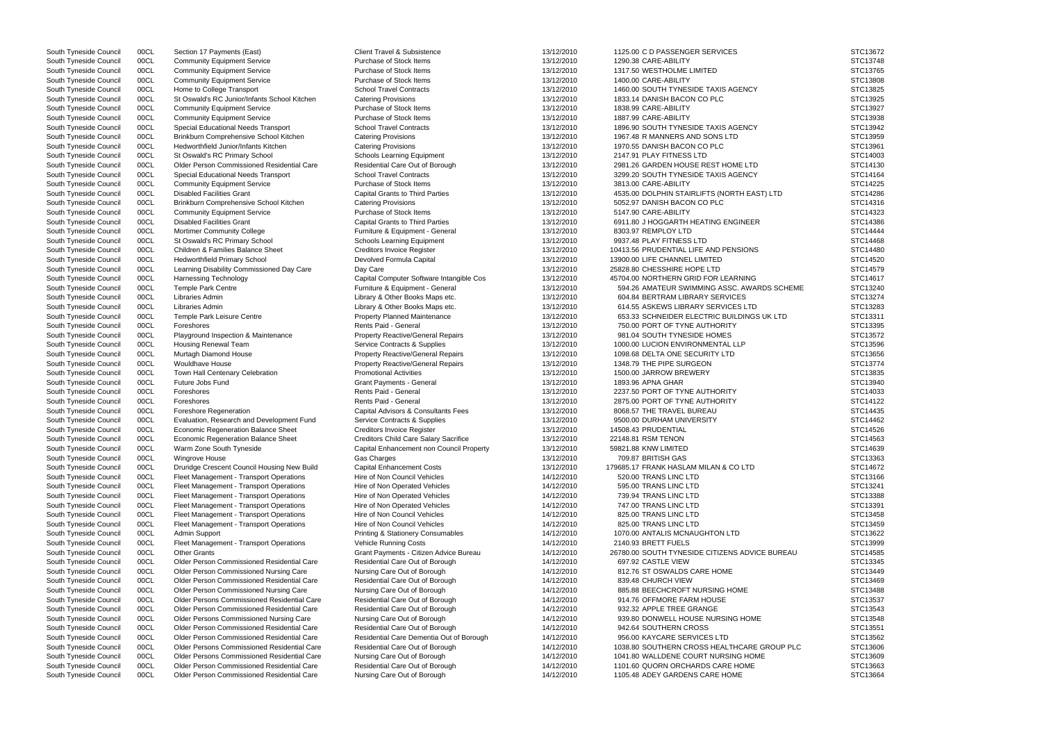| | | | | | | | |
|---|---|---|---|---|---|---|---|
| South Tyneside Council | 00CL | Section 17 Payments (East) | Client Travel & Subsistence | 13/12/2010 | 1125.00 | C D PASSENGER SERVICES | STC13672 |
| South Tyneside Council | 00CL | Community Equipment Service | Purchase of Stock Items | 13/12/2010 | 1290.38 | CARE-ABILITY | STC13748 |
| South Tyneside Council | 00CL | Community Equipment Service | Purchase of Stock Items | 13/12/2010 | 1317.50 | WESTHOLME LIMITED | STC13765 |
| South Tyneside Council | 00CL | Community Equipment Service | Purchase of Stock Items | 13/12/2010 | 1400.00 | CARE-ABILITY | STC13808 |
| South Tyneside Council | 00CL | Home to College Transport | School Travel Contracts | 13/12/2010 | 1460.00 | SOUTH TYNESIDE TAXIS AGENCY | STC13825 |
| South Tyneside Council | 00CL | St Oswald's RC Junior/Infants School Kitchen | Catering Provisions | 13/12/2010 | 1833.14 | DANISH BACON CO PLC | STC13925 |
| South Tyneside Council | 00CL | Community Equipment Service | Purchase of Stock Items | 13/12/2010 | 1838.99 | CARE-ABILITY | STC13927 |
| South Tyneside Council | 00CL | Community Equipment Service | Purchase of Stock Items | 13/12/2010 | 1887.99 | CARE-ABILITY | STC13938 |
| South Tyneside Council | 00CL | Special Educational Needs Transport | School Travel Contracts | 13/12/2010 | 1896.90 | SOUTH TYNESIDE TAXIS AGENCY | STC13942 |
| South Tyneside Council | 00CL | Brinkburn Comprehensive School Kitchen | Catering Provisions | 13/12/2010 | 1967.48 | R MANNERS AND SONS LTD | STC13959 |
| South Tyneside Council | 00CL | Hedworthfield Junior/Infants Kitchen | Catering Provisions | 13/12/2010 | 1970.55 | DANISH BACON CO PLC | STC13961 |
| South Tyneside Council | 00CL | St Oswald's RC Primary School | Schools Learning Equipment | 13/12/2010 | 2147.91 | PLAY FITNESS LTD | STC14003 |
| South Tyneside Council | 00CL | Older Person Commissioned Residential Care | Residential Care Out of Borough | 13/12/2010 | 2981.26 | GARDEN HOUSE REST HOME LTD | STC14130 |
| South Tyneside Council | 00CL | Special Educational Needs Transport | School Travel Contracts | 13/12/2010 | 3299.20 | SOUTH TYNESIDE TAXIS AGENCY | STC14164 |
| South Tyneside Council | 00CL | Community Equipment Service | Purchase of Stock Items | 13/12/2010 | 3813.00 | CARE-ABILITY | STC14225 |
| South Tyneside Council | 00CL | Disabled Facilities Grant | Capital Grants to Third Parties | 13/12/2010 | 4535.00 | DOLPHIN STAIRLIFTS (NORTH EAST) LTD | STC14286 |
| South Tyneside Council | 00CL | Brinkburn Comprehensive School Kitchen | Catering Provisions | 13/12/2010 | 5052.97 | DANISH BACON CO PLC | STC14316 |
| South Tyneside Council | 00CL | Community Equipment Service | Purchase of Stock Items | 13/12/2010 | 5147.90 | CARE-ABILITY | STC14323 |
| South Tyneside Council | 00CL | Disabled Facilities Grant | Capital Grants to Third Parties | 13/12/2010 | 6911.80 | J HOGGARTH HEATING ENGINEER | STC14386 |
| South Tyneside Council | 00CL | Mortimer Community College | Furniture & Equipment - General | 13/12/2010 | 8303.97 | REMPLOY LTD | STC14444 |
| South Tyneside Council | 00CL | St Oswald's RC Primary School | Schools Learning Equipment | 13/12/2010 | 9937.48 | PLAY FITNESS LTD | STC14468 |
| South Tyneside Council | 00CL | Children & Families Balance Sheet | Creditors Invoice Register | 13/12/2010 | 10413.56 | PRUDENTIAL LIFE AND PENSIONS | STC14480 |
| South Tyneside Council | 00CL | Hedworthfield Primary School | Devolved Formula Capital | 13/12/2010 | 13900.00 | LIFE CHANNEL LIMITED | STC14520 |
| South Tyneside Council | 00CL | Learning Disability Commissioned Day Care | Day Care | 13/12/2010 | 25828.00 | CHESSHIRE HOPE LTD | STC14579 |
| South Tyneside Council | 00CL | Harnessing Technology | Capital Computer Software Intangible Cos | 13/12/2010 | 45704.00 | NORTHERN GRID FOR LEARNING | STC14617 |
| South Tyneside Council | 00CL | Temple Park Centre | Furniture & Equipment - General | 13/12/2010 | 594.26 | AMATEUR SWIMMING ASSC. AWARDS SCHEME | STC13240 |
| South Tyneside Council | 00CL | Libraries Admin | Library & Other Books Maps etc. | 13/12/2010 | 604.84 | BERTRAM LIBRARY SERVICES | STC13274 |
| South Tyneside Council | 00CL | Libraries Admin | Library & Other Books Maps etc. | 13/12/2010 | 614.55 | ASKEWS LIBRARY SERVICES LTD | STC13283 |
| South Tyneside Council | 00CL | Temple Park Leisure Centre | Property Planned Maintenance | 13/12/2010 | 653.33 | SCHNEIDER ELECTRIC BUILDINGS UK LTD | STC13311 |
| South Tyneside Council | 00CL | Foreshores | Rents Paid - General | 13/12/2010 | 750.00 | PORT OF TYNE AUTHORITY | STC13395 |
| South Tyneside Council | 00CL | Playground Inspection & Maintenance | Property Reactive/General Repairs | 13/12/2010 | 981.04 | SOUTH TYNESIDE HOMES | STC13572 |
| South Tyneside Council | 00CL | Housing Renewal Team | Service Contracts & Supplies | 13/12/2010 | 1000.00 | LUCION ENVIRONMENTAL LLP | STC13596 |
| South Tyneside Council | 00CL | Murtagh Diamond House | Property Reactive/General Repairs | 13/12/2010 | 1098.68 | DELTA ONE SECURITY LTD | STC13656 |
| South Tyneside Council | 00CL | Wouldhave House | Property Reactive/General Repairs | 13/12/2010 | 1348.79 | THE PIPE SURGEON | STC13774 |
| South Tyneside Council | 00CL | Town Hall Centenary Celebration | Promotional Activities | 13/12/2010 | 1500.00 | JARROW BREWERY | STC13835 |
| South Tyneside Council | 00CL | Future Jobs Fund | Grant Payments - General | 13/12/2010 | 1893.96 | APNA GHAR | STC13940 |
| South Tyneside Council | 00CL | Foreshores | Rents Paid - General | 13/12/2010 | 2237.50 | PORT OF TYNE AUTHORITY | STC14033 |
| South Tyneside Council | 00CL | Foreshores | Rents Paid - General | 13/12/2010 | 2875.00 | PORT OF TYNE AUTHORITY | STC14122 |
| South Tyneside Council | 00CL | Foreshore Regeneration | Capital Advisors & Consultants Fees | 13/12/2010 | 8068.57 | THE TRAVEL BUREAU | STC14435 |
| South Tyneside Council | 00CL | Evaluation, Research and Development Fund | Service Contracts & Supplies | 13/12/2010 | 9500.00 | DURHAM UNIVERSITY | STC14462 |
| South Tyneside Council | 00CL | Economic Regeneration Balance Sheet | Creditors Invoice Register | 13/12/2010 | 14508.43 | PRUDENTIAL | STC14526 |
| South Tyneside Council | 00CL | Economic Regeneration Balance Sheet | Creditors Child Care Salary Sacrifice | 13/12/2010 | 22148.81 | RSM TENON | STC14563 |
| South Tyneside Council | 00CL | Warm Zone South Tyneside | Capital Enhancement non Council Property | 13/12/2010 | 59821.88 | KNW LIMITED | STC14639 |
| South Tyneside Council | 00CL | Wingrove House | Gas Charges | 13/12/2010 | 709.87 | BRITISH GAS | STC13363 |
| South Tyneside Council | 00CL | Druridge Crescent Council Housing New Build | Capital Enhancement Costs | 13/12/2010 | 179685.17 | FRANK HASLAM MILAN & CO LTD | STC14672 |
| South Tyneside Council | 00CL | Fleet Management - Transport Operations | Hire of Non Council Vehicles | 14/12/2010 | 520.00 | TRANS LINC LTD | STC13166 |
| South Tyneside Council | 00CL | Fleet Management - Transport Operations | Hire of Non Operated Vehicles | 14/12/2010 | 595.00 | TRANS LINC LTD | STC13241 |
| South Tyneside Council | 00CL | Fleet Management - Transport Operations | Hire of Non Operated Vehicles | 14/12/2010 | 739.94 | TRANS LINC LTD | STC13388 |
| South Tyneside Council | 00CL | Fleet Management - Transport Operations | Hire of Non Operated Vehicles | 14/12/2010 | 747.00 | TRANS LINC LTD | STC13391 |
| South Tyneside Council | 00CL | Fleet Management - Transport Operations | Hire of Non Council Vehicles | 14/12/2010 | 825.00 | TRANS LINC LTD | STC13458 |
| South Tyneside Council | 00CL | Fleet Management - Transport Operations | Hire of Non Council Vehicles | 14/12/2010 | 825.00 | TRANS LINC LTD | STC13459 |
| South Tyneside Council | 00CL | Admin Support | Printing & Stationery Consumables | 14/12/2010 | 1070.00 | ANTALIS MCNAUGHTON LTD | STC13622 |
| South Tyneside Council | 00CL | Fleet Management - Transport Operations | Vehicle Running Costs | 14/12/2010 | 2140.93 | BRETT FUELS | STC13999 |
| South Tyneside Council | 00CL | Other Grants | Grant Payments - Citizen Advice Bureau | 14/12/2010 | 26780.00 | SOUTH TYNESIDE CITIZENS ADVICE BUREAU | STC14585 |
| South Tyneside Council | 00CL | Older Person Commissioned Residential Care | Residential Care Out of Borough | 14/12/2010 | 697.92 | CASTLE VIEW | STC13345 |
| South Tyneside Council | 00CL | Older Person Commissioned Nursing Care | Nursing Care Out of Borough | 14/12/2010 | 812.76 | ST OSWALDS CARE HOME | STC13449 |
| South Tyneside Council | 00CL | Older Person Commissioned Residential Care | Residential Care Out of Borough | 14/12/2010 | 839.48 | CHURCH VIEW | STC13469 |
| South Tyneside Council | 00CL | Older Person Commissioned Nursing Care | Nursing Care Out of Borough | 14/12/2010 | 885.88 | BEECHCROFT NURSING HOME | STC13488 |
| South Tyneside Council | 00CL | Older Persons Commissioned Residential Care | Residential Care Out of Borough | 14/12/2010 | 914.76 | OFFMORE FARM HOUSE | STC13537 |
| South Tyneside Council | 00CL | Older Person Commissioned Residential Care | Residential Care Out of Borough | 14/12/2010 | 932.32 | APPLE TREE GRANGE | STC13543 |
| South Tyneside Council | 00CL | Older Persons Commissioned Nursing Care | Nursing Care Out of Borough | 14/12/2010 | 939.80 | DONWELL HOUSE NURSING HOME | STC13548 |
| South Tyneside Council | 00CL | Older Person Commissioned Residential Care | Residential Care Out of Borough | 14/12/2010 | 942.64 | SOUTHERN CROSS | STC13551 |
| South Tyneside Council | 00CL | Older Person Commissioned Residential Care | Residential Care Dementia Out of Borough | 14/12/2010 | 956.00 | KAYCARE SERVICES LTD | STC13562 |
| South Tyneside Council | 00CL | Older Persons Commissioned Residential Care | Residential Care Out of Borough | 14/12/2010 | 1038.80 | SOUTHERN CROSS HEALTHCARE GROUP PLC | STC13606 |
| South Tyneside Council | 00CL | Older Persons Commissioned Residential Care | Nursing Care Out of Borough | 14/12/2010 | 1041.80 | WALLDENE COURT NURSING HOME | STC13609 |
| South Tyneside Council | 00CL | Older Person Commissioned Residential Care | Residential Care Out of Borough | 14/12/2010 | 1101.60 | QUORN ORCHARDS CARE HOME | STC13663 |
| South Tyneside Council | 00CL | Older Person Commissioned Residential Care | Nursing Care Out of Borough | 14/12/2010 | 1105.48 | ADEY GARDENS CARE HOME | STC13664 |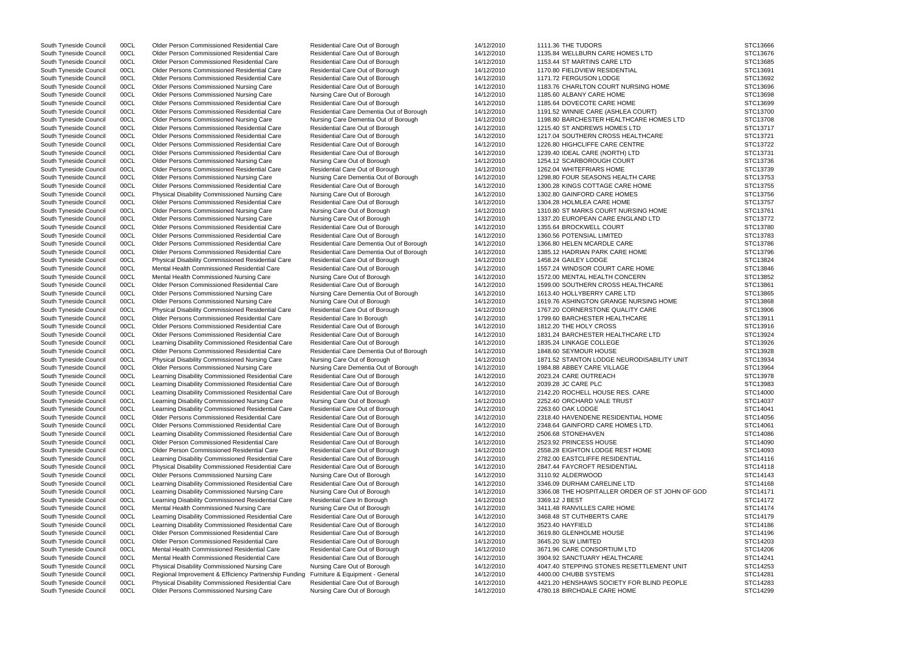| | | | | | | | |
|---|---|---|---|---|---|---|---|
| South Tyneside Council | 00CL | Older Person Commissioned Residential Care | Residential Care Out of Borough | 14/12/2010 | 1111.36 | THE TUDORS | STC13666 |
| South Tyneside Council | 00CL | Older Person Commissioned Residential Care | Residential Care Out of Borough | 14/12/2010 | 1135.84 | WELLBURN CARE HOMES LTD | STC13676 |
| South Tyneside Council | 00CL | Older Person Commissioned Residential Care | Residential Care Out of Borough | 14/12/2010 | 1153.44 | ST MARTINS CARE LTD | STC13685 |
| South Tyneside Council | 00CL | Older Persons Commissioned Residential Care | Residential Care Out of Borough | 14/12/2010 | 1170.80 | FIELDVIEW RESIDENTIAL | STC13691 |
| South Tyneside Council | 00CL | Older Persons Commissioned Residential Care | Residential Care Out of Borough | 14/12/2010 | 1171.72 | FERGUSON LODGE | STC13692 |
| South Tyneside Council | 00CL | Older Persons Commissioned Nursing Care | Residential Care Out of Borough | 14/12/2010 | 1183.76 | CHARLTON COURT NURSING HOME | STC13696 |
| South Tyneside Council | 00CL | Older Persons Commissioned Nursing Care | Nursing Care Out of Borough | 14/12/2010 | 1185.60 | ALBANY CARE HOME | STC13698 |
| South Tyneside Council | 00CL | Older Persons Commissioned Residential Care | Residential Care Out of Borough | 14/12/2010 | 1185.64 | DOVECOTE CARE HOME | STC13699 |
| South Tyneside Council | 00CL | Older Persons Commissioned Residential Care | Residential Care Dementia Out of Borough | 14/12/2010 | 1191.52 | WINNIE CARE (ASHLEA COURT) | STC13700 |
| South Tyneside Council | 00CL | Older Persons Commissioned Nursing Care | Nursing Care Dementia Out of Borough | 14/12/2010 | 1198.80 | BARCHESTER HEALTHCARE HOMES LTD | STC13708 |
| South Tyneside Council | 00CL | Older Persons Commissioned Residential Care | Residential Care Out of Borough | 14/12/2010 | 1215.40 | ST ANDREWS HOMES LTD | STC13717 |
| South Tyneside Council | 00CL | Older Persons Commissioned Residential Care | Residential Care Out of Borough | 14/12/2010 | 1217.04 | SOUTHERN CROSS HEALTHCARE | STC13721 |
| South Tyneside Council | 00CL | Older Persons Commissioned Residential Care | Residential Care Out of Borough | 14/12/2010 | 1226.80 | HIGHCLIFFE CARE CENTRE | STC13722 |
| South Tyneside Council | 00CL | Older Persons Commissioned Residential Care | Residential Care Out of Borough | 14/12/2010 | 1239.40 | IDEAL CARE (NORTH) LTD | STC13731 |
| South Tyneside Council | 00CL | Older Persons Commissioned Nursing Care | Nursing Care Out of Borough | 14/12/2010 | 1254.12 | SCARBOROUGH COURT | STC13736 |
| South Tyneside Council | 00CL | Older Persons Commissioned Residential Care | Residential Care Out of Borough | 14/12/2010 | 1262.04 | WHITEFRIARS HOME | STC13739 |
| South Tyneside Council | 00CL | Older Persons Commissioned Nursing Care | Nursing Care Dementia Out of Borough | 14/12/2010 | 1298.80 | FOUR SEASONS HEALTH CARE | STC13753 |
| South Tyneside Council | 00CL | Older Persons Commissioned Residential Care | Residential Care Out of Borough | 14/12/2010 | 1300.28 | KINGS COTTAGE CARE HOME | STC13755 |
| South Tyneside Council | 00CL | Physical Disability Commissioned Nursing Care | Nursing Care Out of Borough | 14/12/2010 | 1302.80 | GAINFORD CARE HOMES | STC13756 |
| South Tyneside Council | 00CL | Older Persons Commissioned Residential Care | Residential Care Out of Borough | 14/12/2010 | 1304.28 | HOLMLEA CARE HOME | STC13757 |
| South Tyneside Council | 00CL | Older Persons Commissioned Nursing Care | Nursing Care Out of Borough | 14/12/2010 | 1310.80 | ST MARKS COURT NURSING HOME | STC13761 |
| South Tyneside Council | 00CL | Older Persons Commissioned Nursing Care | Nursing Care Out of Borough | 14/12/2010 | 1337.20 | EUROPEAN CARE ENGLAND LTD | STC13772 |
| South Tyneside Council | 00CL | Older Persons Commissioned Residential Care | Residential Care Out of Borough | 14/12/2010 | 1355.64 | BROCKWELL COURT | STC13780 |
| South Tyneside Council | 00CL | Older Persons Commissioned Residential Care | Residential Care Out of Borough | 14/12/2010 | 1360.56 | POTENSIAL LIMITED | STC13783 |
| South Tyneside Council | 00CL | Older Persons Commissioned Residential Care | Residential Care Dementia Out of Borough | 14/12/2010 | 1366.80 | HELEN MCARDLE CARE | STC13786 |
| South Tyneside Council | 00CL | Older Persons Commissioned Residential Care | Residential Care Dementia Out of Borough | 14/12/2010 | 1385.12 | HADRIAN PARK CARE HOME | STC13796 |
| South Tyneside Council | 00CL | Physical Disability Commissioned Residential Care | Residential Care Out of Borough | 14/12/2010 | 1458.24 | GAILEY LODGE | STC13824 |
| South Tyneside Council | 00CL | Mental Health Commissioned Residential Care | Residential Care Out of Borough | 14/12/2010 | 1557.24 | WINDSOR COURT CARE HOME | STC13846 |
| South Tyneside Council | 00CL | Mental Health Commissioned Nursing Care | Nursing Care Out of Borough | 14/12/2010 | 1572.00 | MENTAL HEALTH CONCERN | STC13852 |
| South Tyneside Council | 00CL | Older Person Commissioned Residential Care | Residential Care Out of Borough | 14/12/2010 | 1599.00 | SOUTHERN CROSS HEALTHCARE | STC13861 |
| South Tyneside Council | 00CL | Older Persons Commissioned Nursing Care | Nursing Care Dementia Out of Borough | 14/12/2010 | 1613.40 | HOLLYBERRY CARE LTD | STC13865 |
| South Tyneside Council | 00CL | Older Persons Commissioned Nursing Care | Nursing Care Out of Borough | 14/12/2010 | 1619.76 | ASHINGTON GRANGE NURSING HOME | STC13868 |
| South Tyneside Council | 00CL | Physical Disability Commissioned Residential Care | Residential Care Out of Borough | 14/12/2010 | 1767.20 | CORNERSTONE QUALITY CARE | STC13906 |
| South Tyneside Council | 00CL | Older Persons Commissioned Residential Care | Residential Care In Borough | 14/12/2010 | 1799.60 | BARCHESTER HEALTHCARE | STC13911 |
| South Tyneside Council | 00CL | Older Persons Commissioned Residential Care | Residential Care Out of Borough | 14/12/2010 | 1812.20 | THE HOLY CROSS | STC13916 |
| South Tyneside Council | 00CL | Older Persons Commissioned Residential Care | Residential Care Out of Borough | 14/12/2010 | 1831.24 | BARCHESTER HEALTHCARE LTD | STC13924 |
| South Tyneside Council | 00CL | Learning Disability Commissioned Residential Care | Residential Care Out of Borough | 14/12/2010 | 1835.24 | LINKAGE COLLEGE | STC13926 |
| South Tyneside Council | 00CL | Older Persons Commissioned Residential Care | Residential Care Dementia Out of Borough | 14/12/2010 | 1848.60 | SEYMOUR HOUSE | STC13928 |
| South Tyneside Council | 00CL | Physical Disability Commissioned Nursing Care | Nursing Care Out of Borough | 14/12/2010 | 1871.52 | STANTON LODGE NEURODISABILITY UNIT | STC13934 |
| South Tyneside Council | 00CL | Older Persons Commissioned Nursing Care | Nursing Care Dementia Out of Borough | 14/12/2010 | 1984.88 | ABBEY CARE VILLAGE | STC13964 |
| South Tyneside Council | 00CL | Learning Disability Commissioned Residential Care | Residential Care Out of Borough | 14/12/2010 | 2023.24 | CARE OUTREACH | STC13978 |
| South Tyneside Council | 00CL | Learning Disability Commissioned Residential Care | Residential Care Out of Borough | 14/12/2010 | 2039.28 | JC CARE PLC | STC13983 |
| South Tyneside Council | 00CL | Learning Disability Commissioned Residential Care | Residential Care Out of Borough | 14/12/2010 | 2142.20 | ROCHELL HOUSE RES. CARE | STC14000 |
| South Tyneside Council | 00CL | Learning Disability Commissioned Nursing Care | Nursing Care Out of Borough | 14/12/2010 | 2252.40 | ORCHARD VALE TRUST | STC14037 |
| South Tyneside Council | 00CL | Learning Disability Commissioned Residential Care | Residential Care Out of Borough | 14/12/2010 | 2263.60 | OAK LODGE | STC14041 |
| South Tyneside Council | 00CL | Older Persons Commissioned Residential Care | Residential Care Out of Borough | 14/12/2010 | 2318.40 | HAVENDENE RESIDENTIAL HOME | STC14056 |
| South Tyneside Council | 00CL | Older Persons Commissioned Residential Care | Residential Care Out of Borough | 14/12/2010 | 2348.64 | GAINFORD CARE HOMES LTD. | STC14061 |
| South Tyneside Council | 00CL | Learning Disability Commissioned Residential Care | Residential Care Out of Borough | 14/12/2010 | 2506.68 | STONEHAVEN | STC14086 |
| South Tyneside Council | 00CL | Older Person Commissioned Residential Care | Residential Care Out of Borough | 14/12/2010 | 2523.92 | PRINCESS HOUSE | STC14090 |
| South Tyneside Council | 00CL | Older Person Commissioned Residential Care | Residential Care Out of Borough | 14/12/2010 | 2558.28 | EIGHTON LODGE REST HOME | STC14093 |
| South Tyneside Council | 00CL | Learning Disability Commissioned Residential Care | Residential Care Out of Borough | 14/12/2010 | 2782.00 | EASTCLIFFE RESIDENTIAL | STC14116 |
| South Tyneside Council | 00CL | Physical Disability Commissioned Residential Care | Residential Care Out of Borough | 14/12/2010 | 2847.44 | FAYCROFT RESIDENTIAL | STC14118 |
| South Tyneside Council | 00CL | Older Persons Commissioned Nursing Care | Nursing Care Out of Borough | 14/12/2010 | 3110.92 | ALDERWOOD | STC14143 |
| South Tyneside Council | 00CL | Learning Disability Commissioned Residential Care | Residential Care Out of Borough | 14/12/2010 | 3346.09 | DURHAM CARELINE LTD | STC14168 |
| South Tyneside Council | 00CL | Learning Disability Commissioned Nursing Care | Nursing Care Out of Borough | 14/12/2010 | 3366.08 | THE HOSPITALLER ORDER OF ST JOHN OF GOD | STC14171 |
| South Tyneside Council | 00CL | Learning Disability Commissioned Residential Care | Residential Care In Borough | 14/12/2010 | 3369.12 | J BEST | STC14172 |
| South Tyneside Council | 00CL | Mental Health Commissioned Nursing Care | Nursing Care Out of Borough | 14/12/2010 | 3411.48 | RANVILLES CARE HOME | STC14174 |
| South Tyneside Council | 00CL | Learning Disability Commissioned Residential Care | Residential Care Out of Borough | 14/12/2010 | 3468.48 | ST CUTHBERTS CARE | STC14179 |
| South Tyneside Council | 00CL | Learning Disability Commissioned Residential Care | Residential Care Out of Borough | 14/12/2010 | 3523.40 | HAYFIELD | STC14186 |
| South Tyneside Council | 00CL | Older Person Commissioned Residential Care | Residential Care Out of Borough | 14/12/2010 | 3619.80 | GLENHOLME HOUSE | STC14196 |
| South Tyneside Council | 00CL | Older Person Commissioned Residential Care | Residential Care Out of Borough | 14/12/2010 | 3645.20 | SLW LIMITED | STC14203 |
| South Tyneside Council | 00CL | Mental Health Commissioned Residential Care | Residential Care Out of Borough | 14/12/2010 | 3671.96 | CARE CONSORTIUM LTD | STC14206 |
| South Tyneside Council | 00CL | Mental Health Commissioned Residential Care | Residential Care Out of Borough | 14/12/2010 | 3904.92 | SANCTUARY HEALTHCARE | STC14241 |
| South Tyneside Council | 00CL | Physical Disability Commissioned Nursing Care | Nursing Care Out of Borough | 14/12/2010 | 4047.40 | STEPPING STONES RESETTLEMENT UNIT | STC14253 |
| South Tyneside Council | 00CL | Regional Improvement & Efficiency Partnership Funding | Furniture & Equipment - General | 14/12/2010 | 4400.00 | CHUBB SYSTEMS | STC14281 |
| South Tyneside Council | 00CL | Physical Disability Commissioned Residential Care | Residential Care Out of Borough | 14/12/2010 | 4421.20 | HENSHAWS SOCIETY FOR BLIND PEOPLE | STC14283 |
| South Tyneside Council | 00CL | Older Persons Commissioned Nursing Care | Nursing Care Out of Borough | 14/12/2010 | 4780.18 | BIRCHDALE CARE HOME | STC14299 |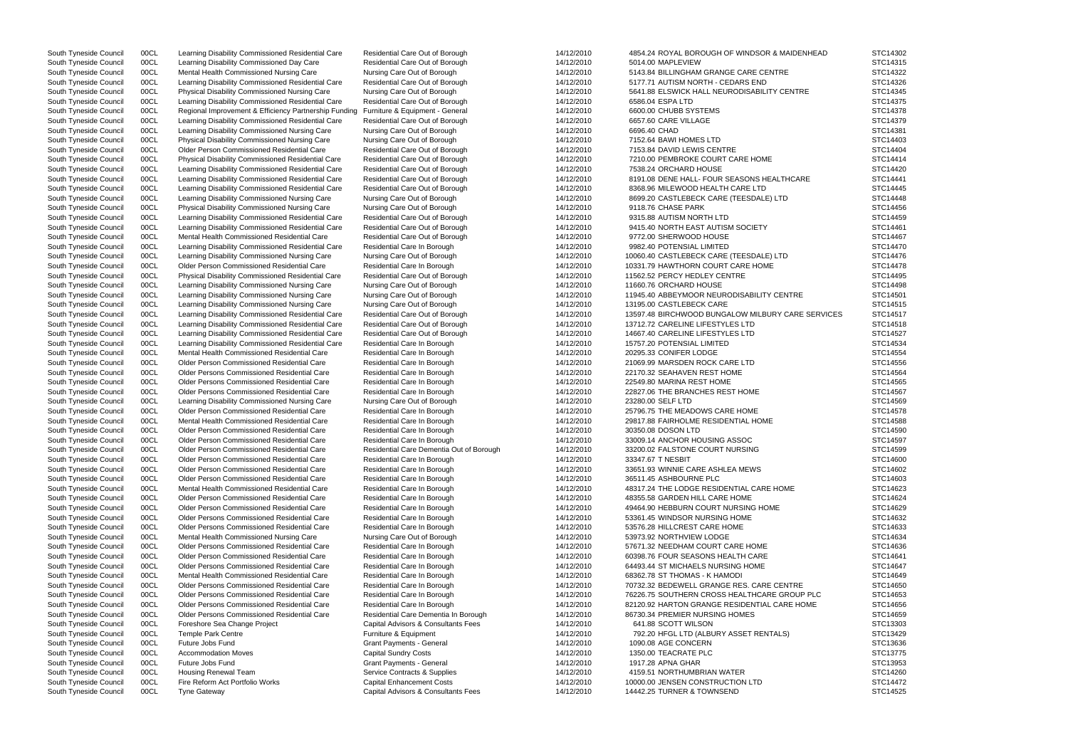| | | | | | | | |
|---|---|---|---|---|---|---|---|
| South Tyneside Council | 00CL | Learning Disability Commissioned Residential Care | Residential Care Out of Borough | 14/12/2010 | 4854.24 | ROYAL BOROUGH OF WINDSOR & MAIDENHEAD | STC14302 |
| South Tyneside Council | 00CL | Learning Disability Commissioned Day Care | Residential Care Out of Borough | 14/12/2010 | 5014.00 | MAPLEVIEW | STC14315 |
| South Tyneside Council | 00CL | Mental Health Commissioned Nursing Care | Nursing Care Out of Borough | 14/12/2010 | 5143.84 | BILLINGHAM GRANGE CARE CENTRE | STC14322 |
| South Tyneside Council | 00CL | Learning Disability Commissioned Residential Care | Residential Care Out of Borough | 14/12/2010 | 5177.71 | AUTISM NORTH - CEDARS END | STC14326 |
| South Tyneside Council | 00CL | Physical Disability Commissioned Nursing Care | Nursing Care Out of Borough | 14/12/2010 | 5641.88 | ELSWICK HALL NEURODISABILITY CENTRE | STC14345 |
| South Tyneside Council | 00CL | Learning Disability Commissioned Residential Care | Residential Care Out of Borough | 14/12/2010 | 6586.04 | ESPA LTD | STC14375 |
| South Tyneside Council | 00CL | Regional Improvement & Efficiency Partnership Funding | Furniture & Equipment - General | 14/12/2010 | 6600.00 | CHUBB SYSTEMS | STC14378 |
| South Tyneside Council | 00CL | Learning Disability Commissioned Residential Care | Residential Care Out of Borough | 14/12/2010 | 6657.60 | CARE VILLAGE | STC14379 |
| South Tyneside Council | 00CL | Learning Disability Commissioned Nursing Care | Nursing Care Out of Borough | 14/12/2010 | 6696.40 | CHAD | STC14381 |
| South Tyneside Council | 00CL | Physical Disability Commissioned Nursing Care | Nursing Care Out of Borough | 14/12/2010 | 7152.64 | BAWI HOMES LTD | STC14403 |
| South Tyneside Council | 00CL | Older Person Commissioned Residential Care | Residential Care Out of Borough | 14/12/2010 | 7153.84 | DAVID LEWIS CENTRE | STC14404 |
| South Tyneside Council | 00CL | Physical Disability Commissioned Residential Care | Residential Care Out of Borough | 14/12/2010 | 7210.00 | PEMBROKE COURT CARE HOME | STC14414 |
| South Tyneside Council | 00CL | Learning Disability Commissioned Residential Care | Residential Care Out of Borough | 14/12/2010 | 7538.24 | ORCHARD HOUSE | STC14420 |
| South Tyneside Council | 00CL | Learning Disability Commissioned Residential Care | Residential Care Out of Borough | 14/12/2010 | 8191.08 | DENE HALL- FOUR SEASONS HEALTHCARE | STC14441 |
| South Tyneside Council | 00CL | Learning Disability Commissioned Residential Care | Residential Care Out of Borough | 14/12/2010 | 8368.96 | MILEWOOD HEALTH CARE LTD | STC14445 |
| South Tyneside Council | 00CL | Learning Disability Commissioned Nursing Care | Nursing Care Out of Borough | 14/12/2010 | 8699.20 | CASTLEBECK CARE (TEESDALE) LTD | STC14448 |
| South Tyneside Council | 00CL | Physical Disability Commissioned Nursing Care | Nursing Care Out of Borough | 14/12/2010 | 9118.76 | CHASE PARK | STC14456 |
| South Tyneside Council | 00CL | Learning Disability Commissioned Residential Care | Residential Care Out of Borough | 14/12/2010 | 9315.88 | AUTISM NORTH LTD | STC14459 |
| South Tyneside Council | 00CL | Learning Disability Commissioned Residential Care | Residential Care Out of Borough | 14/12/2010 | 9415.40 | NORTH EAST AUTISM SOCIETY | STC14461 |
| South Tyneside Council | 00CL | Mental Health Commissioned Residential Care | Residential Care Out of Borough | 14/12/2010 | 9772.00 | SHERWOOD HOUSE | STC14467 |
| South Tyneside Council | 00CL | Learning Disability Commissioned Residential Care | Residential Care In Borough | 14/12/2010 | 9982.40 | POTENSIAL LIMITED | STC14470 |
| South Tyneside Council | 00CL | Learning Disability Commissioned Nursing Care | Nursing Care Out of Borough | 14/12/2010 | 10060.40 | CASTLEBECK CARE (TEESDALE) LTD | STC14476 |
| South Tyneside Council | 00CL | Older Person Commissioned Residential Care | Residential Care In Borough | 14/12/2010 | 10331.79 | HAWTHORN COURT CARE HOME | STC14478 |
| South Tyneside Council | 00CL | Physical Disability Commissioned Residential Care | Residential Care Out of Borough | 14/12/2010 | 11562.52 | PERCY HEDLEY CENTRE | STC14495 |
| South Tyneside Council | 00CL | Learning Disability Commissioned Nursing Care | Nursing Care Out of Borough | 14/12/2010 | 11660.76 | ORCHARD HOUSE | STC14498 |
| South Tyneside Council | 00CL | Learning Disability Commissioned Nursing Care | Nursing Care Out of Borough | 14/12/2010 | 11945.40 | ABBEYMOOR NEURODISABILITY CENTRE | STC14501 |
| South Tyneside Council | 00CL | Learning Disability Commissioned Nursing Care | Nursing Care Out of Borough | 14/12/2010 | 13195.00 | CASTLEBECK CARE | STC14515 |
| South Tyneside Council | 00CL | Learning Disability Commissioned Residential Care | Residential Care Out of Borough | 14/12/2010 | 13597.48 | BIRCHWOOD BUNGALOW MILBURY CARE SERVICES | STC14517 |
| South Tyneside Council | 00CL | Learning Disability Commissioned Residential Care | Residential Care Out of Borough | 14/12/2010 | 13712.72 | CARELINE LIFESTYLES LTD | STC14518 |
| South Tyneside Council | 00CL | Learning Disability Commissioned Residential Care | Residential Care Out of Borough | 14/12/2010 | 14667.40 | CARELINE LIFESTYLES LTD | STC14527 |
| South Tyneside Council | 00CL | Learning Disability Commissioned Residential Care | Residential Care In Borough | 14/12/2010 | 15757.20 | POTENSIAL LIMITED | STC14534 |
| South Tyneside Council | 00CL | Mental Health Commissioned Residential Care | Residential Care In Borough | 14/12/2010 | 20295.33 | CONIFER LODGE | STC14554 |
| South Tyneside Council | 00CL | Older Person Commissioned Residential Care | Residential Care In Borough | 14/12/2010 | 21069.99 | MARSDEN ROCK CARE LTD | STC14556 |
| South Tyneside Council | 00CL | Older Persons Commissioned Residential Care | Residential Care In Borough | 14/12/2010 | 22170.32 | SEAHAVEN REST HOME | STC14564 |
| South Tyneside Council | 00CL | Older Persons Commissioned Residential Care | Residential Care In Borough | 14/12/2010 | 22549.80 | MARINA REST HOME | STC14565 |
| South Tyneside Council | 00CL | Older Persons Commissioned Residential Care | Residential Care In Borough | 14/12/2010 | 22827.06 | THE BRANCHES REST HOME | STC14567 |
| South Tyneside Council | 00CL | Learning Disability Commissioned Nursing Care | Nursing Care Out of Borough | 14/12/2010 | 23280.00 | SELF LTD | STC14569 |
| South Tyneside Council | 00CL | Older Person Commissioned Residential Care | Residential Care In Borough | 14/12/2010 | 25796.75 | THE MEADOWS CARE HOME | STC14578 |
| South Tyneside Council | 00CL | Mental Health Commissioned Residential Care | Residential Care In Borough | 14/12/2010 | 29817.88 | FAIRHOLME RESIDENTIAL HOME | STC14588 |
| South Tyneside Council | 00CL | Older Person Commissioned Residential Care | Residential Care In Borough | 14/12/2010 | 30350.08 | DOSON LTD | STC14590 |
| South Tyneside Council | 00CL | Older Person Commissioned Residential Care | Residential Care In Borough | 14/12/2010 | 33009.14 | ANCHOR HOUSING ASSOC | STC14597 |
| South Tyneside Council | 00CL | Older Person Commissioned Residential Care | Residential Care Dementia Out of Borough | 14/12/2010 | 33200.02 | FALSTONE COURT NURSING | STC14599 |
| South Tyneside Council | 00CL | Older Person Commissioned Residential Care | Residential Care In Borough | 14/12/2010 | 33347.67 | T NESBIT | STC14600 |
| South Tyneside Council | 00CL | Older Person Commissioned Residential Care | Residential Care In Borough | 14/12/2010 | 33651.93 | WINNIE CARE ASHLEA MEWS | STC14602 |
| South Tyneside Council | 00CL | Older Person Commissioned Residential Care | Residential Care In Borough | 14/12/2010 | 36511.45 | ASHBOURNE PLC | STC14603 |
| South Tyneside Council | 00CL | Mental Health Commissioned Residential Care | Residential Care In Borough | 14/12/2010 | 48317.24 | THE LODGE RESIDENTIAL CARE HOME | STC14623 |
| South Tyneside Council | 00CL | Older Person Commissioned Residential Care | Residential Care In Borough | 14/12/2010 | 48355.58 | GARDEN HILL CARE HOME | STC14624 |
| South Tyneside Council | 00CL | Older Person Commissioned Residential Care | Residential Care In Borough | 14/12/2010 | 49464.90 | HEBBURN COURT NURSING HOME | STC14629 |
| South Tyneside Council | 00CL | Older Persons Commissioned Residential Care | Residential Care In Borough | 14/12/2010 | 53361.45 | WINDSOR NURSING HOME | STC14632 |
| South Tyneside Council | 00CL | Older Persons Commissioned Residential Care | Residential Care In Borough | 14/12/2010 | 53576.28 | HILLCREST CARE HOME | STC14633 |
| South Tyneside Council | 00CL | Mental Health Commissioned Nursing Care | Nursing Care Out of Borough | 14/12/2010 | 53973.92 | NORTHVIEW LODGE | STC14634 |
| South Tyneside Council | 00CL | Older Persons Commissioned Residential Care | Residential Care In Borough | 14/12/2010 | 57671.32 | NEEDHAM COURT CARE HOME | STC14636 |
| South Tyneside Council | 00CL | Older Person Commissioned Residential Care | Residential Care In Borough | 14/12/2010 | 60398.76 | FOUR SEASONS HEALTH CARE | STC14641 |
| South Tyneside Council | 00CL | Older Persons Commissioned Residential Care | Residential Care In Borough | 14/12/2010 | 64493.44 | ST MICHAELS NURSING HOME | STC14647 |
| South Tyneside Council | 00CL | Mental Health Commissioned Residential Care | Residential Care In Borough | 14/12/2010 | 68362.78 | ST THOMAS - K HAMODI | STC14649 |
| South Tyneside Council | 00CL | Older Persons Commissioned Residential Care | Residential Care In Borough | 14/12/2010 | 70732.32 | BEDEWELL GRANGE RES. CARE CENTRE | STC14650 |
| South Tyneside Council | 00CL | Older Persons Commissioned Residential Care | Residential Care In Borough | 14/12/2010 | 76226.75 | SOUTHERN CROSS HEALTHCARE GROUP PLC | STC14653 |
| South Tyneside Council | 00CL | Older Persons Commissioned Residential Care | Residential Care In Borough | 14/12/2010 | 82120.92 | HARTON GRANGE RESIDENTIAL CARE HOME | STC14656 |
| South Tyneside Council | 00CL | Older Persons Commissioned Residential Care | Residential Care Dementia In Borough | 14/12/2010 | 86730.34 | PREMIER NURSING HOMES | STC14659 |
| South Tyneside Council | 00CL | Foreshore Sea Change Project | Capital Advisors & Consultants Fees | 14/12/2010 | 641.88 | SCOTT WILSON | STC13303 |
| South Tyneside Council | 00CL | Temple Park Centre | Furniture & Equipment | 14/12/2010 | 792.20 | HFGL LTD (ALBURY ASSET RENTALS) | STC13429 |
| South Tyneside Council | 00CL | Future Jobs Fund | Grant Payments - General | 14/12/2010 | 1090.08 | AGE CONCERN | STC13636 |
| South Tyneside Council | 00CL | Accommodation Moves | Capital Sundry Costs | 14/12/2010 | 1350.00 | TEACRATE PLC | STC13775 |
| South Tyneside Council | 00CL | Future Jobs Fund | Grant Payments - General | 14/12/2010 | 1917.28 | APNA GHAR | STC13953 |
| South Tyneside Council | 00CL | Housing Renewal Team | Service Contracts & Supplies | 14/12/2010 | 4159.51 | NORTHUMBRIAN WATER | STC14260 |
| South Tyneside Council | 00CL | Fire Reform Act Portfolio Works | Capital Enhancement Costs | 14/12/2010 | 10000.00 | JENSEN CONSTRUCTION LTD | STC14472 |
| South Tyneside Council | 00CL | Tyne Gateway | Capital Advisors & Consultants Fees | 14/12/2010 | 14442.25 | TURNER & TOWNSEND | STC14525 |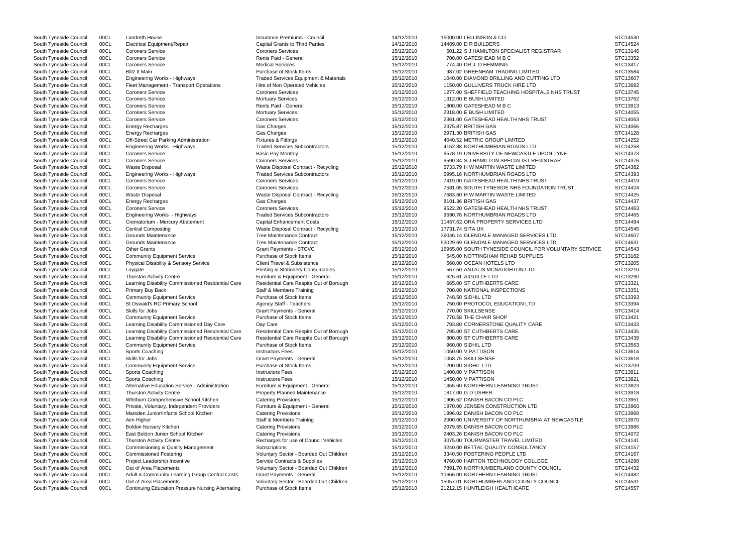| | | | | | | | |
|---|---|---|---|---|---|---|---|
| South Tyneside Council | 00CL | Landreth House | Insurance Premiums - Council | 14/12/2010 | 15000.00 | I ELLINSON & CO | STC14530 |
| South Tyneside Council | 00CL | Electrical Equipment/Repair | Capital Grants to Third Parties | 14/12/2010 | 14409.00 | D R BUILDERS | STC14524 |
| South Tyneside Council | 00CL | Coroners Service | Coroners Services | 15/12/2010 | 501.22 | S J HAMILTON SPECIALIST REGISTRAR | STC13146 |
| South Tyneside Council | 00CL | Coroners Service | Rents Paid - General | 15/12/2010 | 700.00 | GATESHEAD M B C | STC13352 |
| South Tyneside Council | 00CL | Coroners Service | Medical Services | 15/12/2010 | 774.40 | DR J D HEMMING | STC13417 |
| South Tyneside Council | 00CL | Blitz It Main | Purchase of Stock Items | 15/12/2010 | 987.02 | GREENHAM TRADING LIMITED | STC13584 |
| South Tyneside Council | 00CL | Engineering Works - Highways | Traded Services Equipment & Materials | 15/12/2010 | 1040.00 | DIAMOND DRILLING AND CUTTING LTD | STC13607 |
| South Tyneside Council | 00CL | Fleet Management - Transport Operations | Hire of Non Operated Vehicles | 15/12/2010 | 1150.00 | GULLIVERS TRUCK HIRE LTD | STC13682 |
| South Tyneside Council | 00CL | Coroners Service | Coroners Services | 15/12/2010 | 1277.00 | SHEFFIELD TEACHING HOSPITALS NHS TRUST | STC13745 |
| South Tyneside Council | 00CL | Coroners Service | Mortuary Services | 15/12/2010 | 1312.00 | E BUSH LIMITED | STC13762 |
| South Tyneside Council | 00CL | Coroners Service | Rents Paid - General | 15/12/2010 | 1800.00 | GATESHEAD M B C | STC13913 |
| South Tyneside Council | 00CL | Coroners Service | Mortuary Services | 15/12/2010 | 2318.00 | E BUSH LIMITED | STC14055 |
| South Tyneside Council | 00CL | Coroners Service | Coroners Services | 15/12/2010 | 2361.00 | GATESHEAD HEALTH NHS TRUST | STC14063 |
| South Tyneside Council | 00CL | Energy Recharges | Gas Charges | 15/12/2010 | 2375.87 | BRITISH GAS | STC14066 |
| South Tyneside Council | 00CL | Energy Recharges | Gas Charges | 15/12/2010 | 2971.30 | BRITISH GAS | STC14128 |
| South Tyneside Council | 00CL | Off-Street Car Parking Administration | Fixtures & Fittings | 15/12/2010 | 4040.52 | METRIC GROUP LIMITED | STC14252 |
| South Tyneside Council | 00CL | Engineering Works - Highways | Traded Services Subcontractors | 15/12/2010 | 4152.88 | NORTHUMBRIAN ROADS LTD | STC14258 |
| South Tyneside Council | 00CL | Coroners Service | Basic Pay Monthly | 15/12/2010 | 6578.19 | UNIVERSITY OF NEWCASTLE UPON TYNE | STC14373 |
| South Tyneside Council | 00CL | Coroners Service | Coroners Services | 15/12/2010 | 6590.34 | S J HAMILTON SPECIALIST REGISTRAR | STC14376 |
| South Tyneside Council | 00CL | Waste Disposal | Waste Disposal Contract - Recycling | 15/12/2010 | 6733.79 | H W MARTIN WASTE LIMITED | STC14382 |
| South Tyneside Council | 00CL | Engineering Works - Highways | Traded Services Subcontractors | 15/12/2010 | 6995.16 | NORTHUMBRIAN ROADS LTD | STC14393 |
| South Tyneside Council | 00CL | Coroners Service | Coroners Services | 15/12/2010 | 7419.00 | GATESHEAD HEALTH NHS TRUST | STC14419 |
| South Tyneside Council | 00CL | Coroners Service | Coroners Services | 15/12/2010 | 7581.05 | SOUTH TYNESIDE NHS FOUNDATION TRUST | STC14424 |
| South Tyneside Council | 00CL | Waste Disposal | Waste Disposal Contract - Recycling | 15/12/2010 | 7683.60 | H W MARTIN WASTE LIMITED | STC14425 |
| South Tyneside Council | 00CL | Energy Recharges | Gas Charges | 15/12/2010 | 8101.36 | BRITISH GAS | STC14437 |
| South Tyneside Council | 00CL | Coroners Service | Coroners Services | 15/12/2010 | 9522.20 | GATESHEAD HEALTH NHS TRUST | STC14463 |
| South Tyneside Council | 00CL | Engineering Works - Highways | Traded Services Subcontractors | 15/12/2010 | 9690.76 | NORTHUMBRIAN ROADS LTD | STC14465 |
| South Tyneside Council | 00CL | Crematorium - Mercury Abatement | Capital Enhancement Costs | 15/12/2010 | 11457.62 | ORA PROPERTY SERVICES LTD | STC14494 |
| South Tyneside Council | 00CL | Central Composting | Waste Disposal Contract - Recycling | 15/12/2010 | 17731.74 | SITA UK | STC14545 |
| South Tyneside Council | 00CL | Grounds Maintenance | Tree Maintenance Contract | 15/12/2010 | 39046.14 | GLENDALE MANAGED SERVICES LTD | STC14607 |
| South Tyneside Council | 00CL | Grounds Maintenance | Tree Maintenance Contract | 15/12/2010 | 53029.69 | GLENDALE MANAGED SERVICES LTD | STC14631 |
| South Tyneside Council | 00CL | Other Grants | Grant Payments - STCVC | 15/12/2010 | 16965.00 | SOUTH TYNESIDE COUNCIL FOR VOLUNTARY SERVICE | STC14543 |
| South Tyneside Council | 00CL | Community Equipment Service | Purchase of Stock Items | 15/12/2010 | 545.00 | NOTTINGHAM REHAB SUPPLIES | STC13182 |
| South Tyneside Council | 00CL | Physical Disability & Sensory Service | Client Travel & Subsistence | 15/12/2010 | 560.00 | OCEAN HOTELS LTD | STC13205 |
| South Tyneside Council | 00CL | Laygate | Printing & Stationery Consumables | 15/12/2010 | 567.50 | ANTALIS MCNAUGHTON LTD | STC13210 |
| South Tyneside Council | 00CL | Thurston Activity Centre | Furniture & Equipment - General | 15/12/2010 | 625.61 | AIGUILLE LTD | STC13290 |
| South Tyneside Council | 00CL | Learning Disability Commissioned Residential Care | Residential Care Respite Out of Borough | 15/12/2010 | 665.00 | ST CUTHBERTS CARE | STC13321 |
| South Tyneside Council | 00CL | Primary Buy Back | Staff & Members Training | 15/12/2010 | 700.00 | NATIONAL INSPECTIONS | STC13351 |
| South Tyneside Council | 00CL | Community Equipment Service | Purchase of Stock Items | 15/12/2010 | 748.50 | SIDHIL LTD | STC13393 |
| South Tyneside Council | 00CL | St Oswald's RC Primary School | Agency Staff - Teachers | 15/12/2010 | 750.00 | PROTOCOL EDUCATION LTD | STC13394 |
| South Tyneside Council | 00CL | Skills for Jobs | Grant Payments - General | 15/12/2010 | 770.00 | SKILLSENSE | STC13414 |
| South Tyneside Council | 00CL | Community Equipment Service | Purchase of Stock Items | 15/12/2010 | 778.58 | THE CHAIR SHOP | STC13421 |
| South Tyneside Council | 00CL | Learning Disability Commissioned Day Care | Day Care | 15/12/2010 | 793.80 | CORNERSTONE QUALITY CARE | STC13433 |
| South Tyneside Council | 00CL | Learning Disability Commissioned Residential Care | Residential Care Respite Out of Borough | 15/12/2010 | 795.00 | ST CUTHBERTS CARE | STC13435 |
| South Tyneside Council | 00CL | Learning Disability Commissioned Residential Care | Residential Care Respite Out of Borough | 15/12/2010 | 800.00 | ST CUTHBERTS CARE | STC13439 |
| South Tyneside Council | 00CL | Community Equipment Service | Purchase of Stock Items | 15/12/2010 | 960.00 | SIDHIL LTD | STC13563 |
| South Tyneside Council | 00CL | Sports Coaching | Instructors Fees | 15/12/2010 | 1050.00 | V PATTISON | STC13614 |
| South Tyneside Council | 00CL | Skills for Jobs | Grant Payments - General | 15/12/2010 | 1058.75 | SKILLSENSE | STC13618 |
| South Tyneside Council | 00CL | Community Equipment Service | Purchase of Stock Items | 15/12/2010 | 1200.00 | SIDHIL LTD | STC13709 |
| South Tyneside Council | 00CL | Sports Coaching | Instructors Fees | 15/12/2010 | 1400.00 | V PATTISON | STC13811 |
| South Tyneside Council | 00CL | Sports Coaching | Instructors Fees | 15/12/2010 | 1450.00 | V PATTISON | STC13821 |
| South Tyneside Council | 00CL | Alternative Education Service - Administration | Furniture & Equipment - General | 15/12/2010 | 1455.60 | NORTHERN LEARNING TRUST | STC13823 |
| South Tyneside Council | 00CL | Thurston Activity Centre | Property Planned Maintenance | 15/12/2010 | 1817.00 | G D USHER | STC13918 |
| South Tyneside Council | 00CL | Whitburn Comprehensive School Kitchen | Catering Provisions | 15/12/2010 | 1906.62 | DANISH BACON CO PLC | STC13951 |
| South Tyneside Council | 00CL | Private, Voluntary, Independent Providers | Furniture & Equipment - General | 15/12/2010 | 1970.00 | JENSEN CONSTRUCTION LTD | STC13960 |
| South Tyneside Council | 00CL | Marsden Junior/Infants School Kitchen | Catering Provisions | 15/12/2010 | 1996.02 | DANISH BACON CO PLC | STC13968 |
| South Tyneside Council | 00CL | Aim Higher | Staff & Members Training | 15/12/2010 | 2000.00 | UNIVERSITY OF NORTHUMBRIA AT NEWCASTLE | STC13970 |
| South Tyneside Council | 00CL | Boldon Nursery Kitchen | Catering Provisions | 15/12/2010 | 2079.65 | DANISH BACON CO PLC | STC13986 |
| South Tyneside Council | 00CL | East Boldon Junior School Kitchen | Catering Provisions | 15/12/2010 | 2403.26 | DANISH BACON CO PLC | STC14072 |
| South Tyneside Council | 00CL | Thurston Activity Centre | Recharges for use of Council Vehicles | 15/12/2010 | 3075.00 | TOURMASTER TRAVEL LIMITED | STC14141 |
| South Tyneside Council | 00CL | Commissioning & Quality Management | Subscriptions | 15/12/2010 | 3240.00 | BETTAL QUALITY CONSULTANCY | STC14157 |
| South Tyneside Council | 00CL | Commissioned Fostering | Voluntary Sector - Boarded Out Children | 15/12/2010 | 3340.50 | FOSTERING PEOPLE LTD | STC14167 |
| South Tyneside Council | 00CL | Project Leadership Incentive | Service Contracts & Supplies | 15/12/2010 | 4760.00 | HARTON TECHNOLOGY COLLEGE | STC14298 |
| South Tyneside Council | 00CL | Out of Area Placements | Voluntary Sector - Boarded Out Children | 15/12/2010 | 7891.70 | NORTHUMBERLAND COUNTY COUNCIL | STC14432 |
| South Tyneside Council | 00CL | Adult & Community Learning Group Central Costs | Grant Payments - General | 15/12/2010 | 10666.00 | NORTHERN LEARNING TRUST | STC14482 |
| South Tyneside Council | 00CL | Out of Area Placements | Voluntary Sector - Boarded Out Children | 15/12/2010 | 15057.01 | NORTHUMBERLAND COUNTY COUNCIL | STC14531 |
| South Tyneside Council | 00CL | Continuing Education Pressure Nursing Alternating | Purchase of Stock Items | 15/12/2010 | 21212.15 | HUNTLEIGH HEALTHCARE | STC14557 |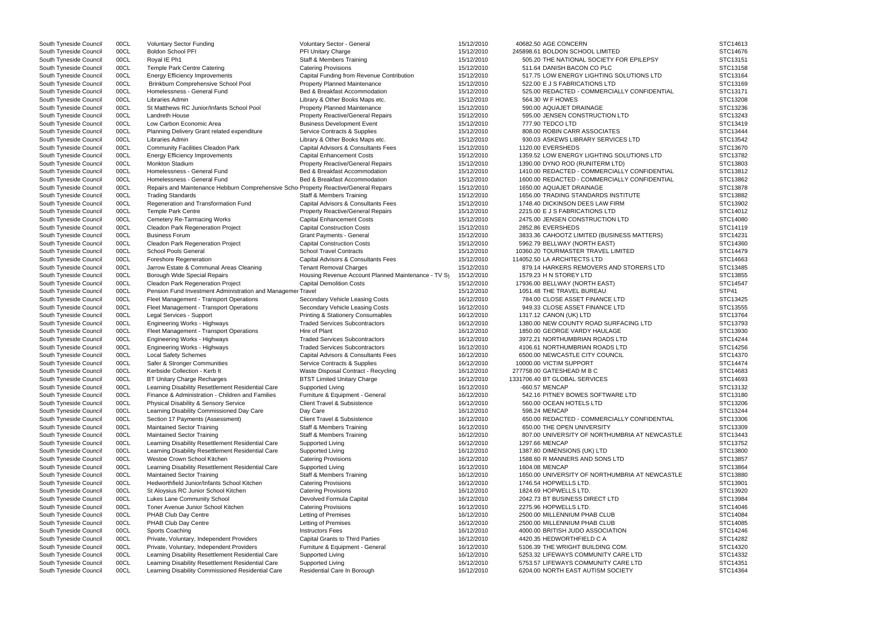| | | | | | | | |
|---|---|---|---|---|---|---|---|
| South Tyneside Council | 00CL | Voluntary Sector Funding | Voluntary Sector - General | 15/12/2010 | 40682.50 | AGE CONCERN | STC14613 |
| South Tyneside Council | 00CL | Boldon School PFI | PFI Unitary Charge | 15/12/2010 | 245898.61 | BOLDON SCHOOL LIMITED | STC14676 |
| South Tyneside Council | 00CL | Royal IE Ph1 | Staff & Members Training | 15/12/2010 | 505.20 | THE NATIONAL SOCIETY FOR EPILEPSY | STC13151 |
| South Tyneside Council | 00CL | Temple Park Centre Catering | Catering Provisions | 15/12/2010 | 511.64 | DANISH BACON CO PLC | STC13158 |
| South Tyneside Council | 00CL | Energy Efficiency Improvements | Capital Funding from Revenue Contribution | 15/12/2010 | 517.75 | LOW ENERGY LIGHTING SOLUTIONS LTD | STC13164 |
| South Tyneside Council | 00CL | Brinkburn Comprehensive School Pool | Property Planned Maintenance | 15/12/2010 | 522.00 | E J S FABRICATIONS LTD | STC13169 |
| South Tyneside Council | 00CL | Homelessness - General Fund | Bed & Breakfast Accommodation | 15/12/2010 | 525.00 | REDACTED - COMMERCIALLY CONFIDENTIAL | STC13171 |
| South Tyneside Council | 00CL | Libraries Admin | Library & Other Books Maps etc. | 15/12/2010 | 564.30 | W F HOWES | STC13208 |
| South Tyneside Council | 00CL | St Matthews RC Junior/Infants School Pool | Property Planned Maintenance | 15/12/2010 | 590.00 | AQUAJET DRAINAGE | STC13236 |
| South Tyneside Council | 00CL | Landreth House | Property Reactive/General Repairs | 15/12/2010 | 595.00 | JENSEN CONSTRUCTION LTD | STC13243 |
| South Tyneside Council | 00CL | Low Carbon Economic Area | Business Development Event | 15/12/2010 | 777.90 | TEDCO LTD | STC13419 |
| South Tyneside Council | 00CL | Planning Delivery Grant related expenditure | Service Contracts & Supplies | 15/12/2010 | 808.00 | ROBIN CARR ASSOCIATES | STC13444 |
| South Tyneside Council | 00CL | Libraries Admin | Library & Other Books Maps etc. | 15/12/2010 | 930.03 | ASKEWS LIBRARY SERVICES LTD | STC13542 |
| South Tyneside Council | 00CL | Community Facilities Cleadon Park | Capital Advisors & Consultants Fees | 15/12/2010 | 1120.00 | EVERSHEDS | STC13670 |
| South Tyneside Council | 00CL | Energy Efficiency Improvements | Capital Enhancement Costs | 15/12/2010 | 1359.52 | LOW ENERGY LIGHTING SOLUTIONS LTD | STC13782 |
| South Tyneside Council | 00CL | Monkton Stadium | Property Reactive/General Repairs | 15/12/2010 | 1390.00 | DYNO ROD (RUNITERM LTD) | STC13803 |
| South Tyneside Council | 00CL | Homelessness - General Fund | Bed & Breakfast Accommodation | 15/12/2010 | 1410.00 | REDACTED - COMMERCIALLY CONFIDENTIAL | STC13812 |
| South Tyneside Council | 00CL | Homelessness - General Fund | Bed & Breakfast Accommodation | 15/12/2010 | 1600.00 | REDACTED - COMMERCIALLY CONFIDENTIAL | STC13862 |
| South Tyneside Council | 00CL | Repairs and Maintenance Hebburn Comprehensive Scho | Property Reactive/General Repairs | 15/12/2010 | 1650.00 | AQUAJET DRAINAGE | STC13878 |
| South Tyneside Council | 00CL | Trading Standards | Staff & Members Training | 15/12/2010 | 1656.00 | TRADING STANDARDS INSTITUTE | STC13882 |
| South Tyneside Council | 00CL | Regeneration and Transformation Fund | Capital Advisors & Consultants Fees | 15/12/2010 | 1748.40 | DICKINSON DEES LAW FIRM | STC13902 |
| South Tyneside Council | 00CL | Temple Park Centre | Property Reactive/General Repairs | 15/12/2010 | 2215.00 | E J S FABRICATIONS LTD | STC14012 |
| South Tyneside Council | 00CL | Cemetery Re-Tarmacing Works | Capital Enhancement Costs | 15/12/2010 | 2475.00 | JENSEN CONSTRUCTION LTD | STC14080 |
| South Tyneside Council | 00CL | Cleadon Park Regeneration Project | Capital Construction Costs | 15/12/2010 | 2852.86 | EVERSHEDS | STC14119 |
| South Tyneside Council | 00CL | Business Forum | Grant Payments - General | 15/12/2010 | 3833.36 | CAHOOTZ LIMITED (BUSINESS MATTERS) | STC14231 |
| South Tyneside Council | 00CL | Cleadon Park Regeneration Project | Capital Construction Costs | 15/12/2010 | 5962.79 | BELLWAY (NORTH EAST) | STC14360 |
| South Tyneside Council | 00CL | School Pools General | School Travel Contracts | 15/12/2010 | 10360.20 | TOURMASTER TRAVEL LIMITED | STC14479 |
| South Tyneside Council | 00CL | Foreshore Regeneration | Capital Advisors & Consultants Fees | 15/12/2010 | 114052.50 | LA ARCHITECTS LTD | STC14663 |
| South Tyneside Council | 00CL | Jarrow Estate & Communal Areas Cleaning | Tenant Removal Charges | 15/12/2010 | 879.14 | HARKERS REMOVERS AND STORERS LTD | STC13485 |
| South Tyneside Council | 00CL | Borough Wide Special Repairs | Housing Revenue Account Planned Maintenance - TV Sy | 15/12/2010 | 1579.23 | H N STOREY LTD | STC13855 |
| South Tyneside Council | 00CL | Cleadon Park Regeneration Project | Capital Demolition Costs | 15/12/2010 | 17936.00 | BELLWAY (NORTH EAST) | STC14547 |
| South Tyneside Council | 00CL | Pension Fund Investment Administration and Managemer | Travel | 15/12/2010 | 1051.48 | THE TRAVEL BUREAU | STP41 |
| South Tyneside Council | 00CL | Fleet Management - Transport Operations | Secondary Vehicle Leasing Costs | 16/12/2010 | 784.00 | CLOSE ASSET FINANCE LTD | STC13425 |
| South Tyneside Council | 00CL | Fleet Management - Transport Operations | Secondary Vehicle Leasing Costs | 16/12/2010 | 949.33 | CLOSE ASSET FINANCE LTD | STC13555 |
| South Tyneside Council | 00CL | Legal Services - Support | Printing & Stationery Consumables | 16/12/2010 | 1317.12 | CANON (UK) LTD | STC13764 |
| South Tyneside Council | 00CL | Engineering Works - Highways | Traded Services Subcontractors | 16/12/2010 | 1380.00 | NEW COUNTY ROAD SURFACING LTD | STC13793 |
| South Tyneside Council | 00CL | Fleet Management - Transport Operations | Hire of Plant | 16/12/2010 | 1850.00 | GEORGE VARDY HAULAGE | STC13930 |
| South Tyneside Council | 00CL | Engineering Works - Highways | Traded Services Subcontractors | 16/12/2010 | 3972.21 | NORTHUMBRIAN ROADS LTD | STC14244 |
| South Tyneside Council | 00CL | Engineering Works - Highways | Traded Services Subcontractors | 16/12/2010 | 4106.61 | NORTHUMBRIAN ROADS LTD | STC14256 |
| South Tyneside Council | 00CL | Local Safety Schemes | Capital Advisors & Consultants Fees | 16/12/2010 | 6500.00 | NEWCASTLE CITY COUNCIL | STC14370 |
| South Tyneside Council | 00CL | Safer & Stronger Communities | Service Contracts & Supplies | 16/12/2010 | 10000.00 | VICTIM SUPPORT | STC14474 |
| South Tyneside Council | 00CL | Kerbside Collection - Kerb It | Waste Disposal Contract - Recycling | 16/12/2010 | 277758.00 | GATESHEAD M B C | STC14683 |
| South Tyneside Council | 00CL | BT Unitary Charge Recharges | BTST Limited Unitary Charge | 16/12/2010 | 1331706.40 | BT GLOBAL SERVICES | STC14693 |
| South Tyneside Council | 00CL | Learning Disability Resettlement Residential Care | Supported Living | 16/12/2010 | -660.57 | MENCAP | STC13132 |
| South Tyneside Council | 00CL | Finance & Administration - Children and Families | Furniture & Equipment - General | 16/12/2010 | 542.16 | PITNEY BOWES SOFTWARE LTD | STC13180 |
| South Tyneside Council | 00CL | Physical Disability & Sensory Service | Client Travel & Subsistence | 16/12/2010 | 560.00 | OCEAN HOTELS LTD | STC13206 |
| South Tyneside Council | 00CL | Learning Disability Commissioned Day Care | Day Care | 16/12/2010 | 598.24 | MENCAP | STC13244 |
| South Tyneside Council | 00CL | Section 17 Payments (Assessment) | Client Travel & Subsistence | 16/12/2010 | 650.00 | REDACTED - COMMERCIALLY CONFIDENTIAL | STC13306 |
| South Tyneside Council | 00CL | Maintained Sector Training | Staff & Members Training | 16/12/2010 | 650.00 | THE OPEN UNIVERSITY | STC13309 |
| South Tyneside Council | 00CL | Maintained Sector Training | Staff & Members Training | 16/12/2010 | 807.00 | UNIVERSITY OF NORTHUMBRIA AT NEWCASTLE | STC13443 |
| South Tyneside Council | 00CL | Learning Disability Resettlement Residential Care | Supported Living | 16/12/2010 | 1297.66 | MENCAP | STC13752 |
| South Tyneside Council | 00CL | Learning Disability Resettlement Residential Care | Supported Living | 16/12/2010 | 1387.80 | DIMENSIONS (UK) LTD | STC13800 |
| South Tyneside Council | 00CL | Westoe Crown School Kitchen | Catering Provisions | 16/12/2010 | 1588.60 | R MANNERS AND SONS LTD | STC13857 |
| South Tyneside Council | 00CL | Learning Disability Resettlement Residential Care | Supported Living | 16/12/2010 | 1604.08 | MENCAP | STC13864 |
| South Tyneside Council | 00CL | Maintained Sector Training | Staff & Members Training | 16/12/2010 | 1650.00 | UNIVERSITY OF NORTHUMBRIA AT NEWCASTLE | STC13880 |
| South Tyneside Council | 00CL | Hedworthfield Junior/Infants School Kitchen | Catering Provisions | 16/12/2010 | 1746.54 | HOPWELLS LTD. | STC13901 |
| South Tyneside Council | 00CL | St Aloysius RC Junior School Kitchen | Catering Provisions | 16/12/2010 | 1824.69 | HOPWELLS LTD. | STC13920 |
| South Tyneside Council | 00CL | Lukes Lane Community School | Devolved Formula Capital | 16/12/2010 | 2042.73 | BT BUSINESS DIRECT LTD | STC13984 |
| South Tyneside Council | 00CL | Toner Avenue Junior School Kitchen | Catering Provisions | 16/12/2010 | 2275.96 | HOPWELLS LTD. | STC14046 |
| South Tyneside Council | 00CL | PHAB Club Day Centre | Letting of Premises | 16/12/2010 | 2500.00 | MILLENNIUM PHAB CLUB | STC14084 |
| South Tyneside Council | 00CL | PHAB Club Day Centre | Letting of Premises | 16/12/2010 | 2500.00 | MILLENNIUM PHAB CLUB | STC14085 |
| South Tyneside Council | 00CL | Sports Coaching | Instructors Fees | 16/12/2010 | 4000.00 | BRITISH JUDO ASSOCIATION | STC14246 |
| South Tyneside Council | 00CL | Private, Voluntary, Independent Providers | Capital Grants to Third Parties | 16/12/2010 | 4420.35 | HEDWORTHFIELD C A | STC14282 |
| South Tyneside Council | 00CL | Private, Voluntary, Independent Providers | Furniture & Equipment - General | 16/12/2010 | 5106.39 | THE WRIGHT BUILDING COM. | STC14320 |
| South Tyneside Council | 00CL | Learning Disability Resettlement Residential Care | Supported Living | 16/12/2010 | 5253.32 | LIFEWAYS COMMUNITY CARE LTD | STC14332 |
| South Tyneside Council | 00CL | Learning Disability Resettlement Residential Care | Supported Living | 16/12/2010 | 5753.57 | LIFEWAYS COMMUNITY CARE LTD | STC14351 |
| South Tyneside Council | 00CL | Learning Disability Commissioned Residential Care | Residential Care In Borough | 16/12/2010 | 6204.00 | NORTH EAST AUTISM SOCIETY | STC14364 |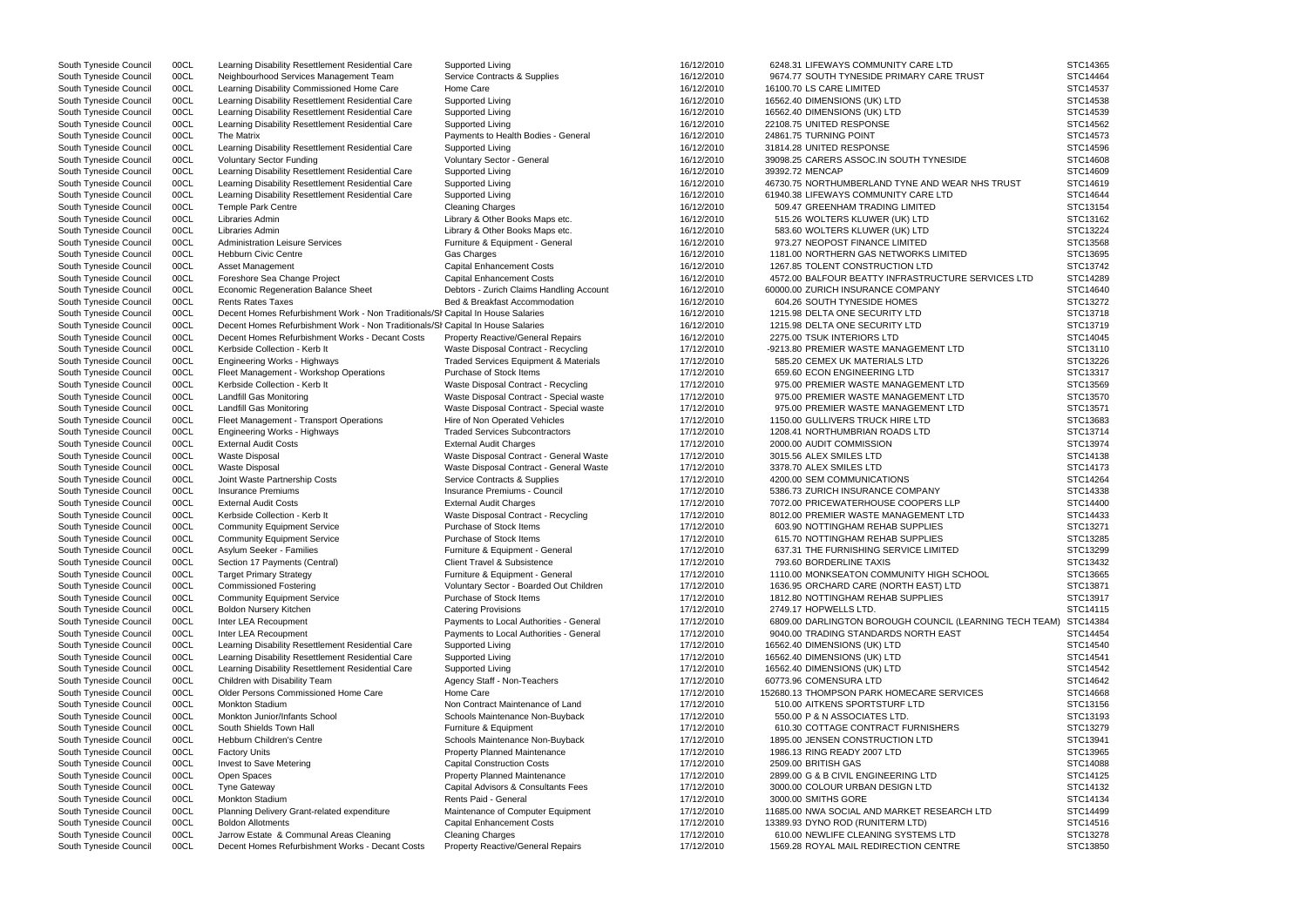| | | | | | | | |
|---|---|---|---|---|---|---|---|
| South Tyneside Council | 00CL | Learning Disability Resettlement Residential Care | Supported Living | 16/12/2010 | 6248.31 | LIFEWAYS COMMUNITY CARE LTD | STC14365 |
| South Tyneside Council | 00CL | Neighbourhood Services Management Team | Service Contracts & Supplies | 16/12/2010 | 9674.77 | SOUTH TYNESIDE PRIMARY CARE TRUST | STC14464 |
| South Tyneside Council | 00CL | Learning Disability Commissioned Home Care | Home Care | 16/12/2010 | 16100.70 | LS CARE LIMITED | STC14537 |
| South Tyneside Council | 00CL | Learning Disability Resettlement Residential Care | Supported Living | 16/12/2010 | 16562.40 | DIMENSIONS (UK) LTD | STC14538 |
| South Tyneside Council | 00CL | Learning Disability Resettlement Residential Care | Supported Living | 16/12/2010 | 16562.40 | DIMENSIONS (UK) LTD | STC14539 |
| South Tyneside Council | 00CL | Learning Disability Resettlement Residential Care | Supported Living | 16/12/2010 | 22108.75 | UNITED RESPONSE | STC14562 |
| South Tyneside Council | 00CL | The Matrix | Payments to Health Bodies - General | 16/12/2010 | 24861.75 | TURNING POINT | STC14573 |
| South Tyneside Council | 00CL | Learning Disability Resettlement Residential Care | Supported Living | 16/12/2010 | 31814.28 | UNITED RESPONSE | STC14596 |
| South Tyneside Council | 00CL | Voluntary Sector Funding | Voluntary Sector - General | 16/12/2010 | 39098.25 | CARERS ASSOC.IN SOUTH TYNESIDE | STC14608 |
| South Tyneside Council | 00CL | Learning Disability Resettlement Residential Care | Supported Living | 16/12/2010 | 39392.72 | MENCAP | STC14609 |
| South Tyneside Council | 00CL | Learning Disability Resettlement Residential Care | Supported Living | 16/12/2010 | 46730.75 | NORTHUMBERLAND TYNE AND WEAR NHS TRUST | STC14619 |
| South Tyneside Council | 00CL | Learning Disability Resettlement Residential Care | Supported Living | 16/12/2010 | 61940.38 | LIFEWAYS COMMUNITY CARE LTD | STC14644 |
| South Tyneside Council | 00CL | Temple Park Centre | Cleaning Charges | 16/12/2010 | 509.47 | GREENHAM TRADING LIMITED | STC13154 |
| South Tyneside Council | 00CL | Libraries Admin | Library & Other Books Maps etc. | 16/12/2010 | 515.26 | WOLTERS KLUWER (UK) LTD | STC13162 |
| South Tyneside Council | 00CL | Libraries Admin | Library & Other Books Maps etc. | 16/12/2010 | 583.60 | WOLTERS KLUWER (UK) LTD | STC13224 |
| South Tyneside Council | 00CL | Administration Leisure Services | Furniture & Equipment - General | 16/12/2010 | 973.27 | NEOPOST FINANCE LIMITED | STC13568 |
| South Tyneside Council | 00CL | Hebburn Civic Centre | Gas Charges | 16/12/2010 | 1181.00 | NORTHERN GAS NETWORKS LIMITED | STC13695 |
| South Tyneside Council | 00CL | Asset Management | Capital Enhancement Costs | 16/12/2010 | 1267.85 | TOLENT CONSTRUCTION LTD | STC13742 |
| South Tyneside Council | 00CL | Foreshore Sea Change Project | Capital Enhancement Costs | 16/12/2010 | 4572.00 | BALFOUR BEATTY INFRASTRUCTURE SERVICES LTD | STC14289 |
| South Tyneside Council | 00CL | Economic Regeneration Balance Sheet | Debtors - Zurich Claims Handling Account | 16/12/2010 | 60000.00 | ZURICH INSURANCE COMPANY | STC14640 |
| South Tyneside Council | 00CL | Rents Rates Taxes | Bed & Breakfast Accommodation | 16/12/2010 | 604.26 | SOUTH TYNESIDE HOMES | STC13272 |
| South Tyneside Council | 00CL | Decent Homes Refurbishment Work - Non Traditionals/SI | Capital In House Salaries | 16/12/2010 | 1215.98 | DELTA ONE SECURITY LTD | STC13718 |
| South Tyneside Council | 00CL | Decent Homes Refurbishment Work - Non Traditionals/SI | Capital In House Salaries | 16/12/2010 | 1215.98 | DELTA ONE SECURITY LTD | STC13719 |
| South Tyneside Council | 00CL | Decent Homes Refurbishment Works - Decant Costs | Property Reactive/General Repairs | 16/12/2010 | 2275.00 | TSUK INTERIORS LTD | STC14045 |
| South Tyneside Council | 00CL | Kerbside Collection - Kerb It | Waste Disposal Contract - Recycling | 17/12/2010 | -9213.80 | PREMIER WASTE MANAGEMENT LTD | STC13110 |
| South Tyneside Council | 00CL | Engineering Works - Highways | Traded Services Equipment & Materials | 17/12/2010 | 585.20 | CEMEX UK MATERIALS LTD | STC13226 |
| South Tyneside Council | 00CL | Fleet Management - Workshop Operations | Purchase of Stock Items | 17/12/2010 | 659.60 | ECON ENGINEERING LTD | STC13317 |
| South Tyneside Council | 00CL | Kerbside Collection - Kerb It | Waste Disposal Contract - Recycling | 17/12/2010 | 975.00 | PREMIER WASTE MANAGEMENT LTD | STC13569 |
| South Tyneside Council | 00CL | Landfill Gas Monitoring | Waste Disposal Contract - Special waste | 17/12/2010 | 975.00 | PREMIER WASTE MANAGEMENT LTD | STC13570 |
| South Tyneside Council | 00CL | Landfill Gas Monitoring | Waste Disposal Contract - Special waste | 17/12/2010 | 975.00 | PREMIER WASTE MANAGEMENT LTD | STC13571 |
| South Tyneside Council | 00CL | Fleet Management - Transport Operations | Hire of Non Operated Vehicles | 17/12/2010 | 1150.00 | GULLIVERS TRUCK HIRE LTD | STC13683 |
| South Tyneside Council | 00CL | Engineering Works - Highways | Traded Services Subcontractors | 17/12/2010 | 1208.41 | NORTHUMBRIAN ROADS LTD | STC13714 |
| South Tyneside Council | 00CL | External Audit Costs | External Audit Charges | 17/12/2010 | 2000.00 | AUDIT COMMISSION | STC13974 |
| South Tyneside Council | 00CL | Waste Disposal | Waste Disposal Contract - General Waste | 17/12/2010 | 3015.56 | ALEX SMILES LTD | STC14138 |
| South Tyneside Council | 00CL | Waste Disposal | Waste Disposal Contract - General Waste | 17/12/2010 | 3378.70 | ALEX SMILES LTD | STC14173 |
| South Tyneside Council | 00CL | Joint Waste Partnership Costs | Service Contracts & Supplies | 17/12/2010 | 4200.00 | SEM COMMUNICATIONS | STC14264 |
| South Tyneside Council | 00CL | Insurance Premiums | Insurance Premiums - Council | 17/12/2010 | 5386.73 | ZURICH INSURANCE COMPANY | STC14338 |
| South Tyneside Council | 00CL | External Audit Costs | External Audit Charges | 17/12/2010 | 7072.00 | PRICEWATERHOUSE COOPERS LLP | STC14400 |
| South Tyneside Council | 00CL | Kerbside Collection - Kerb It | Waste Disposal Contract - Recycling | 17/12/2010 | 8012.00 | PREMIER WASTE MANAGEMENT LTD | STC14433 |
| South Tyneside Council | 00CL | Community Equipment Service | Purchase of Stock Items | 17/12/2010 | 603.90 | NOTTINGHAM REHAB SUPPLIES | STC13271 |
| South Tyneside Council | 00CL | Community Equipment Service | Purchase of Stock Items | 17/12/2010 | 615.70 | NOTTINGHAM REHAB SUPPLIES | STC13285 |
| South Tyneside Council | 00CL | Asylum Seeker - Families | Furniture & Equipment - General | 17/12/2010 | 637.31 | THE FURNISHING SERVICE LIMITED | STC13299 |
| South Tyneside Council | 00CL | Section 17 Payments (Central) | Client Travel & Subsistence | 17/12/2010 | 793.60 | BORDERLINE TAXIS | STC13432 |
| South Tyneside Council | 00CL | Target Primary Strategy | Furniture & Equipment - General | 17/12/2010 | 1110.00 | MONKSEATON COMMUNITY HIGH SCHOOL | STC13665 |
| South Tyneside Council | 00CL | Commissioned Fostering | Voluntary Sector - Boarded Out Children | 17/12/2010 | 1636.95 | ORCHARD CARE (NORTH EAST) LTD | STC13871 |
| South Tyneside Council | 00CL | Community Equipment Service | Purchase of Stock Items | 17/12/2010 | 1812.80 | NOTTINGHAM REHAB SUPPLIES | STC13917 |
| South Tyneside Council | 00CL | Boldon Nursery Kitchen | Catering Provisions | 17/12/2010 | 2749.17 | HOPWELLS LTD. | STC14115 |
| South Tyneside Council | 00CL | Inter LEA Recoupment | Payments to Local Authorities - General | 17/12/2010 | 6809.00 | DARLINGTON BOROUGH COUNCIL (LEARNING TECH TEAM) | STC14384 |
| South Tyneside Council | 00CL | Inter LEA Recoupment | Payments to Local Authorities - General | 17/12/2010 | 9040.00 | TRADING STANDARDS NORTH EAST | STC14454 |
| South Tyneside Council | 00CL | Learning Disability Resettlement Residential Care | Supported Living | 17/12/2010 | 16562.40 | DIMENSIONS (UK) LTD | STC14540 |
| South Tyneside Council | 00CL | Learning Disability Resettlement Residential Care | Supported Living | 17/12/2010 | 16562.40 | DIMENSIONS (UK) LTD | STC14541 |
| South Tyneside Council | 00CL | Learning Disability Resettlement Residential Care | Supported Living | 17/12/2010 | 16562.40 | DIMENSIONS (UK) LTD | STC14542 |
| South Tyneside Council | 00CL | Children with Disability Team | Agency Staff - Non-Teachers | 17/12/2010 | 60773.96 | COMENSURA LTD | STC14642 |
| South Tyneside Council | 00CL | Older Persons Commissioned Home Care | Home Care | 17/12/2010 | 152680.13 | THOMPSON PARK HOMECARE SERVICES | STC14668 |
| South Tyneside Council | 00CL | Monkton Stadium | Non Contract Maintenance of Land | 17/12/2010 | 510.00 | AITKENS SPORTSTURF LTD | STC13156 |
| South Tyneside Council | 00CL | Monkton Junior/Infants School | Schools Maintenance Non-Buyback | 17/12/2010 | 550.00 | P & N ASSOCIATES LTD. | STC13193 |
| South Tyneside Council | 00CL | South Shields Town Hall | Furniture & Equipment | 17/12/2010 | 610.30 | COTTAGE CONTRACT FURNISHERS | STC13279 |
| South Tyneside Council | 00CL | Hebburn Children's Centre | Schools Maintenance Non-Buyback | 17/12/2010 | 1895.00 | JENSEN CONSTRUCTION LTD | STC13941 |
| South Tyneside Council | 00CL | Factory Units | Property Planned Maintenance | 17/12/2010 | 1986.13 | RING READY 2007 LTD | STC13965 |
| South Tyneside Council | 00CL | Invest to Save Metering | Capital Construction Costs | 17/12/2010 | 2509.00 | BRITISH GAS | STC14088 |
| South Tyneside Council | 00CL | Open Spaces | Property Planned Maintenance | 17/12/2010 | 2899.00 | G & B CIVIL ENGINEERING LTD | STC14125 |
| South Tyneside Council | 00CL | Tyne Gateway | Capital Advisors & Consultants Fees | 17/12/2010 | 3000.00 | COLOUR URBAN DESIGN LTD | STC14132 |
| South Tyneside Council | 00CL | Monkton Stadium | Rents Paid - General | 17/12/2010 | 3000.00 | SMITHS GORE | STC14134 |
| South Tyneside Council | 00CL | Planning Delivery Grant-related expenditure | Maintenance of Computer Equipment | 17/12/2010 | 11685.00 | NWA SOCIAL AND MARKET RESEARCH LTD | STC14499 |
| South Tyneside Council | 00CL | Boldon Allotments | Capital Enhancement Costs | 17/12/2010 | 13389.93 | DYNO ROD (RUNITERM LTD) | STC14516 |
| South Tyneside Council | 00CL | Jarrow Estate & Communal Areas Cleaning | Cleaning Charges | 17/12/2010 | 610.00 | NEWLIFE CLEANING SYSTEMS LTD | STC13278 |
| South Tyneside Council | 00CL | Decent Homes Refurbishment Works - Decant Costs | Property Reactive/General Repairs | 17/12/2010 | 1569.28 | ROYAL MAIL REDIRECTION CENTRE | STC13850 |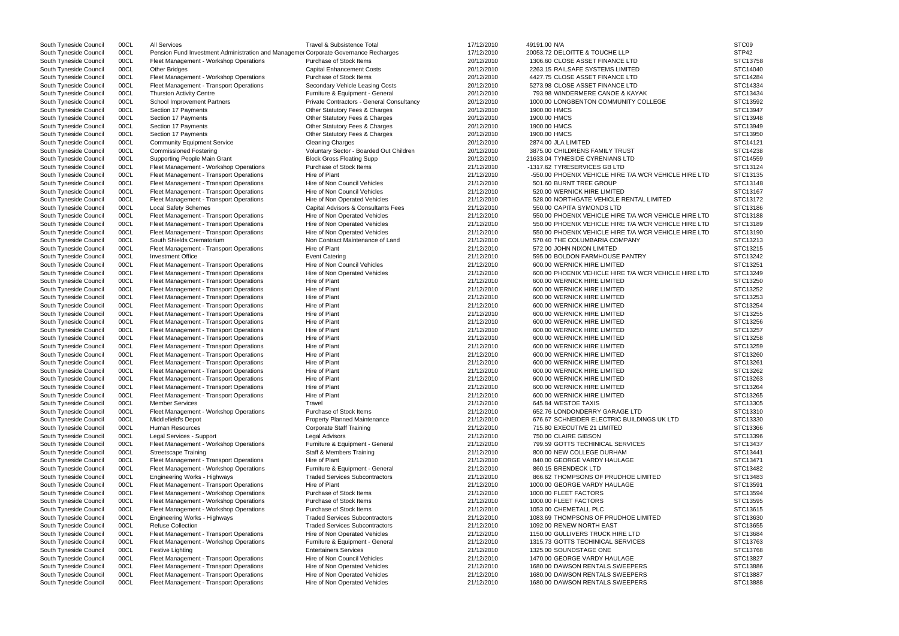| | | | | | | | |
|---|---|---|---|---|---|---|---|
| South Tyneside Council | 00CL | All Services | Travel & Subsistence Total | 17/12/2010 | 49191.00 | N/A | STC09 |
| South Tyneside Council | 00CL | Pension Fund Investment Administration and Managemer | Corporate Governance Recharges | 17/12/2010 | 20053.72 | DELOITTE & TOUCHE LLP | STP42 |
| South Tyneside Council | 00CL | Fleet Management - Workshop Operations | Purchase of Stock Items | 20/12/2010 | 1306.60 | CLOSE ASSET FINANCE LTD | STC13758 |
| South Tyneside Council | 00CL | Other Bridges | Capital Enhancement Costs | 20/12/2010 | 2263.15 | RAILSAFE SYSTEMS LIMITED | STC14040 |
| South Tyneside Council | 00CL | Fleet Management - Workshop Operations | Purchase of Stock Items | 20/12/2010 | 4427.75 | CLOSE ASSET FINANCE LTD | STC14284 |
| South Tyneside Council | 00CL | Fleet Management - Transport Operations | Secondary Vehicle Leasing Costs | 20/12/2010 | 5273.98 | CLOSE ASSET FINANCE LTD | STC14334 |
| South Tyneside Council | 00CL | Thurston Activity Centre | Furniture & Equipment - General | 20/12/2010 | 793.98 | WINDERMERE CANOE & KAYAK | STC13434 |
| South Tyneside Council | 00CL | School Improvement Partners | Private Contractors - General Consultancy | 20/12/2010 | 1000.00 | LONGBENTON COMMUNITY COLLEGE | STC13592 |
| South Tyneside Council | 00CL | Section 17 Payments | Other Statutory Fees & Charges | 20/12/2010 | 1900.00 | HMCS | STC13947 |
| South Tyneside Council | 00CL | Section 17 Payments | Other Statutory Fees & Charges | 20/12/2010 | 1900.00 | HMCS | STC13948 |
| South Tyneside Council | 00CL | Section 17 Payments | Other Statutory Fees & Charges | 20/12/2010 | 1900.00 | HMCS | STC13949 |
| South Tyneside Council | 00CL | Section 17 Payments | Other Statutory Fees & Charges | 20/12/2010 | 1900.00 | HMCS | STC13950 |
| South Tyneside Council | 00CL | Community Equipment Service | Cleaning Charges | 20/12/2010 | 2874.00 | JLA LIMITED | STC14121 |
| South Tyneside Council | 00CL | Commissioned Fostering | Voluntary Sector - Boarded Out Children | 20/12/2010 | 3875.00 | CHILDRENS FAMILY TRUST | STC14238 |
| South Tyneside Council | 00CL | Supporting People Main Grant | Block Gross Floating Supp | 20/12/2010 | 21633.04 | TYNESIDE CYRENIANS LTD | STC14559 |
| South Tyneside Council | 00CL | Fleet Management - Workshop Operations | Purchase of Stock Items | 21/12/2010 | -1317.62 | TYRESERVICES GB LTD | STC13124 |
| South Tyneside Council | 00CL | Fleet Management - Transport Operations | Hire of Plant | 21/12/2010 | -550.00 | PHOENIX VEHICLE HIRE T/A WCR VEHICLE HIRE LTD | STC13135 |
| South Tyneside Council | 00CL | Fleet Management - Transport Operations | Hire of Non Council Vehicles | 21/12/2010 | 501.60 | BURNT TREE GROUP | STC13148 |
| South Tyneside Council | 00CL | Fleet Management - Transport Operations | Hire of Non Council Vehicles | 21/12/2010 | 520.00 | WERNICK HIRE LIMITED | STC13167 |
| South Tyneside Council | 00CL | Fleet Management - Transport Operations | Hire of Non Operated Vehicles | 21/12/2010 | 528.00 | NORTHGATE VEHICLE RENTAL LIMITED | STC13172 |
| South Tyneside Council | 00CL | Local Safety Schemes | Capital Advisors & Consultants Fees | 21/12/2010 | 550.00 | CAPITA SYMONDS LTD | STC13186 |
| South Tyneside Council | 00CL | Fleet Management - Transport Operations | Hire of Non Operated Vehicles | 21/12/2010 | 550.00 | PHOENIX VEHICLE HIRE T/A WCR VEHICLE HIRE LTD | STC13188 |
| South Tyneside Council | 00CL | Fleet Management - Transport Operations | Hire of Non Operated Vehicles | 21/12/2010 | 550.00 | PHOENIX VEHICLE HIRE T/A WCR VEHICLE HIRE LTD | STC13189 |
| South Tyneside Council | 00CL | Fleet Management - Transport Operations | Hire of Non Operated Vehicles | 21/12/2010 | 550.00 | PHOENIX VEHICLE HIRE T/A WCR VEHICLE HIRE LTD | STC13190 |
| South Tyneside Council | 00CL | South Shields Crematorium | Non Contract Maintenance of Land | 21/12/2010 | 570.40 | THE COLUMBARIA COMPANY | STC13213 |
| South Tyneside Council | 00CL | Fleet Management - Transport Operations | Hire of Plant | 21/12/2010 | 572.00 | JOHN NIXON LIMITED | STC13215 |
| South Tyneside Council | 00CL | Investment Office | Event Catering | 21/12/2010 | 595.00 | BOLDON FARMHOUSE PANTRY | STC13242 |
| South Tyneside Council | 00CL | Fleet Management - Transport Operations | Hire of Non Council Vehicles | 21/12/2010 | 600.00 | WERNICK HIRE LIMITED | STC13251 |
| South Tyneside Council | 00CL | Fleet Management - Transport Operations | Hire of Non Operated Vehicles | 21/12/2010 | 600.00 | PHOENIX VEHICLE HIRE T/A WCR VEHICLE HIRE LTD | STC13249 |
| South Tyneside Council | 00CL | Fleet Management - Transport Operations | Hire of Plant | 21/12/2010 | 600.00 | WERNICK HIRE LIMITED | STC13250 |
| South Tyneside Council | 00CL | Fleet Management - Transport Operations | Hire of Plant | 21/12/2010 | 600.00 | WERNICK HIRE LIMITED | STC13252 |
| South Tyneside Council | 00CL | Fleet Management - Transport Operations | Hire of Plant | 21/12/2010 | 600.00 | WERNICK HIRE LIMITED | STC13253 |
| South Tyneside Council | 00CL | Fleet Management - Transport Operations | Hire of Plant | 21/12/2010 | 600.00 | WERNICK HIRE LIMITED | STC13254 |
| South Tyneside Council | 00CL | Fleet Management - Transport Operations | Hire of Plant | 21/12/2010 | 600.00 | WERNICK HIRE LIMITED | STC13255 |
| South Tyneside Council | 00CL | Fleet Management - Transport Operations | Hire of Plant | 21/12/2010 | 600.00 | WERNICK HIRE LIMITED | STC13256 |
| South Tyneside Council | 00CL | Fleet Management - Transport Operations | Hire of Plant | 21/12/2010 | 600.00 | WERNICK HIRE LIMITED | STC13257 |
| South Tyneside Council | 00CL | Fleet Management - Transport Operations | Hire of Plant | 21/12/2010 | 600.00 | WERNICK HIRE LIMITED | STC13258 |
| South Tyneside Council | 00CL | Fleet Management - Transport Operations | Hire of Plant | 21/12/2010 | 600.00 | WERNICK HIRE LIMITED | STC13259 |
| South Tyneside Council | 00CL | Fleet Management - Transport Operations | Hire of Plant | 21/12/2010 | 600.00 | WERNICK HIRE LIMITED | STC13260 |
| South Tyneside Council | 00CL | Fleet Management - Transport Operations | Hire of Plant | 21/12/2010 | 600.00 | WERNICK HIRE LIMITED | STC13261 |
| South Tyneside Council | 00CL | Fleet Management - Transport Operations | Hire of Plant | 21/12/2010 | 600.00 | WERNICK HIRE LIMITED | STC13262 |
| South Tyneside Council | 00CL | Fleet Management - Transport Operations | Hire of Plant | 21/12/2010 | 600.00 | WERNICK HIRE LIMITED | STC13263 |
| South Tyneside Council | 00CL | Fleet Management - Transport Operations | Hire of Plant | 21/12/2010 | 600.00 | WERNICK HIRE LIMITED | STC13264 |
| South Tyneside Council | 00CL | Fleet Management - Transport Operations | Hire of Plant | 21/12/2010 | 600.00 | WERNICK HIRE LIMITED | STC13265 |
| South Tyneside Council | 00CL | Member Services | Travel | 21/12/2010 | 645.84 | WESTOE TAXIS | STC13305 |
| South Tyneside Council | 00CL | Fleet Management - Workshop Operations | Purchase of Stock Items | 21/12/2010 | 652.76 | LONDONDERRY GARAGE LTD | STC13310 |
| South Tyneside Council | 00CL | Middlefield's Depot | Property Planned Maintenance | 21/12/2010 | 676.67 | SCHNEIDER ELECTRIC BUILDINGS UK LTD | STC13330 |
| South Tyneside Council | 00CL | Human Resources | Corporate Staff Training | 21/12/2010 | 715.80 | EXECUTIVE 21 LIMITED | STC13366 |
| South Tyneside Council | 00CL | Legal Services - Support | Legal Advisors | 21/12/2010 | 750.00 | CLAIRE GIBSON | STC13396 |
| South Tyneside Council | 00CL | Fleet Management - Workshop Operations | Furniture & Equipment - General | 21/12/2010 | 799.59 | GOTTS TECHINICAL SERVICES | STC13437 |
| South Tyneside Council | 00CL | Streetscape Training | Staff & Members Training | 21/12/2010 | 800.00 | NEW COLLEGE DURHAM | STC13441 |
| South Tyneside Council | 00CL | Fleet Management - Transport Operations | Hire of Plant | 21/12/2010 | 840.00 | GEORGE VARDY HAULAGE | STC13471 |
| South Tyneside Council | 00CL | Fleet Management - Workshop Operations | Furniture & Equipment - General | 21/12/2010 | 860.15 | BRENDECK LTD | STC13482 |
| South Tyneside Council | 00CL | Engineering Works - Highways | Traded Services Subcontractors | 21/12/2010 | 866.62 | THOMPSONS OF PRUDHOE LIMITED | STC13483 |
| South Tyneside Council | 00CL | Fleet Management - Transport Operations | Hire of Plant | 21/12/2010 | 1000.00 | GEORGE VARDY HAULAGE | STC13591 |
| South Tyneside Council | 00CL | Fleet Management - Workshop Operations | Purchase of Stock Items | 21/12/2010 | 1000.00 | FLEET FACTORS | STC13594 |
| South Tyneside Council | 00CL | Fleet Management - Workshop Operations | Purchase of Stock Items | 21/12/2010 | 1000.00 | FLEET FACTORS | STC13595 |
| South Tyneside Council | 00CL | Fleet Management - Workshop Operations | Purchase of Stock Items | 21/12/2010 | 1053.00 | CHEMETALL PLC | STC13615 |
| South Tyneside Council | 00CL | Engineering Works - Highways | Traded Services Subcontractors | 21/12/2010 | 1083.69 | THOMPSONS OF PRUDHOE LIMITED | STC13630 |
| South Tyneside Council | 00CL | Refuse Collection | Traded Services Subcontractors | 21/12/2010 | 1092.00 | RENEW NORTH EAST | STC13655 |
| South Tyneside Council | 00CL | Fleet Management - Transport Operations | Hire of Non Operated Vehicles | 21/12/2010 | 1150.00 | GULLIVERS TRUCK HIRE LTD | STC13684 |
| South Tyneside Council | 00CL | Fleet Management - Workshop Operations | Furniture & Equipment - General | 21/12/2010 | 1315.73 | GOTTS TECHINICAL SERVICES | STC13763 |
| South Tyneside Council | 00CL | Festive Lighting | Entertainers Services | 21/12/2010 | 1325.00 | SOUNDSTAGE ONE | STC13768 |
| South Tyneside Council | 00CL | Fleet Management - Transport Operations | Hire of Non Council Vehicles | 21/12/2010 | 1470.00 | GEORGE VARDY HAULAGE | STC13827 |
| South Tyneside Council | 00CL | Fleet Management - Transport Operations | Hire of Non Operated Vehicles | 21/12/2010 | 1680.00 | DAWSON RENTALS SWEEPERS | STC13886 |
| South Tyneside Council | 00CL | Fleet Management - Transport Operations | Hire of Non Operated Vehicles | 21/12/2010 | 1680.00 | DAWSON RENTALS SWEEPERS | STC13887 |
| South Tyneside Council | 00CL | Fleet Management - Transport Operations | Hire of Non Operated Vehicles | 21/12/2010 | 1680.00 | DAWSON RENTALS SWEEPERS | STC13888 |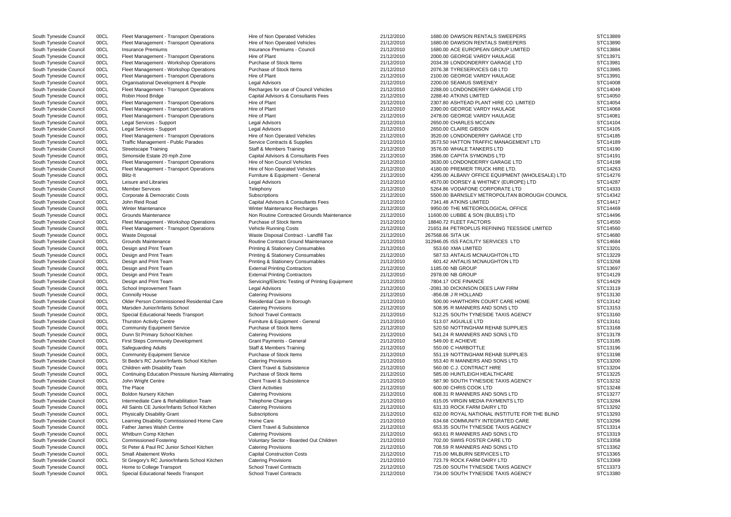| | | | | | | | |
|---|---|---|---|---|---|---|---|
| South Tyneside Council | 00CL | Fleet Management - Transport Operations | Hire of Non Operated Vehicles | 21/12/2010 | 1680.00 | DAWSON RENTALS SWEEPERS | STC13889 |
| South Tyneside Council | 00CL | Fleet Management - Transport Operations | Hire of Non Operated Vehicles | 21/12/2010 | 1680.00 | DAWSON RENTALS SWEEPERS | STC13890 |
| South Tyneside Council | 00CL | Insurance Premiums | Insurance Premiums - Council | 21/12/2010 | 1680.00 | ACE EUROPEAN GROUP LIMITED | STC13884 |
| South Tyneside Council | 00CL | Fleet Management - Transport Operations | Hire of Plant | 21/12/2010 | 2000.00 | GEORGE VARDY HAULAGE | STC13971 |
| South Tyneside Council | 00CL | Fleet Management - Workshop Operations | Purchase of Stock Items | 21/12/2010 | 2034.39 | LONDONDERRY GARAGE LTD | STC13981 |
| South Tyneside Council | 00CL | Fleet Management - Workshop Operations | Purchase of Stock Items | 21/12/2010 | 2076.38 | TYRESERVICES GB LTD | STC13985 |
| South Tyneside Council | 00CL | Fleet Management - Transport Operations | Hire of Plant | 21/12/2010 | 2100.00 | GEORGE VARDY HAULAGE | STC13991 |
| South Tyneside Council | 00CL | Organisational Development & People | Legal Advisors | 21/12/2010 | 2200.00 | SEAMUS SWEENEY | STC14008 |
| South Tyneside Council | 00CL | Fleet Management - Transport Operations | Recharges for use of Council Vehicles | 21/12/2010 | 2288.00 | LONDONDERRY GARAGE LTD | STC14049 |
| South Tyneside Council | 00CL | Robin Hood Bridge | Capital Advisors & Consultants Fees | 21/12/2010 | 2288.40 | ATKINS LIMITED | STC14050 |
| South Tyneside Council | 00CL | Fleet Management - Transport Operations | Hire of Plant | 21/12/2010 | 2307.80 | ASHTEAD PLANT HIRE CO. LIMITED | STC14054 |
| South Tyneside Council | 00CL | Fleet Management - Transport Operations | Hire of Plant | 21/12/2010 | 2390.00 | GEORGE VARDY HAULAGE | STC14068 |
| South Tyneside Council | 00CL | Fleet Management - Transport Operations | Hire of Plant | 21/12/2010 | 2478.00 | GEORGE VARDY HAULAGE | STC14081 |
| South Tyneside Council | 00CL | Legal Services - Support | Legal Advisors | 21/12/2010 | 2650.00 | CHARLES MCCAIN | STC14104 |
| South Tyneside Council | 00CL | Legal Services - Support | Legal Advisors | 21/12/2010 | 2650.00 | CLAIRE GIBSON | STC14105 |
| South Tyneside Council | 00CL | Fleet Management - Transport Operations | Hire of Non Operated Vehicles | 21/12/2010 | 3520.00 | LONDONDERRY GARAGE LTD | STC14185 |
| South Tyneside Council | 00CL | Traffic Management - Public Parades | Service Contracts & Supplies | 21/12/2010 | 3573.50 | HATTON TRAFFIC MANAGEMENT LTD | STC14189 |
| South Tyneside Council | 00CL | Streetscape Training | Staff & Members Training | 21/12/2010 | 3576.00 | WHALE TANKERS LTD | STC14190 |
| South Tyneside Council | 00CL | Simonside Estate 20 mph Zone | Capital Advisors & Consultants Fees | 21/12/2010 | 3586.00 | CAPITA SYMONDS LTD | STC14191 |
| South Tyneside Council | 00CL | Fleet Management - Transport Operations | Hire of Non Council Vehicles | 21/12/2010 | 3630.00 | LONDONDERRY GARAGE LTD | STC14198 |
| South Tyneside Council | 00CL | Fleet Management - Transport Operations | Hire of Non Operated Vehicles | 21/12/2010 | 4180.00 | PREMIER TRUCK HIRE LTD. | STC14263 |
| South Tyneside Council | 00CL | Blitz-It | Furniture & Equipment - General | 21/12/2010 | 4295.00 | ALBANY OFFICE EQUIPMENT (WHOLESALE) LTD | STC14276 |
| South Tyneside Council | 00CL | Leisure and Libraries | Legal Advisors | 21/12/2010 | 4570.00 | DORSEY & WHITNEY (EUROPE) LTD | STC14287 |
| South Tyneside Council | 00CL | Member Services | Telephony | 21/12/2010 | 5264.86 | VODAFONE CORPORATE LTD | STC14333 |
| South Tyneside Council | 00CL | Corporate & Democratic Costs | Subscriptions | 21/12/2010 | 5500.00 | BARNSLEY METROPOLITAN BOROUGH COUNCIL | STC14342 |
| South Tyneside Council | 00CL | John Reid Road | Capital Advisors & Consultants Fees | 21/12/2010 | 7341.48 | ATKINS LIMITED | STC14417 |
| South Tyneside Council | 00CL | Winter Maintenance | Winter Maintenance Recharges | 21/12/2010 | 9950.00 | THE METEOROLOGICAL OFFICE | STC14469 |
| South Tyneside Council | 00CL | Grounds Maintenance | Non Routine Contracted Grounds Maintenance | 21/12/2010 | 11600.00 | LUBBE & SON (BULBS) LTD | STC14496 |
| South Tyneside Council | 00CL | Fleet Management - Workshop Operations | Purchase of Stock Items | 21/12/2010 | 18840.72 | FLEET FACTORS | STC14550 |
| South Tyneside Council | 00CL | Fleet Management - Transport Operations | Vehicle Running Costs | 21/12/2010 | 21651.84 | PETROPLUS REFINING TEESSIDE LIMITED | STC14560 |
| South Tyneside Council | 00CL | Waste Disposal | Waste Disposal Contract - Landfill Tax | 21/12/2010 | 267568.66 | SITA UK | STC14680 |
| South Tyneside Council | 00CL | Grounds Maintenance | Routine Contract Ground Maintenance | 21/12/2010 | 312946.05 | ISS FACILITY SERVICES LTD | STC14684 |
| South Tyneside Council | 00CL | Design and Print Team | Printing & Stationery Consumables | 21/12/2010 | 553.60 | XMA LIMITED | STC13201 |
| South Tyneside Council | 00CL | Design and Print Team | Printing & Stationery Consumables | 21/12/2010 | 587.53 | ANTALIS MCNAUGHTON LTD | STC13229 |
| South Tyneside Council | 00CL | Design and Print Team | Printing & Stationery Consumables | 21/12/2010 | 601.42 | ANTALIS MCNAUGHTON LTD | STC13268 |
| South Tyneside Council | 00CL | Design and Print Team | External Printing Contractors | 21/12/2010 | 1185.00 | NB GROUP | STC13697 |
| South Tyneside Council | 00CL | Design and Print Team | External Printing Contractors | 21/12/2010 | 2978.00 | NB GROUP | STC14129 |
| South Tyneside Council | 00CL | Design and Print Team | Servicing/Electric Testing of Printing Equipment | 21/12/2010 | 7804.17 | OCE FINANCE | STC14429 |
| South Tyneside Council | 00CL | School Improvement Team | Legal Advisors | 21/12/2010 | -2081.30 | DICKINSON DEES LAW FIRM | STC13119 |
| South Tyneside Council | 00CL | Connolly House | Catering Provisions | 21/12/2010 | -856.08 | J R HOLLAND | STC13130 |
| South Tyneside Council | 00CL | Older Person Commissioned Residential Care | Residential Care In Borough | 21/12/2010 | 500.00 | HAWTHORN COURT CARE HOME | STC13142 |
| South Tyneside Council | 00CL | Marsden Junior/Infants School | Catering Provisions | 21/12/2010 | 508.95 | R MANNERS AND SONS LTD | STC13153 |
| South Tyneside Council | 00CL | Special Educational Needs Transport | School Travel Contracts | 21/12/2010 | 512.25 | SOUTH TYNESIDE TAXIS AGENCY | STC13160 |
| South Tyneside Council | 00CL | Thurston Activity Centre | Furniture & Equipment - General | 21/12/2010 | 513.07 | AIGUILLE LTD | STC13161 |
| South Tyneside Council | 00CL | Community Equipment Service | Purchase of Stock Items | 21/12/2010 | 520.50 | NOTTINGHAM REHAB SUPPLIES | STC13168 |
| South Tyneside Council | 00CL | Dunn St Primary School Kitchen | Catering Provisions | 21/12/2010 | 541.24 | R MANNERS AND SONS LTD | STC13178 |
| South Tyneside Council | 00CL | First Steps Community Development | Grant Payments - General | 21/12/2010 | 549.00 | E ACHIEVE | STC13185 |
| South Tyneside Council | 00CL | Safeguarding Adults | Staff & Members Training | 21/12/2010 | 550.00 | C HARBOTTLE | STC13196 |
| South Tyneside Council | 00CL | Community Equipment Service | Purchase of Stock Items | 21/12/2010 | 551.19 | NOTTINGHAM REHAB SUPPLIES | STC13198 |
| South Tyneside Council | 00CL | St Bede's RC Junior/Infants School Kitchen | Catering Provisions | 21/12/2010 | 553.40 | R MANNERS AND SONS LTD | STC13200 |
| South Tyneside Council | 00CL | Children with Disability Team | Client Travel & Subsistence | 21/12/2010 | 560.00 | C.J. CONTRACT HIRE | STC13204 |
| South Tyneside Council | 00CL | Continuing Education Pressure Nursing Alternating | Purchase of Stock Items | 21/12/2010 | 585.00 | HUNTLEIGH HEALTHCARE | STC13225 |
| South Tyneside Council | 00CL | John Wright Centre | Client Travel & Subsistence | 21/12/2010 | 587.90 | SOUTH TYNESIDE TAXIS AGENCY | STC13232 |
| South Tyneside Council | 00CL | The Place | Client Activities | 21/12/2010 | 600.00 | CHRIS COOK LTD | STC13248 |
| South Tyneside Council | 00CL | Boldon Nursery Kitchen | Catering Provisions | 21/12/2010 | 608.31 | R MANNERS AND SONS LTD | STC13277 |
| South Tyneside Council | 00CL | Intermediate Care & Rehabilitation Team | Telephone Charges | 21/12/2010 | 615.05 | VIRGIN MEDIA PAYMENTS LTD | STC13284 |
| South Tyneside Council | 00CL | All Saints CE Junior/Infants School Kitchen | Catering Provisions | 21/12/2010 | 631.33 | ROCK FARM DAIRY LTD | STC13292 |
| South Tyneside Council | 00CL | Physically Disability Grant | Subscriptions | 21/12/2010 | 632.00 | ROYAL NATIONAL INSTITUTE FOR THE BLIND | STC13293 |
| South Tyneside Council | 00CL | Learning Disability Commissioned Home Care | Home Care | 21/12/2010 | 634.68 | COMMUNITY INTEGRATED CARE | STC13296 |
| South Tyneside Council | 00CL | Father James Walsh Centre | Client Travel & Subsistence | 21/12/2010 | 653.35 | SOUTH TYNESIDE TAXIS AGENCY | STC13314 |
| South Tyneside Council | 00CL | Whitburn Comp Kitchen | Catering Provisions | 21/12/2010 | 663.61 | R MANNERS AND SONS LTD | STC13319 |
| South Tyneside Council | 00CL | Commissioned Fostering | Voluntary Sector - Boarded Out Children | 21/12/2010 | 702.00 | SWIIS FOSTER CARE LTD | STC13358 |
| South Tyneside Council | 00CL | St Peter & Paul RC Junior School Kitchen | Catering Provisions | 21/12/2010 | 708.59 | R MANNERS AND SONS LTD | STC13362 |
| South Tyneside Council | 00CL | Small Abatement Works | Capital Construction Costs | 21/12/2010 | 715.00 | MILBURN SERVICES LTD | STC13365 |
| South Tyneside Council | 00CL | St Gregory's RC Junior/Infants School Kitchen | Catering Provisions | 21/12/2010 | 723.79 | ROCK FARM DAIRY LTD | STC13369 |
| South Tyneside Council | 00CL | Home to College Transport | School Travel Contracts | 21/12/2010 | 725.00 | SOUTH TYNESIDE TAXIS AGENCY | STC13373 |
| South Tyneside Council | 00CL | Special Educational Needs Transport | School Travel Contracts | 21/12/2010 | 734.00 | SOUTH TYNESIDE TAXIS AGENCY | STC13380 |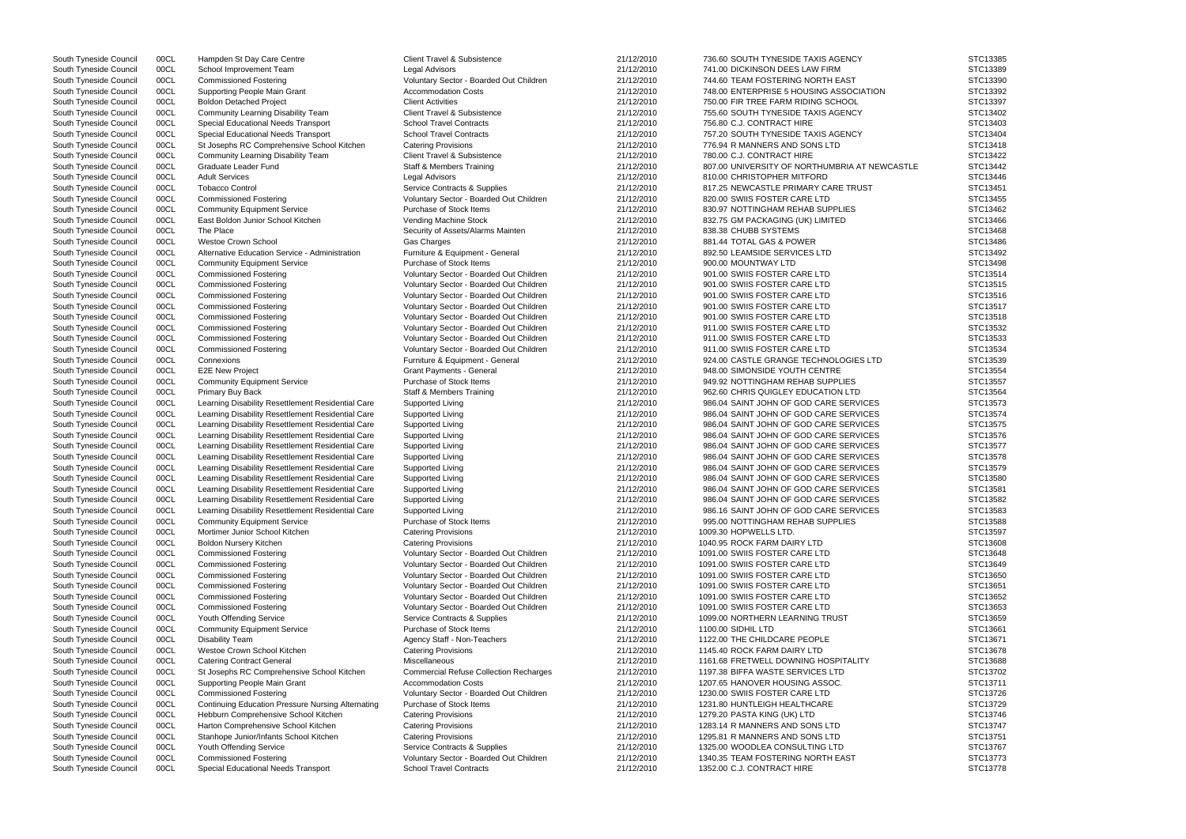| | | | | | | | |
|---|---|---|---|---|---|---|---|
| South Tyneside Council | 00CL | Hampden St Day Care Centre | Client Travel & Subsistence | 21/12/2010 | 736.60 | SOUTH TYNESIDE TAXIS AGENCY | STC13385 |
| South Tyneside Council | 00CL | School Improvement Team | Legal Advisors | 21/12/2010 | 741.00 | DICKINSON DEES LAW FIRM | STC13389 |
| South Tyneside Council | 00CL | Commissioned Fostering | Voluntary Sector - Boarded Out Children | 21/12/2010 | 744.60 | TEAM FOSTERING NORTH EAST | STC13390 |
| South Tyneside Council | 00CL | Supporting People Main Grant | Accommodation Costs | 21/12/2010 | 748.00 | ENTERPRISE 5 HOUSING ASSOCIATION | STC13392 |
| South Tyneside Council | 00CL | Boldon Detached Project | Client Activities | 21/12/2010 | 750.00 | FIR TREE FARM RIDING SCHOOL | STC13397 |
| South Tyneside Council | 00CL | Community Learning Disability Team | Client Travel & Subsistence | 21/12/2010 | 755.60 | SOUTH TYNESIDE TAXIS AGENCY | STC13402 |
| South Tyneside Council | 00CL | Special Educational Needs Transport | School Travel Contracts | 21/12/2010 | 756.80 | C.J. CONTRACT HIRE | STC13403 |
| South Tyneside Council | 00CL | Special Educational Needs Transport | School Travel Contracts | 21/12/2010 | 757.20 | SOUTH TYNESIDE TAXIS AGENCY | STC13404 |
| South Tyneside Council | 00CL | St Josephs RC Comprehensive School Kitchen | Catering Provisions | 21/12/2010 | 776.94 | R MANNERS AND SONS LTD | STC13418 |
| South Tyneside Council | 00CL | Community Learning Disability Team | Client Travel & Subsistence | 21/12/2010 | 780.00 | C.J. CONTRACT HIRE | STC13422 |
| South Tyneside Council | 00CL | Graduate Leader Fund | Staff & Members Training | 21/12/2010 | 807.00 | UNIVERSITY OF NORTHUMBRIA AT NEWCASTLE | STC13442 |
| South Tyneside Council | 00CL | Adult Services | Legal Advisors | 21/12/2010 | 810.00 | CHRISTOPHER MITFORD | STC13446 |
| South Tyneside Council | 00CL | Tobacco Control | Service Contracts & Supplies | 21/12/2010 | 817.25 | NEWCASTLE PRIMARY CARE TRUST | STC13451 |
| South Tyneside Council | 00CL | Commissioned Fostering | Voluntary Sector - Boarded Out Children | 21/12/2010 | 820.00 | SWIIS FOSTER CARE LTD | STC13455 |
| South Tyneside Council | 00CL | Community Equipment Service | Purchase of Stock Items | 21/12/2010 | 830.97 | NOTTINGHAM REHAB SUPPLIES | STC13462 |
| South Tyneside Council | 00CL | East Boldon Junior School Kitchen | Vending Machine Stock | 21/12/2010 | 832.75 | GM PACKAGING (UK) LIMITED | STC13466 |
| South Tyneside Council | 00CL | The Place | Security of Assets/Alarms Mainten | 21/12/2010 | 838.38 | CHUBB SYSTEMS | STC13468 |
| South Tyneside Council | 00CL | Westoe Crown School | Gas Charges | 21/12/2010 | 881.44 | TOTAL GAS & POWER | STC13486 |
| South Tyneside Council | 00CL | Alternative Education Service - Administration | Furniture & Equipment - General | 21/12/2010 | 892.50 | LEAMSIDE SERVICES LTD | STC13492 |
| South Tyneside Council | 00CL | Community Equipment Service | Purchase of Stock Items | 21/12/2010 | 900.00 | MOUNTWAY LTD | STC13498 |
| South Tyneside Council | 00CL | Commissioned Fostering | Voluntary Sector - Boarded Out Children | 21/12/2010 | 901.00 | SWIIS FOSTER CARE LTD | STC13514 |
| South Tyneside Council | 00CL | Commissioned Fostering | Voluntary Sector - Boarded Out Children | 21/12/2010 | 901.00 | SWIIS FOSTER CARE LTD | STC13515 |
| South Tyneside Council | 00CL | Commissioned Fostering | Voluntary Sector - Boarded Out Children | 21/12/2010 | 901.00 | SWIIS FOSTER CARE LTD | STC13516 |
| South Tyneside Council | 00CL | Commissioned Fostering | Voluntary Sector - Boarded Out Children | 21/12/2010 | 901.00 | SWIIS FOSTER CARE LTD | STC13517 |
| South Tyneside Council | 00CL | Commissioned Fostering | Voluntary Sector - Boarded Out Children | 21/12/2010 | 901.00 | SWIIS FOSTER CARE LTD | STC13518 |
| South Tyneside Council | 00CL | Commissioned Fostering | Voluntary Sector - Boarded Out Children | 21/12/2010 | 911.00 | SWIIS FOSTER CARE LTD | STC13532 |
| South Tyneside Council | 00CL | Commissioned Fostering | Voluntary Sector - Boarded Out Children | 21/12/2010 | 911.00 | SWIIS FOSTER CARE LTD | STC13533 |
| South Tyneside Council | 00CL | Commissioned Fostering | Voluntary Sector - Boarded Out Children | 21/12/2010 | 911.00 | SWIIS FOSTER CARE LTD | STC13534 |
| South Tyneside Council | 00CL | Connexions | Furniture & Equipment - General | 21/12/2010 | 924.00 | CASTLE GRANGE TECHNOLOGIES LTD | STC13539 |
| South Tyneside Council | 00CL | E2E New Project | Grant Payments - General | 21/12/2010 | 948.00 | SIMONSIDE YOUTH CENTRE | STC13554 |
| South Tyneside Council | 00CL | Community Equipment Service | Purchase of Stock Items | 21/12/2010 | 949.92 | NOTTINGHAM REHAB SUPPLIES | STC13557 |
| South Tyneside Council | 00CL | Primary Buy Back | Staff & Members Training | 21/12/2010 | 962.60 | CHRIS QUIGLEY EDUCATION LTD | STC13564 |
| South Tyneside Council | 00CL | Learning Disability Resettlement Residential Care | Supported Living | 21/12/2010 | 986.04 | SAINT JOHN OF GOD CARE SERVICES | STC13573 |
| South Tyneside Council | 00CL | Learning Disability Resettlement Residential Care | Supported Living | 21/12/2010 | 986.04 | SAINT JOHN OF GOD CARE SERVICES | STC13574 |
| South Tyneside Council | 00CL | Learning Disability Resettlement Residential Care | Supported Living | 21/12/2010 | 986.04 | SAINT JOHN OF GOD CARE SERVICES | STC13575 |
| South Tyneside Council | 00CL | Learning Disability Resettlement Residential Care | Supported Living | 21/12/2010 | 986.04 | SAINT JOHN OF GOD CARE SERVICES | STC13576 |
| South Tyneside Council | 00CL | Learning Disability Resettlement Residential Care | Supported Living | 21/12/2010 | 986.04 | SAINT JOHN OF GOD CARE SERVICES | STC13577 |
| South Tyneside Council | 00CL | Learning Disability Resettlement Residential Care | Supported Living | 21/12/2010 | 986.04 | SAINT JOHN OF GOD CARE SERVICES | STC13578 |
| South Tyneside Council | 00CL | Learning Disability Resettlement Residential Care | Supported Living | 21/12/2010 | 986.04 | SAINT JOHN OF GOD CARE SERVICES | STC13579 |
| South Tyneside Council | 00CL | Learning Disability Resettlement Residential Care | Supported Living | 21/12/2010 | 986.04 | SAINT JOHN OF GOD CARE SERVICES | STC13580 |
| South Tyneside Council | 00CL | Learning Disability Resettlement Residential Care | Supported Living | 21/12/2010 | 986.04 | SAINT JOHN OF GOD CARE SERVICES | STC13581 |
| South Tyneside Council | 00CL | Learning Disability Resettlement Residential Care | Supported Living | 21/12/2010 | 986.04 | SAINT JOHN OF GOD CARE SERVICES | STC13582 |
| South Tyneside Council | 00CL | Learning Disability Resettlement Residential Care | Supported Living | 21/12/2010 | 986.16 | SAINT JOHN OF GOD CARE SERVICES | STC13583 |
| South Tyneside Council | 00CL | Community Equipment Service | Purchase of Stock Items | 21/12/2010 | 995.00 | NOTTINGHAM REHAB SUPPLIES | STC13588 |
| South Tyneside Council | 00CL | Mortimer Junior School Kitchen | Catering Provisions | 21/12/2010 | 1009.30 | HOPWELLS LTD. | STC13597 |
| South Tyneside Council | 00CL | Boldon Nursery Kitchen | Catering Provisions | 21/12/2010 | 1040.95 | ROCK FARM DAIRY LTD | STC13608 |
| South Tyneside Council | 00CL | Commissioned Fostering | Voluntary Sector - Boarded Out Children | 21/12/2010 | 1091.00 | SWIIS FOSTER CARE LTD | STC13648 |
| South Tyneside Council | 00CL | Commissioned Fostering | Voluntary Sector - Boarded Out Children | 21/12/2010 | 1091.00 | SWIIS FOSTER CARE LTD | STC13649 |
| South Tyneside Council | 00CL | Commissioned Fostering | Voluntary Sector - Boarded Out Children | 21/12/2010 | 1091.00 | SWIIS FOSTER CARE LTD | STC13650 |
| South Tyneside Council | 00CL | Commissioned Fostering | Voluntary Sector - Boarded Out Children | 21/12/2010 | 1091.00 | SWIIS FOSTER CARE LTD | STC13651 |
| South Tyneside Council | 00CL | Commissioned Fostering | Voluntary Sector - Boarded Out Children | 21/12/2010 | 1091.00 | SWIIS FOSTER CARE LTD | STC13652 |
| South Tyneside Council | 00CL | Commissioned Fostering | Voluntary Sector - Boarded Out Children | 21/12/2010 | 1091.00 | SWIIS FOSTER CARE LTD | STC13653 |
| South Tyneside Council | 00CL | Youth Offending Service | Service Contracts & Supplies | 21/12/2010 | 1099.00 | NORTHERN LEARNING TRUST | STC13659 |
| South Tyneside Council | 00CL | Community Equipment Service | Purchase of Stock Items | 21/12/2010 | 1100.00 | SIDHIL LTD | STC13661 |
| South Tyneside Council | 00CL | Disability Team | Agency Staff - Non-Teachers | 21/12/2010 | 1122.00 | THE CHILDCARE PEOPLE | STC13671 |
| South Tyneside Council | 00CL | Westoe Crown School Kitchen | Catering Provisions | 21/12/2010 | 1145.40 | ROCK FARM DAIRY LTD | STC13678 |
| South Tyneside Council | 00CL | Catering Contract General | Miscellaneous | 21/12/2010 | 1161.68 | FRETWELL DOWNING HOSPITALITY | STC13688 |
| South Tyneside Council | 00CL | St Josephs RC Comprehensive School Kitchen | Commercial Refuse Collection Recharges | 21/12/2010 | 1197.38 | BIFFA WASTE SERVICES LTD | STC13702 |
| South Tyneside Council | 00CL | Supporting People Main Grant | Accommodation Costs | 21/12/2010 | 1207.65 | HANOVER HOUSING ASSOC. | STC13711 |
| South Tyneside Council | 00CL | Commissioned Fostering | Voluntary Sector - Boarded Out Children | 21/12/2010 | 1230.00 | SWIIS FOSTER CARE LTD | STC13726 |
| South Tyneside Council | 00CL | Continuing Education Pressure Nursing Alternating | Purchase of Stock Items | 21/12/2010 | 1231.80 | HUNTLEIGH HEALTHCARE | STC13729 |
| South Tyneside Council | 00CL | Hebburn Comprehensive School Kitchen | Catering Provisions | 21/12/2010 | 1279.20 | PASTA KING (UK) LTD | STC13746 |
| South Tyneside Council | 00CL | Harton Comprehensive School Kitchen | Catering Provisions | 21/12/2010 | 1283.14 | R MANNERS AND SONS LTD | STC13747 |
| South Tyneside Council | 00CL | Stanhope Junior/Infants School Kitchen | Catering Provisions | 21/12/2010 | 1295.81 | R MANNERS AND SONS LTD | STC13751 |
| South Tyneside Council | 00CL | Youth Offending Service | Service Contracts & Supplies | 21/12/2010 | 1325.00 | WOODLEA CONSULTING LTD | STC13767 |
| South Tyneside Council | 00CL | Commissioned Fostering | Voluntary Sector - Boarded Out Children | 21/12/2010 | 1340.35 | TEAM FOSTERING NORTH EAST | STC13773 |
| South Tyneside Council | 00CL | Special Educational Needs Transport | School Travel Contracts | 21/12/2010 | 1352.00 | C.J. CONTRACT HIRE | STC13778 |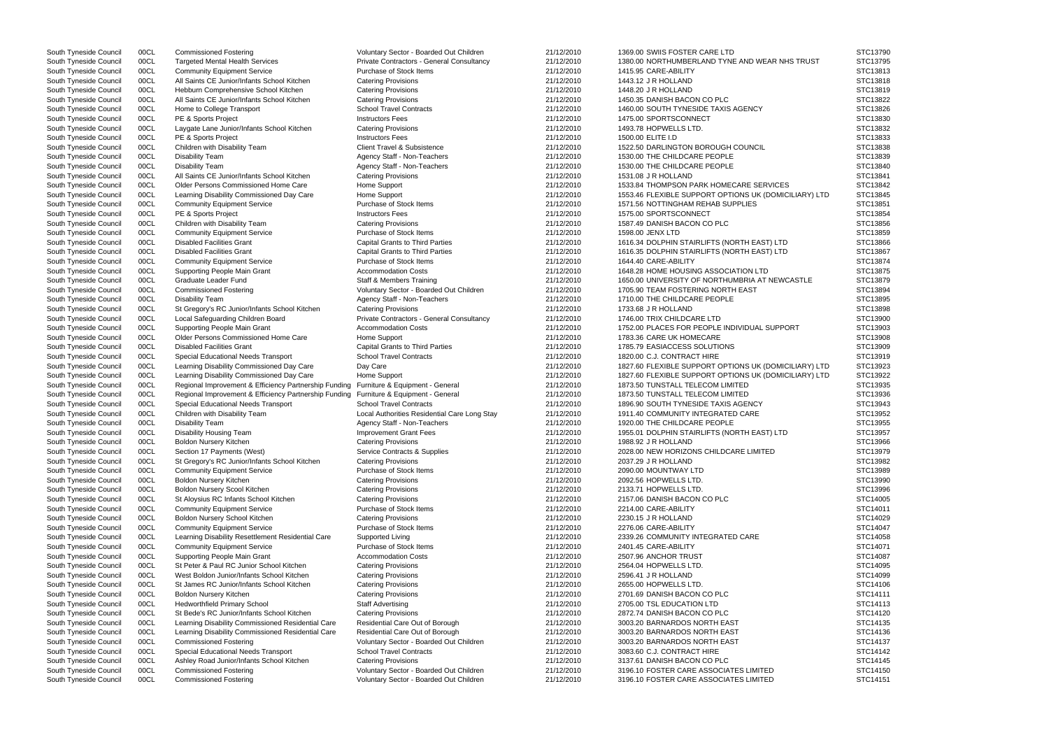| | | | | | | | |
|---|---|---|---|---|---|---|---|
| South Tyneside Council | 00CL | Commissioned Fostering | Voluntary Sector - Boarded Out Children | 21/12/2010 | 1369.00 | SWIIS FOSTER CARE LTD | STC13790 |
| South Tyneside Council | 00CL | Targeted Mental Health Services | Private Contractors - General Consultancy | 21/12/2010 | 1380.00 | NORTHUMBERLAND TYNE AND WEAR NHS TRUST | STC13795 |
| South Tyneside Council | 00CL | Community Equipment Service | Purchase of Stock Items | 21/12/2010 | 1415.95 | CARE-ABILITY | STC13813 |
| South Tyneside Council | 00CL | All Saints CE Junior/Infants School Kitchen | Catering Provisions | 21/12/2010 | 1443.12 | J R HOLLAND | STC13818 |
| South Tyneside Council | 00CL | Hebburn Comprehensive School Kitchen | Catering Provisions | 21/12/2010 | 1448.20 | J R HOLLAND | STC13819 |
| South Tyneside Council | 00CL | All Saints CE Junior/Infants School Kitchen | Catering Provisions | 21/12/2010 | 1450.35 | DANISH BACON CO PLC | STC13822 |
| South Tyneside Council | 00CL | Home to College Transport | School Travel Contracts | 21/12/2010 | 1460.00 | SOUTH TYNESIDE TAXIS AGENCY | STC13826 |
| South Tyneside Council | 00CL | PE & Sports Project | Instructors Fees | 21/12/2010 | 1475.00 | SPORTSCONNECT | STC13830 |
| South Tyneside Council | 00CL | Laygate Lane Junior/Infants School Kitchen | Catering Provisions | 21/12/2010 | 1493.78 | HOPWELLS LTD. | STC13832 |
| South Tyneside Council | 00CL | PE & Sports Project | Instructors Fees | 21/12/2010 | 1500.00 | ELITE I.D | STC13833 |
| South Tyneside Council | 00CL | Children with Disability Team | Client Travel & Subsistence | 21/12/2010 | 1522.50 | DARLINGTON BOROUGH COUNCIL | STC13838 |
| South Tyneside Council | 00CL | Disability Team | Agency Staff - Non-Teachers | 21/12/2010 | 1530.00 | THE CHILDCARE PEOPLE | STC13839 |
| South Tyneside Council | 00CL | Disability Team | Agency Staff - Non-Teachers | 21/12/2010 | 1530.00 | THE CHILDCARE PEOPLE | STC13840 |
| South Tyneside Council | 00CL | All Saints CE Junior/Infants School Kitchen | Catering Provisions | 21/12/2010 | 1531.08 | J R HOLLAND | STC13841 |
| South Tyneside Council | 00CL | Older Persons Commissioned Home Care | Home Support | 21/12/2010 | 1533.84 | THOMPSON PARK HOMECARE SERVICES | STC13842 |
| South Tyneside Council | 00CL | Learning Disability Commissioned Day Care | Home Support | 21/12/2010 | 1553.46 | FLEXIBLE SUPPORT OPTIONS UK (DOMICILIARY) LTD | STC13845 |
| South Tyneside Council | 00CL | Community Equipment Service | Purchase of Stock Items | 21/12/2010 | 1571.56 | NOTTINGHAM REHAB SUPPLIES | STC13851 |
| South Tyneside Council | 00CL | PE & Sports Project | Instructors Fees | 21/12/2010 | 1575.00 | SPORTSCONNECT | STC13854 |
| South Tyneside Council | 00CL | Children with Disability Team | Catering Provisions | 21/12/2010 | 1587.49 | DANISH BACON CO PLC | STC13856 |
| South Tyneside Council | 00CL | Community Equipment Service | Purchase of Stock Items | 21/12/2010 | 1598.00 | JENX LTD | STC13859 |
| South Tyneside Council | 00CL | Disabled Facilities Grant | Capital Grants to Third Parties | 21/12/2010 | 1616.34 | DOLPHIN STAIRLIFTS (NORTH EAST) LTD | STC13866 |
| South Tyneside Council | 00CL | Disabled Facilities Grant | Capital Grants to Third Parties | 21/12/2010 | 1616.35 | DOLPHIN STAIRLIFTS (NORTH EAST) LTD | STC13867 |
| South Tyneside Council | 00CL | Community Equipment Service | Purchase of Stock Items | 21/12/2010 | 1644.40 | CARE-ABILITY | STC13874 |
| South Tyneside Council | 00CL | Supporting People Main Grant | Accommodation Costs | 21/12/2010 | 1648.28 | HOME HOUSING ASSOCIATION LTD | STC13875 |
| South Tyneside Council | 00CL | Graduate Leader Fund | Staff & Members Training | 21/12/2010 | 1650.00 | UNIVERSITY OF NORTHUMBRIA AT NEWCASTLE | STC13879 |
| South Tyneside Council | 00CL | Commissioned Fostering | Voluntary Sector - Boarded Out Children | 21/12/2010 | 1705.90 | TEAM FOSTERING NORTH EAST | STC13894 |
| South Tyneside Council | 00CL | Disability Team | Agency Staff - Non-Teachers | 21/12/2010 | 1710.00 | THE CHILDCARE PEOPLE | STC13895 |
| South Tyneside Council | 00CL | St Gregory's RC Junior/Infants School Kitchen | Catering Provisions | 21/12/2010 | 1733.68 | J R HOLLAND | STC13898 |
| South Tyneside Council | 00CL | Local Safeguarding Children Board | Private Contractors - General Consultancy | 21/12/2010 | 1746.00 | TRIX CHILDCARE LTD | STC13900 |
| South Tyneside Council | 00CL | Supporting People Main Grant | Accommodation Costs | 21/12/2010 | 1752.00 | PLACES FOR PEOPLE INDIVIDUAL SUPPORT | STC13903 |
| South Tyneside Council | 00CL | Older Persons Commissioned Home Care | Home Support | 21/12/2010 | 1783.36 | CARE UK HOMECARE | STC13908 |
| South Tyneside Council | 00CL | Disabled Facilities Grant | Capital Grants to Third Parties | 21/12/2010 | 1785.79 | EASIACCESS SOLUTIONS | STC13909 |
| South Tyneside Council | 00CL | Special Educational Needs Transport | School Travel Contracts | 21/12/2010 | 1820.00 | C.J. CONTRACT HIRE | STC13919 |
| South Tyneside Council | 00CL | Learning Disability Commissioned Day Care | Day Care | 21/12/2010 | 1827.60 | FLEXIBLE SUPPORT OPTIONS UK (DOMICILIARY) LTD | STC13923 |
| South Tyneside Council | 00CL | Learning Disability Commissioned Day Care | Home Support | 21/12/2010 | 1827.60 | FLEXIBLE SUPPORT OPTIONS UK (DOMICILIARY) LTD | STC13922 |
| South Tyneside Council | 00CL | Regional Improvement & Efficiency Partnership Funding | Furniture & Equipment - General | 21/12/2010 | 1873.50 | TUNSTALL TELECOM LIMITED | STC13935 |
| South Tyneside Council | 00CL | Regional Improvement & Efficiency Partnership Funding | Furniture & Equipment - General | 21/12/2010 | 1873.50 | TUNSTALL TELECOM LIMITED | STC13936 |
| South Tyneside Council | 00CL | Special Educational Needs Transport | School Travel Contracts | 21/12/2010 | 1896.90 | SOUTH TYNESIDE TAXIS AGENCY | STC13943 |
| South Tyneside Council | 00CL | Children with Disability Team | Local Authorities Residential Care Long Stay | 21/12/2010 | 1911.40 | COMMUNITY INTEGRATED CARE | STC13952 |
| South Tyneside Council | 00CL | Disability Team | Agency Staff - Non-Teachers | 21/12/2010 | 1920.00 | THE CHILDCARE PEOPLE | STC13955 |
| South Tyneside Council | 00CL | Disability Housing Team | Improvement Grant Fees | 21/12/2010 | 1955.01 | DOLPHIN STAIRLIFTS (NORTH EAST) LTD | STC13957 |
| South Tyneside Council | 00CL | Boldon Nursery Kitchen | Catering Provisions | 21/12/2010 | 1988.92 | J R HOLLAND | STC13966 |
| South Tyneside Council | 00CL | Section 17 Payments (West) | Service Contracts & Supplies | 21/12/2010 | 2028.00 | NEW HORIZONS CHILDCARE LIMITED | STC13979 |
| South Tyneside Council | 00CL | St Gregory's RC Junior/Infants School Kitchen | Catering Provisions | 21/12/2010 | 2037.29 | J R HOLLAND | STC13982 |
| South Tyneside Council | 00CL | Community Equipment Service | Purchase of Stock Items | 21/12/2010 | 2090.00 | MOUNTWAY LTD | STC13989 |
| South Tyneside Council | 00CL | Boldon Nursery Kitchen | Catering Provisions | 21/12/2010 | 2092.56 | HOPWELLS LTD. | STC13990 |
| South Tyneside Council | 00CL | Boldon Nursery Scool Kitchen | Catering Provisions | 21/12/2010 | 2133.71 | HOPWELLS LTD. | STC13996 |
| South Tyneside Council | 00CL | St Aloysius RC Infants School Kitchen | Catering Provisions | 21/12/2010 | 2157.06 | DANISH BACON CO PLC | STC14005 |
| South Tyneside Council | 00CL | Community Equipment Service | Purchase of Stock Items | 21/12/2010 | 2214.00 | CARE-ABILITY | STC14011 |
| South Tyneside Council | 00CL | Boldon Nursery School Kitchen | Catering Provisions | 21/12/2010 | 2230.15 | J R HOLLAND | STC14029 |
| South Tyneside Council | 00CL | Community Equipment Service | Purchase of Stock Items | 21/12/2010 | 2276.06 | CARE-ABILITY | STC14047 |
| South Tyneside Council | 00CL | Learning Disability Resettlement Residential Care | Supported Living | 21/12/2010 | 2339.26 | COMMUNITY INTEGRATED CARE | STC14058 |
| South Tyneside Council | 00CL | Community Equipment Service | Purchase of Stock Items | 21/12/2010 | 2401.45 | CARE-ABILITY | STC14071 |
| South Tyneside Council | 00CL | Supporting People Main Grant | Accommodation Costs | 21/12/2010 | 2507.96 | ANCHOR TRUST | STC14087 |
| South Tyneside Council | 00CL | St Peter & Paul RC Junior School Kitchen | Catering Provisions | 21/12/2010 | 2564.04 | HOPWELLS LTD. | STC14095 |
| South Tyneside Council | 00CL | West Boldon Junior/Infants School Kitchen | Catering Provisions | 21/12/2010 | 2596.41 | J R HOLLAND | STC14099 |
| South Tyneside Council | 00CL | St James RC Junior/Infants School Kitchen | Catering Provisions | 21/12/2010 | 2655.00 | HOPWELLS LTD. | STC14106 |
| South Tyneside Council | 00CL | Boldon Nursery Kitchen | Catering Provisions | 21/12/2010 | 2701.69 | DANISH BACON CO PLC | STC14111 |
| South Tyneside Council | 00CL | Hedworthfield Primary School | Staff Advertising | 21/12/2010 | 2705.00 | TSL EDUCATION LTD | STC14113 |
| South Tyneside Council | 00CL | St Bede's RC Junior/Infants School Kitchen | Catering Provisions | 21/12/2010 | 2872.74 | DANISH BACON CO PLC | STC14120 |
| South Tyneside Council | 00CL | Learning Disability Commissioned Residential Care | Residential Care Out of Borough | 21/12/2010 | 3003.20 | BARNARDOS NORTH EAST | STC14135 |
| South Tyneside Council | 00CL | Learning Disability Commissioned Residential Care | Residential Care Out of Borough | 21/12/2010 | 3003.20 | BARNARDOS NORTH EAST | STC14136 |
| South Tyneside Council | 00CL | Commissioned Fostering | Voluntary Sector - Boarded Out Children | 21/12/2010 | 3003.20 | BARNARDOS NORTH EAST | STC14137 |
| South Tyneside Council | 00CL | Special Educational Needs Transport | School Travel Contracts | 21/12/2010 | 3083.60 | C.J. CONTRACT HIRE | STC14142 |
| South Tyneside Council | 00CL | Ashley Road Junior/Infants School Kitchen | Catering Provisions | 21/12/2010 | 3137.61 | DANISH BACON CO PLC | STC14145 |
| South Tyneside Council | 00CL | Commissioned Fostering | Voluntary Sector - Boarded Out Children | 21/12/2010 | 3196.10 | FOSTER CARE ASSOCIATES LIMITED | STC14150 |
| South Tyneside Council | 00CL | Commissioned Fostering | Voluntary Sector - Boarded Out Children | 21/12/2010 | 3196.10 | FOSTER CARE ASSOCIATES LIMITED | STC14151 |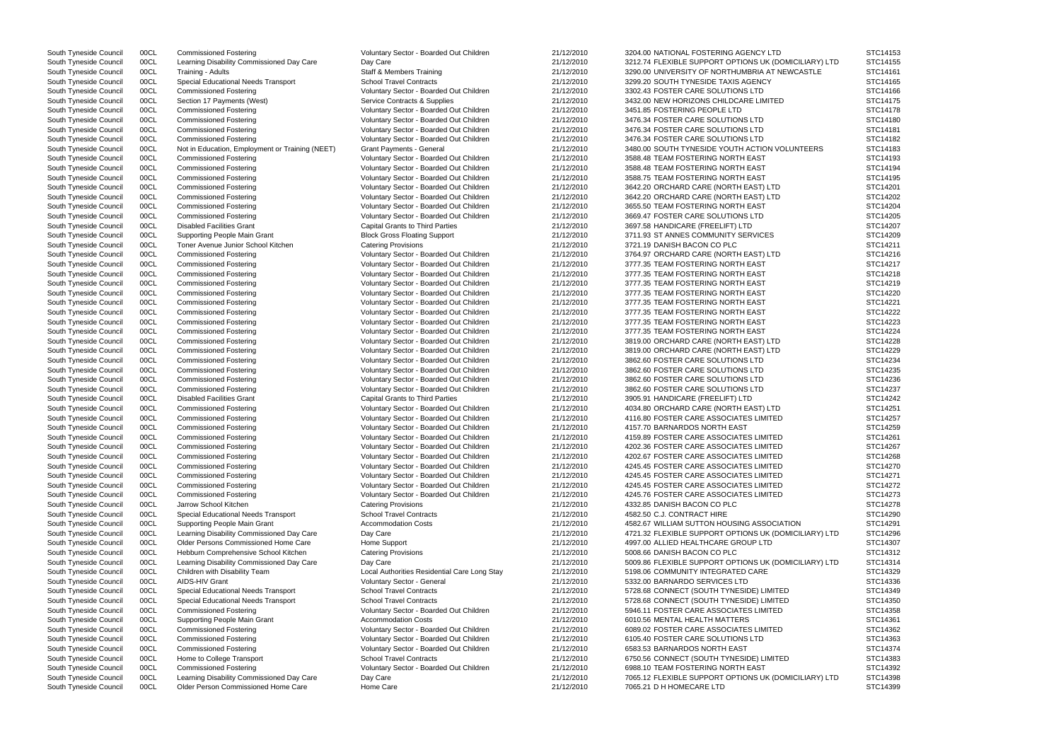| | | | | | | | |
|---|---|---|---|---|---|---|---|
| South Tyneside Council | 00CL | Commissioned Fostering | Voluntary Sector - Boarded Out Children | 21/12/2010 | 3204.00 | NATIONAL FOSTERING AGENCY LTD | STC14153 |
| South Tyneside Council | 00CL | Learning Disability Commissioned Day Care | Day Care | 21/12/2010 | 3212.74 | FLEXIBLE SUPPORT OPTIONS UK (DOMICILIARY) LTD | STC14155 |
| South Tyneside Council | 00CL | Training - Adults | Staff & Members Training | 21/12/2010 | 3290.00 | UNIVERSITY OF NORTHUMBRIA AT NEWCASTLE | STC14161 |
| South Tyneside Council | 00CL | Special Educational Needs Transport | School Travel Contracts | 21/12/2010 | 3299.20 | SOUTH TYNESIDE TAXIS AGENCY | STC14165 |
| South Tyneside Council | 00CL | Commissioned Fostering | Voluntary Sector - Boarded Out Children | 21/12/2010 | 3302.43 | FOSTER CARE SOLUTIONS LTD | STC14166 |
| South Tyneside Council | 00CL | Section 17 Payments (West) | Service Contracts & Supplies | 21/12/2010 | 3432.00 | NEW HORIZONS CHILDCARE LIMITED | STC14175 |
| South Tyneside Council | 00CL | Commissioned Fostering | Voluntary Sector - Boarded Out Children | 21/12/2010 | 3451.85 | FOSTERING PEOPLE LTD | STC14178 |
| South Tyneside Council | 00CL | Commissioned Fostering | Voluntary Sector - Boarded Out Children | 21/12/2010 | 3476.34 | FOSTER CARE SOLUTIONS LTD | STC14180 |
| South Tyneside Council | 00CL | Commissioned Fostering | Voluntary Sector - Boarded Out Children | 21/12/2010 | 3476.34 | FOSTER CARE SOLUTIONS LTD | STC14181 |
| South Tyneside Council | 00CL | Commissioned Fostering | Voluntary Sector - Boarded Out Children | 21/12/2010 | 3476.34 | FOSTER CARE SOLUTIONS LTD | STC14182 |
| South Tyneside Council | 00CL | Not in Education, Employment or Training (NEET) | Grant Payments - General | 21/12/2010 | 3480.00 | SOUTH TYNESIDE YOUTH ACTION VOLUNTEERS | STC14183 |
| South Tyneside Council | 00CL | Commissioned Fostering | Voluntary Sector - Boarded Out Children | 21/12/2010 | 3588.48 | TEAM FOSTERING NORTH EAST | STC14193 |
| South Tyneside Council | 00CL | Commissioned Fostering | Voluntary Sector - Boarded Out Children | 21/12/2010 | 3588.48 | TEAM FOSTERING NORTH EAST | STC14194 |
| South Tyneside Council | 00CL | Commissioned Fostering | Voluntary Sector - Boarded Out Children | 21/12/2010 | 3588.75 | TEAM FOSTERING NORTH EAST | STC14195 |
| South Tyneside Council | 00CL | Commissioned Fostering | Voluntary Sector - Boarded Out Children | 21/12/2010 | 3642.20 | ORCHARD CARE (NORTH EAST) LTD | STC14201 |
| South Tyneside Council | 00CL | Commissioned Fostering | Voluntary Sector - Boarded Out Children | 21/12/2010 | 3642.20 | ORCHARD CARE (NORTH EAST) LTD | STC14202 |
| South Tyneside Council | 00CL | Commissioned Fostering | Voluntary Sector - Boarded Out Children | 21/12/2010 | 3655.50 | TEAM FOSTERING NORTH EAST | STC14204 |
| South Tyneside Council | 00CL | Commissioned Fostering | Voluntary Sector - Boarded Out Children | 21/12/2010 | 3669.47 | FOSTER CARE SOLUTIONS LTD | STC14205 |
| South Tyneside Council | 00CL | Disabled Facilities Grant | Capital Grants to Third Parties | 21/12/2010 | 3697.58 | HANDICARE (FREELIFT) LTD | STC14207 |
| South Tyneside Council | 00CL | Supporting People Main Grant | Block Gross Floating Support | 21/12/2010 | 3711.93 | ST ANNES COMMUNITY SERVICES | STC14209 |
| South Tyneside Council | 00CL | Toner Avenue Junior School Kitchen | Catering Provisions | 21/12/2010 | 3721.19 | DANISH BACON CO PLC | STC14211 |
| South Tyneside Council | 00CL | Commissioned Fostering | Voluntary Sector - Boarded Out Children | 21/12/2010 | 3764.97 | ORCHARD CARE (NORTH EAST) LTD | STC14216 |
| South Tyneside Council | 00CL | Commissioned Fostering | Voluntary Sector - Boarded Out Children | 21/12/2010 | 3777.35 | TEAM FOSTERING NORTH EAST | STC14217 |
| South Tyneside Council | 00CL | Commissioned Fostering | Voluntary Sector - Boarded Out Children | 21/12/2010 | 3777.35 | TEAM FOSTERING NORTH EAST | STC14218 |
| South Tyneside Council | 00CL | Commissioned Fostering | Voluntary Sector - Boarded Out Children | 21/12/2010 | 3777.35 | TEAM FOSTERING NORTH EAST | STC14219 |
| South Tyneside Council | 00CL | Commissioned Fostering | Voluntary Sector - Boarded Out Children | 21/12/2010 | 3777.35 | TEAM FOSTERING NORTH EAST | STC14220 |
| South Tyneside Council | 00CL | Commissioned Fostering | Voluntary Sector - Boarded Out Children | 21/12/2010 | 3777.35 | TEAM FOSTERING NORTH EAST | STC14221 |
| South Tyneside Council | 00CL | Commissioned Fostering | Voluntary Sector - Boarded Out Children | 21/12/2010 | 3777.35 | TEAM FOSTERING NORTH EAST | STC14222 |
| South Tyneside Council | 00CL | Commissioned Fostering | Voluntary Sector - Boarded Out Children | 21/12/2010 | 3777.35 | TEAM FOSTERING NORTH EAST | STC14223 |
| South Tyneside Council | 00CL | Commissioned Fostering | Voluntary Sector - Boarded Out Children | 21/12/2010 | 3777.35 | TEAM FOSTERING NORTH EAST | STC14224 |
| South Tyneside Council | 00CL | Commissioned Fostering | Voluntary Sector - Boarded Out Children | 21/12/2010 | 3819.00 | ORCHARD CARE (NORTH EAST) LTD | STC14228 |
| South Tyneside Council | 00CL | Commissioned Fostering | Voluntary Sector - Boarded Out Children | 21/12/2010 | 3819.00 | ORCHARD CARE (NORTH EAST) LTD | STC14229 |
| South Tyneside Council | 00CL | Commissioned Fostering | Voluntary Sector - Boarded Out Children | 21/12/2010 | 3862.60 | FOSTER CARE SOLUTIONS LTD | STC14234 |
| South Tyneside Council | 00CL | Commissioned Fostering | Voluntary Sector - Boarded Out Children | 21/12/2010 | 3862.60 | FOSTER CARE SOLUTIONS LTD | STC14235 |
| South Tyneside Council | 00CL | Commissioned Fostering | Voluntary Sector - Boarded Out Children | 21/12/2010 | 3862.60 | FOSTER CARE SOLUTIONS LTD | STC14236 |
| South Tyneside Council | 00CL | Commissioned Fostering | Voluntary Sector - Boarded Out Children | 21/12/2010 | 3862.60 | FOSTER CARE SOLUTIONS LTD | STC14237 |
| South Tyneside Council | 00CL | Disabled Facilities Grant | Capital Grants to Third Parties | 21/12/2010 | 3905.91 | HANDICARE (FREELIFT) LTD | STC14242 |
| South Tyneside Council | 00CL | Commissioned Fostering | Voluntary Sector - Boarded Out Children | 21/12/2010 | 4034.80 | ORCHARD CARE (NORTH EAST) LTD | STC14251 |
| South Tyneside Council | 00CL | Commissioned Fostering | Voluntary Sector - Boarded Out Children | 21/12/2010 | 4116.80 | FOSTER CARE ASSOCIATES LIMITED | STC14257 |
| South Tyneside Council | 00CL | Commissioned Fostering | Voluntary Sector - Boarded Out Children | 21/12/2010 | 4157.70 | BARNARDOS NORTH EAST | STC14259 |
| South Tyneside Council | 00CL | Commissioned Fostering | Voluntary Sector - Boarded Out Children | 21/12/2010 | 4159.89 | FOSTER CARE ASSOCIATES LIMITED | STC14261 |
| South Tyneside Council | 00CL | Commissioned Fostering | Voluntary Sector - Boarded Out Children | 21/12/2010 | 4202.36 | FOSTER CARE ASSOCIATES LIMITED | STC14267 |
| South Tyneside Council | 00CL | Commissioned Fostering | Voluntary Sector - Boarded Out Children | 21/12/2010 | 4202.67 | FOSTER CARE ASSOCIATES LIMITED | STC14268 |
| South Tyneside Council | 00CL | Commissioned Fostering | Voluntary Sector - Boarded Out Children | 21/12/2010 | 4245.45 | FOSTER CARE ASSOCIATES LIMITED | STC14270 |
| South Tyneside Council | 00CL | Commissioned Fostering | Voluntary Sector - Boarded Out Children | 21/12/2010 | 4245.45 | FOSTER CARE ASSOCIATES LIMITED | STC14271 |
| South Tyneside Council | 00CL | Commissioned Fostering | Voluntary Sector - Boarded Out Children | 21/12/2010 | 4245.45 | FOSTER CARE ASSOCIATES LIMITED | STC14272 |
| South Tyneside Council | 00CL | Commissioned Fostering | Voluntary Sector - Boarded Out Children | 21/12/2010 | 4245.76 | FOSTER CARE ASSOCIATES LIMITED | STC14273 |
| South Tyneside Council | 00CL | Jarrow School Kitchen | Catering Provisions | 21/12/2010 | 4332.85 | DANISH BACON CO PLC | STC14278 |
| South Tyneside Council | 00CL | Special Educational Needs Transport | School Travel Contracts | 21/12/2010 | 4582.50 | C.J. CONTRACT HIRE | STC14290 |
| South Tyneside Council | 00CL | Supporting People Main Grant | Accommodation Costs | 21/12/2010 | 4582.67 | WILLIAM SUTTON HOUSING ASSOCIATION | STC14291 |
| South Tyneside Council | 00CL | Learning Disability Commissioned Day Care | Day Care | 21/12/2010 | 4721.32 | FLEXIBLE SUPPORT OPTIONS UK (DOMICILIARY) LTD | STC14296 |
| South Tyneside Council | 00CL | Older Persons Commissioned Home Care | Home Support | 21/12/2010 | 4997.00 | ALLIED HEALTHCARE GROUP LTD | STC14307 |
| South Tyneside Council | 00CL | Hebburn Comprehensive School Kitchen | Catering Provisions | 21/12/2010 | 5008.66 | DANISH BACON CO PLC | STC14312 |
| South Tyneside Council | 00CL | Learning Disability Commissioned Day Care | Day Care | 21/12/2010 | 5009.86 | FLEXIBLE SUPPORT OPTIONS UK (DOMICILIARY) LTD | STC14314 |
| South Tyneside Council | 00CL | Children with Disability Team | Local Authorities Residential Care Long Stay | 21/12/2010 | 5198.06 | COMMUNITY INTEGRATED CARE | STC14329 |
| South Tyneside Council | 00CL | AIDS-HIV Grant | Voluntary Sector - General | 21/12/2010 | 5332.00 | BARNARDO SERVICES LTD | STC14336 |
| South Tyneside Council | 00CL | Special Educational Needs Transport | School Travel Contracts | 21/12/2010 | 5728.68 | CONNECT (SOUTH TYNESIDE) LIMITED | STC14349 |
| South Tyneside Council | 00CL | Special Educational Needs Transport | School Travel Contracts | 21/12/2010 | 5728.68 | CONNECT (SOUTH TYNESIDE) LIMITED | STC14350 |
| South Tyneside Council | 00CL | Commissioned Fostering | Voluntary Sector - Boarded Out Children | 21/12/2010 | 5946.11 | FOSTER CARE ASSOCIATES LIMITED | STC14358 |
| South Tyneside Council | 00CL | Supporting People Main Grant | Accommodation Costs | 21/12/2010 | 6010.56 | MENTAL HEALTH MATTERS | STC14361 |
| South Tyneside Council | 00CL | Commissioned Fostering | Voluntary Sector - Boarded Out Children | 21/12/2010 | 6089.02 | FOSTER CARE ASSOCIATES LIMITED | STC14362 |
| South Tyneside Council | 00CL | Commissioned Fostering | Voluntary Sector - Boarded Out Children | 21/12/2010 | 6105.40 | FOSTER CARE SOLUTIONS LTD | STC14363 |
| South Tyneside Council | 00CL | Commissioned Fostering | Voluntary Sector - Boarded Out Children | 21/12/2010 | 6583.53 | BARNARDOS NORTH EAST | STC14374 |
| South Tyneside Council | 00CL | Home to College Transport | School Travel Contracts | 21/12/2010 | 6750.56 | CONNECT (SOUTH TYNESIDE) LIMITED | STC14383 |
| South Tyneside Council | 00CL | Commissioned Fostering | Voluntary Sector - Boarded Out Children | 21/12/2010 | 6988.10 | TEAM FOSTERING NORTH EAST | STC14392 |
| South Tyneside Council | 00CL | Learning Disability Commissioned Day Care | Day Care | 21/12/2010 | 7065.12 | FLEXIBLE SUPPORT OPTIONS UK (DOMICILIARY) LTD | STC14398 |
| South Tyneside Council | 00CL | Older Person Commissioned Home Care | Home Care | 21/12/2010 | 7065.21 | D H HOMECARE LTD | STC14399 |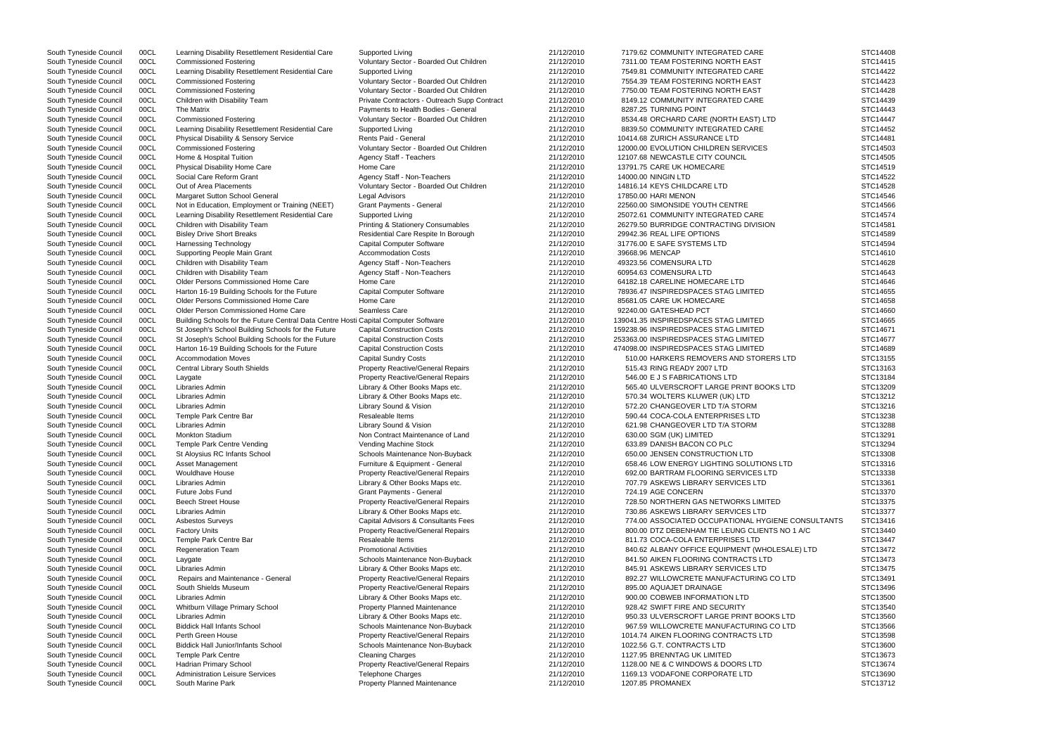| | | | | | | | |
|---|---|---|---|---|---|---|---|
| South Tyneside Council | 00CL | Learning Disability Resettlement Residential Care | Supported Living | 21/12/2010 | 7179.62 | COMMUNITY INTEGRATED CARE | STC14408 |
| South Tyneside Council | 00CL | Commissioned Fostering | Voluntary Sector - Boarded Out Children | 21/12/2010 | 7311.00 | TEAM FOSTERING NORTH EAST | STC14415 |
| South Tyneside Council | 00CL | Learning Disability Resettlement Residential Care | Supported Living | 21/12/2010 | 7549.81 | COMMUNITY INTEGRATED CARE | STC14422 |
| South Tyneside Council | 00CL | Commissioned Fostering | Voluntary Sector - Boarded Out Children | 21/12/2010 | 7554.39 | TEAM FOSTERING NORTH EAST | STC14423 |
| South Tyneside Council | 00CL | Commissioned Fostering | Voluntary Sector - Boarded Out Children | 21/12/2010 | 7750.00 | TEAM FOSTERING NORTH EAST | STC14428 |
| South Tyneside Council | 00CL | Children with Disability Team | Private Contractors - Outreach Supp Contract | 21/12/2010 | 8149.12 | COMMUNITY INTEGRATED CARE | STC14439 |
| South Tyneside Council | 00CL | The Matrix | Payments to Health Bodies - General | 21/12/2010 | 8287.25 | TURNING POINT | STC14443 |
| South Tyneside Council | 00CL | Commissioned Fostering | Voluntary Sector - Boarded Out Children | 21/12/2010 | 8534.48 | ORCHARD CARE (NORTH EAST) LTD | STC14447 |
| South Tyneside Council | 00CL | Learning Disability Resettlement Residential Care | Supported Living | 21/12/2010 | 8839.50 | COMMUNITY INTEGRATED CARE | STC14452 |
| South Tyneside Council | 00CL | Physical Disability & Sensory Service | Rents Paid - General | 21/12/2010 | 10414.68 | ZURICH ASSURANCE LTD | STC14481 |
| South Tyneside Council | 00CL | Commissioned Fostering | Voluntary Sector - Boarded Out Children | 21/12/2010 | 12000.00 | EVOLUTION CHILDREN SERVICES | STC14503 |
| South Tyneside Council | 00CL | Home & Hospital Tuition | Agency Staff - Teachers | 21/12/2010 | 12107.68 | NEWCASTLE CITY COUNCIL | STC14505 |
| South Tyneside Council | 00CL | Physical Disability Home Care | Home Care | 21/12/2010 | 13791.75 | CARE UK HOMECARE | STC14519 |
| South Tyneside Council | 00CL | Social Care Reform Grant | Agency Staff - Non-Teachers | 21/12/2010 | 14000.00 | NINGIN LTD | STC14522 |
| South Tyneside Council | 00CL | Out of Area Placements | Voluntary Sector - Boarded Out Children | 21/12/2010 | 14816.14 | KEYS CHILDCARE LTD | STC14528 |
| South Tyneside Council | 00CL | Margaret Sutton School General | Legal Advisors | 21/12/2010 | 17850.00 | HARI MENON | STC14546 |
| South Tyneside Council | 00CL | Not in Education, Employment or Training (NEET) | Grant Payments - General | 21/12/2010 | 22560.00 | SIMONSIDE YOUTH CENTRE | STC14566 |
| South Tyneside Council | 00CL | Learning Disability Resettlement Residential Care | Supported Living | 21/12/2010 | 25072.61 | COMMUNITY INTEGRATED CARE | STC14574 |
| South Tyneside Council | 00CL | Children with Disability Team | Printing & Stationery Consumables | 21/12/2010 | 26279.50 | BURRIDGE CONTRACTING DIVISION | STC14581 |
| South Tyneside Council | 00CL | Bisley Drive Short Breaks | Residential Care Respite In Borough | 21/12/2010 | 29942.36 | REAL LIFE OPTIONS | STC14589 |
| South Tyneside Council | 00CL | Harnessing Technology | Capital Computer Software | 21/12/2010 | 31776.00 | E SAFE SYSTEMS LTD | STC14594 |
| South Tyneside Council | 00CL | Supporting People Main Grant | Accommodation Costs | 21/12/2010 | 39668.96 | MENCAP | STC14610 |
| South Tyneside Council | 00CL | Children with Disability Team | Agency Staff - Non-Teachers | 21/12/2010 | 49323.56 | COMENSURA LTD | STC14628 |
| South Tyneside Council | 00CL | Children with Disability Team | Agency Staff - Non-Teachers | 21/12/2010 | 60954.63 | COMENSURA LTD | STC14643 |
| South Tyneside Council | 00CL | Older Persons Commissioned Home Care | Home Care | 21/12/2010 | 64182.18 | CARELINE HOMECARE LTD | STC14646 |
| South Tyneside Council | 00CL | Harton 16-19 Building Schools for the Future | Capital Computer Software | 21/12/2010 | 78936.47 | INSPIREDSPACES STAG LIMITED | STC14655 |
| South Tyneside Council | 00CL | Older Persons Commissioned Home Care | Home Care | 21/12/2010 | 85681.05 | CARE UK HOMECARE | STC14658 |
| South Tyneside Council | 00CL | Older Person Commissioned Home Care | Seamless Care | 21/12/2010 | 92240.00 | GATESHEAD PCT | STC14660 |
| South Tyneside Council | 00CL | Building Schools for the Future Central Data Centre Hosti | Capital Computer Software | 21/12/2010 | 139041.35 | INSPIREDSPACES STAG LIMITED | STC14665 |
| South Tyneside Council | 00CL | St Joseph's School Building Schools for the Future | Capital Construction Costs | 21/12/2010 | 159238.96 | INSPIREDSPACES STAG LIMITED | STC14671 |
| South Tyneside Council | 00CL | St Joseph's School Building Schools for the Future | Capital Construction Costs | 21/12/2010 | 253363.00 | INSPIREDSPACES STAG LIMITED | STC14677 |
| South Tyneside Council | 00CL | Harton 16-19 Building Schools for the Future | Capital Construction Costs | 21/12/2010 | 474098.00 | INSPIREDSPACES STAG LIMITED | STC14689 |
| South Tyneside Council | 00CL | Accommodation Moves | Capital Sundry Costs | 21/12/2010 | 510.00 | HARKERS REMOVERS AND STORERS LTD | STC13155 |
| South Tyneside Council | 00CL | Central Library South Shields | Property Reactive/General Repairs | 21/12/2010 | 515.43 | RING READY 2007 LTD | STC13163 |
| South Tyneside Council | 00CL | Laygate | Property Reactive/General Repairs | 21/12/2010 | 546.00 | E J S FABRICATIONS LTD | STC13184 |
| South Tyneside Council | 00CL | Libraries Admin | Library & Other Books Maps etc. | 21/12/2010 | 565.40 | ULVERSCROFT LARGE PRINT BOOKS LTD | STC13209 |
| South Tyneside Council | 00CL | Libraries Admin | Library & Other Books Maps etc. | 21/12/2010 | 570.34 | WOLTERS KLUWER (UK) LTD | STC13212 |
| South Tyneside Council | 00CL | Libraries Admin | Library Sound & Vision | 21/12/2010 | 572.20 | CHANGEOVER LTD T/A STORM | STC13216 |
| South Tyneside Council | 00CL | Temple Park Centre Bar | Resaleable Items | 21/12/2010 | 590.44 | COCA-COLA ENTERPRISES LTD | STC13238 |
| South Tyneside Council | 00CL | Libraries Admin | Library Sound & Vision | 21/12/2010 | 621.98 | CHANGEOVER LTD T/A STORM | STC13288 |
| South Tyneside Council | 00CL | Monkton Stadium | Non Contract Maintenance of Land | 21/12/2010 | 630.00 | SGM (UK) LIMITED | STC13291 |
| South Tyneside Council | 00CL | Temple Park Centre Vending | Vending Machine Stock | 21/12/2010 | 633.89 | DANISH BACON CO PLC | STC13294 |
| South Tyneside Council | 00CL | St Aloysius RC Infants School | Schools Maintenance Non-Buyback | 21/12/2010 | 650.00 | JENSEN CONSTRUCTION LTD | STC13308 |
| South Tyneside Council | 00CL | Asset Management | Furniture & Equipment - General | 21/12/2010 | 658.46 | LOW ENERGY LIGHTING SOLUTIONS LTD | STC13316 |
| South Tyneside Council | 00CL | Wouldhave House | Property Reactive/General Repairs | 21/12/2010 | 692.00 | BARTRAM FLOORING SERVICES LTD | STC13338 |
| South Tyneside Council | 00CL | Libraries Admin | Library & Other Books Maps etc. | 21/12/2010 | 707.79 | ASKEWS LIBRARY SERVICES LTD | STC13361 |
| South Tyneside Council | 00CL | Future Jobs Fund | Grant Payments - General | 21/12/2010 | 724.19 | AGE CONCERN | STC13370 |
| South Tyneside Council | 00CL | Beech Street House | Property Reactive/General Repairs | 21/12/2010 | 728.50 | NORTHERN GAS NETWORKS LIMITED | STC13375 |
| South Tyneside Council | 00CL | Libraries Admin | Library & Other Books Maps etc. | 21/12/2010 | 730.86 | ASKEWS LIBRARY SERVICES LTD | STC13377 |
| South Tyneside Council | 00CL | Asbestos Surveys | Capital Advisors & Consultants Fees | 21/12/2010 | 774.00 | ASSOCIATED OCCUPATIONAL HYGIENE CONSULTANTS | STC13416 |
| South Tyneside Council | 00CL | Factory Units | Property Reactive/General Repairs | 21/12/2010 | 800.00 | DTZ DEBENHAM TIE LEUNG CLIENTS NO 1 A/C | STC13440 |
| South Tyneside Council | 00CL | Temple Park Centre Bar | Resaleable Items | 21/12/2010 | 811.73 | COCA-COLA ENTERPRISES LTD | STC13447 |
| South Tyneside Council | 00CL | Regeneration Team | Promotional Activities | 21/12/2010 | 840.62 | ALBANY OFFICE EQUIPMENT (WHOLESALE) LTD | STC13472 |
| South Tyneside Council | 00CL | Laygate | Schools Maintenance Non-Buyback | 21/12/2010 | 841.50 | AIKEN FLOORING CONTRACTS LTD | STC13473 |
| South Tyneside Council | 00CL | Libraries Admin | Library & Other Books Maps etc. | 21/12/2010 | 845.91 | ASKEWS LIBRARY SERVICES LTD | STC13475 |
| South Tyneside Council | 00CL | Repairs and Maintenance - General | Property Reactive/General Repairs | 21/12/2010 | 892.27 | WILLOWCRETE MANUFACTURING CO LTD | STC13491 |
| South Tyneside Council | 00CL | South Shields Museum | Property Reactive/General Repairs | 21/12/2010 | 895.00 | AQUAJET DRAINAGE | STC13496 |
| South Tyneside Council | 00CL | Libraries Admin | Library & Other Books Maps etc. | 21/12/2010 | 900.00 | COBWEB INFORMATION LTD | STC13500 |
| South Tyneside Council | 00CL | Whitburn Village Primary School | Property Planned Maintenance | 21/12/2010 | 928.42 | SWIFT FIRE AND SECURITY | STC13540 |
| South Tyneside Council | 00CL | Libraries Admin | Library & Other Books Maps etc. | 21/12/2010 | 950.33 | ULVERSCROFT LARGE PRINT BOOKS LTD | STC13560 |
| South Tyneside Council | 00CL | Biddick Hall Infants School | Schools Maintenance Non-Buyback | 21/12/2010 | 967.59 | WILLOWCRETE MANUFACTURING CO LTD | STC13566 |
| South Tyneside Council | 00CL | Perth Green House | Property Reactive/General Repairs | 21/12/2010 | 1014.74 | AIKEN FLOORING CONTRACTS LTD | STC13598 |
| South Tyneside Council | 00CL | Biddick Hall Junior/Infants School | Schools Maintenance Non-Buyback | 21/12/2010 | 1022.56 | G.T. CONTRACTS LTD | STC13600 |
| South Tyneside Council | 00CL | Temple Park Centre | Cleaning Charges | 21/12/2010 | 1127.95 | BRENNTAG UK LIMITED | STC13673 |
| South Tyneside Council | 00CL | Hadrian Primary School | Property Reactive/General Repairs | 21/12/2010 | 1128.00 | NE & C WINDOWS & DOORS LTD | STC13674 |
| South Tyneside Council | 00CL | Administration Leisure Services | Telephone Charges | 21/12/2010 | 1169.13 | VODAFONE CORPORATE LTD | STC13690 |
| South Tyneside Council | 00CL | South Marine Park | Property Planned Maintenance | 21/12/2010 | 1207.85 | PROMANEX | STC13712 |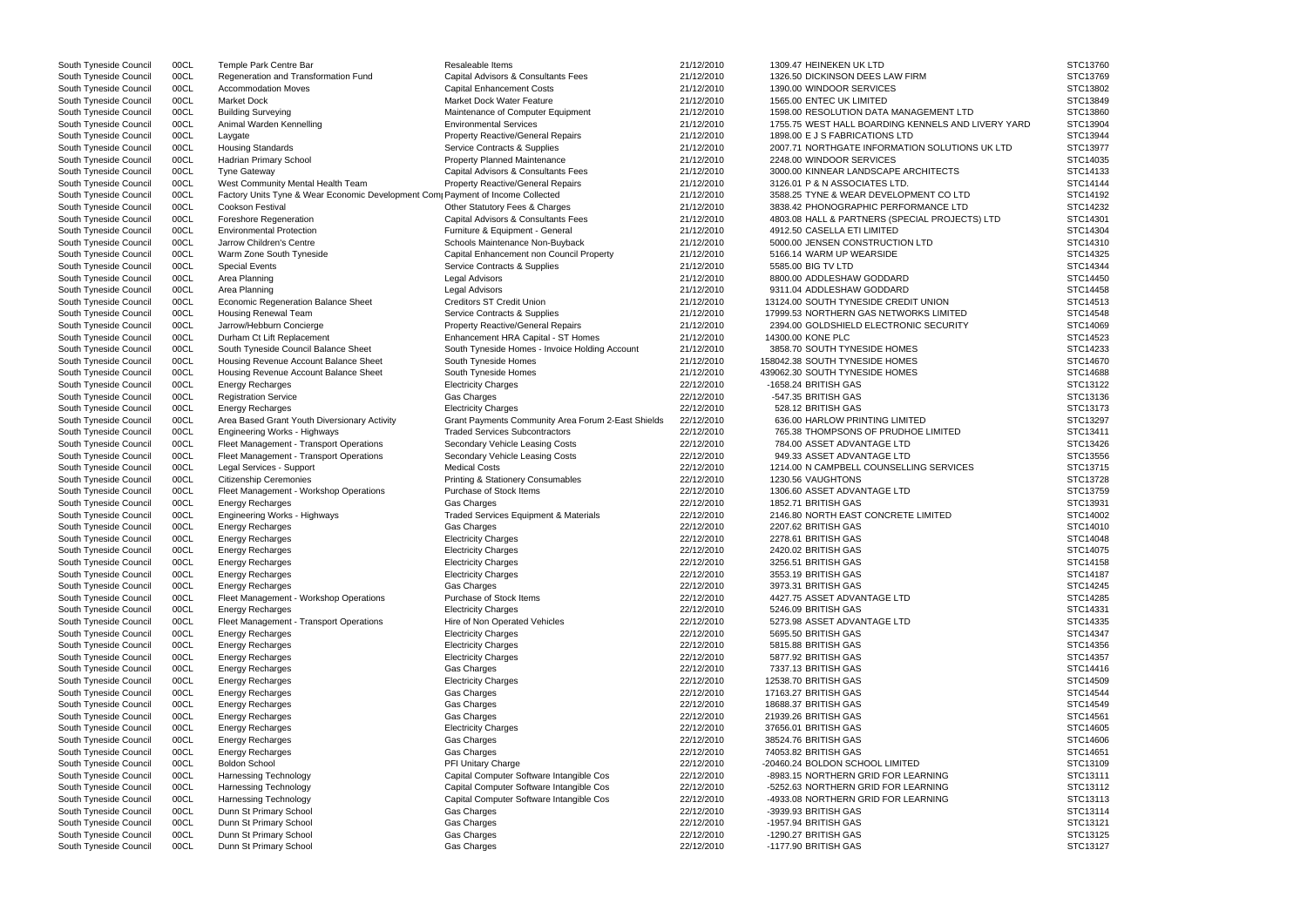| | | | | | | |
|---|---|---|---|---|---|---|
| South Tyneside Council | 00CL | Temple Park Centre Bar | Resaleable Items | 21/12/2010 | 1309.47 HEINEKEN UK LTD | STC13760 |
| South Tyneside Council | 00CL | Regeneration and Transformation Fund | Capital Advisors & Consultants Fees | 21/12/2010 | 1326.50 DICKINSON DEES LAW FIRM | STC13769 |
| South Tyneside Council | 00CL | Accommodation Moves | Capital Enhancement Costs | 21/12/2010 | 1390.00 WINDOOR SERVICES | STC13802 |
| South Tyneside Council | 00CL | Market Dock | Market Dock Water Feature | 21/12/2010 | 1565.00 ENTEC UK LIMITED | STC13849 |
| South Tyneside Council | 00CL | Building Surveying | Maintenance of Computer Equipment | 21/12/2010 | 1598.00 RESOLUTION DATA MANAGEMENT LTD | STC13860 |
| South Tyneside Council | 00CL | Animal Warden Kennelling | Environmental Services | 21/12/2010 | 1755.75 WEST HALL BOARDING KENNELS AND LIVERY YARD | STC13904 |
| South Tyneside Council | 00CL | Laygate | Property Reactive/General Repairs | 21/12/2010 | 1898.00 E J S FABRICATIONS LTD | STC13944 |
| South Tyneside Council | 00CL | Housing Standards | Service Contracts & Supplies | 21/12/2010 | 2007.71 NORTHGATE INFORMATION SOLUTIONS UK LTD | STC13977 |
| South Tyneside Council | 00CL | Hadrian Primary School | Property Planned Maintenance | 21/12/2010 | 2248.00 WINDOOR SERVICES | STC14035 |
| South Tyneside Council | 00CL | Tyne Gateway | Capital Advisors & Consultants Fees | 21/12/2010 | 3000.00 KINNEAR LANDSCAPE ARCHITECTS | STC14133 |
| South Tyneside Council | 00CL | West Community Mental Health Team | Property Reactive/General Repairs | 21/12/2010 | 3126.01 P & N ASSOCIATES LTD. | STC14144 |
| South Tyneside Council | 00CL | Factory Units Tyne & Wear Economic Development Comp | Payment of Income Collected | 21/12/2010 | 3588.25 TYNE & WEAR DEVELOPMENT CO LTD | STC14192 |
| South Tyneside Council | 00CL | Cookson Festival | Other Statutory Fees & Charges | 21/12/2010 | 3838.42 PHONOGRAPHIC PERFORMANCE LTD | STC14232 |
| South Tyneside Council | 00CL | Foreshore Regeneration | Capital Advisors & Consultants Fees | 21/12/2010 | 4803.08 HALL & PARTNERS (SPECIAL PROJECTS) LTD | STC14301 |
| South Tyneside Council | 00CL | Environmental Protection | Furniture & Equipment - General | 21/12/2010 | 4912.50 CASELLA ETI LIMITED | STC14304 |
| South Tyneside Council | 00CL | Jarrow Children's Centre | Schools Maintenance Non-Buyback | 21/12/2010 | 5000.00 JENSEN CONSTRUCTION LTD | STC14310 |
| South Tyneside Council | 00CL | Warm Zone South Tyneside | Capital Enhancement non Council Property | 21/12/2010 | 5166.14 WARM UP WEARSIDE | STC14325 |
| South Tyneside Council | 00CL | Special Events | Service Contracts & Supplies | 21/12/2010 | 5585.00 BIG TV LTD | STC14344 |
| South Tyneside Council | 00CL | Area Planning | Legal Advisors | 21/12/2010 | 8800.00 ADDLESHAW GODDARD | STC14450 |
| South Tyneside Council | 00CL | Area Planning | Legal Advisors | 21/12/2010 | 9311.04 ADDLESHAW GODDARD | STC14458 |
| South Tyneside Council | 00CL | Economic Regeneration Balance Sheet | Creditors ST Credit Union | 21/12/2010 | 13124.00 SOUTH TYNESIDE CREDIT UNION | STC14513 |
| South Tyneside Council | 00CL | Housing Renewal Team | Service Contracts & Supplies | 21/12/2010 | 17999.53 NORTHERN GAS NETWORKS LIMITED | STC14548 |
| South Tyneside Council | 00CL | Jarrow/Hebburn Concierge | Property Reactive/General Repairs | 21/12/2010 | 2394.00 GOLDSHIELD ELECTRONIC SECURITY | STC14069 |
| South Tyneside Council | 00CL | Durham Ct Lift Replacement | Enhancement HRA Capital - ST Homes | 21/12/2010 | 14300.00 KONE PLC | STC14523 |
| South Tyneside Council | 00CL | South Tyneside Council Balance Sheet | South Tyneside Homes - Invoice Holding Account | 21/12/2010 | 3858.70 SOUTH TYNESIDE HOMES | STC14233 |
| South Tyneside Council | 00CL | Housing Revenue Account Balance Sheet | South Tyneside Homes | 21/12/2010 | 158042.38 SOUTH TYNESIDE HOMES | STC14670 |
| South Tyneside Council | 00CL | Housing Revenue Account Balance Sheet | South Tyneside Homes | 21/12/2010 | 439062.30 SOUTH TYNESIDE HOMES | STC14688 |
| South Tyneside Council | 00CL | Energy Recharges | Electricity Charges | 22/12/2010 | -1658.24 BRITISH GAS | STC13122 |
| South Tyneside Council | 00CL | Registration Service | Gas Charges | 22/12/2010 | -547.35 BRITISH GAS | STC13136 |
| South Tyneside Council | 00CL | Energy Recharges | Electricity Charges | 22/12/2010 | 528.12 BRITISH GAS | STC13173 |
| South Tyneside Council | 00CL | Area Based Grant Youth Diversionary Activity | Grant Payments Community Area Forum 2-East Shields | 22/12/2010 | 636.00 HARLOW PRINTING LIMITED | STC13297 |
| South Tyneside Council | 00CL | Engineering Works - Highways | Traded Services Subcontractors | 22/12/2010 | 765.38 THOMPSONS OF PRUDHOE LIMITED | STC13411 |
| South Tyneside Council | 00CL | Fleet Management - Transport Operations | Secondary Vehicle Leasing Costs | 22/12/2010 | 784.00 ASSET ADVANTAGE LTD | STC13426 |
| South Tyneside Council | 00CL | Fleet Management - Transport Operations | Secondary Vehicle Leasing Costs | 22/12/2010 | 949.33 ASSET ADVANTAGE LTD | STC13556 |
| South Tyneside Council | 00CL | Legal Services - Support | Medical Costs | 22/12/2010 | 1214.00 N CAMPBELL COUNSELLING SERVICES | STC13715 |
| South Tyneside Council | 00CL | Citizenship Ceremonies | Printing & Stationery Consumables | 22/12/2010 | 1230.56 VAUGHTONS | STC13728 |
| South Tyneside Council | 00CL | Fleet Management - Workshop Operations | Purchase of Stock Items | 22/12/2010 | 1306.60 ASSET ADVANTAGE LTD | STC13759 |
| South Tyneside Council | 00CL | Energy Recharges | Gas Charges | 22/12/2010 | 1852.71 BRITISH GAS | STC13931 |
| South Tyneside Council | 00CL | Engineering Works - Highways | Traded Services Equipment & Materials | 22/12/2010 | 2146.80 NORTH EAST CONCRETE LIMITED | STC14002 |
| South Tyneside Council | 00CL | Energy Recharges | Gas Charges | 22/12/2010 | 2207.62 BRITISH GAS | STC14010 |
| South Tyneside Council | 00CL | Energy Recharges | Electricity Charges | 22/12/2010 | 2278.61 BRITISH GAS | STC14048 |
| South Tyneside Council | 00CL | Energy Recharges | Electricity Charges | 22/12/2010 | 2420.02 BRITISH GAS | STC14075 |
| South Tyneside Council | 00CL | Energy Recharges | Electricity Charges | 22/12/2010 | 3256.51 BRITISH GAS | STC14158 |
| South Tyneside Council | 00CL | Energy Recharges | Electricity Charges | 22/12/2010 | 3553.19 BRITISH GAS | STC14187 |
| South Tyneside Council | 00CL | Energy Recharges | Gas Charges | 22/12/2010 | 3973.31 BRITISH GAS | STC14245 |
| South Tyneside Council | 00CL | Fleet Management - Workshop Operations | Purchase of Stock Items | 22/12/2010 | 4427.75 ASSET ADVANTAGE LTD | STC14285 |
| South Tyneside Council | 00CL | Energy Recharges | Electricity Charges | 22/12/2010 | 5246.09 BRITISH GAS | STC14331 |
| South Tyneside Council | 00CL | Fleet Management - Transport Operations | Hire of Non Operated Vehicles | 22/12/2010 | 5273.98 ASSET ADVANTAGE LTD | STC14335 |
| South Tyneside Council | 00CL | Energy Recharges | Electricity Charges | 22/12/2010 | 5695.50 BRITISH GAS | STC14347 |
| South Tyneside Council | 00CL | Energy Recharges | Electricity Charges | 22/12/2010 | 5815.88 BRITISH GAS | STC14356 |
| South Tyneside Council | 00CL | Energy Recharges | Electricity Charges | 22/12/2010 | 5877.92 BRITISH GAS | STC14357 |
| South Tyneside Council | 00CL | Energy Recharges | Gas Charges | 22/12/2010 | 7337.13 BRITISH GAS | STC14416 |
| South Tyneside Council | 00CL | Energy Recharges | Electricity Charges | 22/12/2010 | 12538.70 BRITISH GAS | STC14509 |
| South Tyneside Council | 00CL | Energy Recharges | Gas Charges | 22/12/2010 | 17163.27 BRITISH GAS | STC14544 |
| South Tyneside Council | 00CL | Energy Recharges | Gas Charges | 22/12/2010 | 18688.37 BRITISH GAS | STC14549 |
| South Tyneside Council | 00CL | Energy Recharges | Gas Charges | 22/12/2010 | 21939.26 BRITISH GAS | STC14561 |
| South Tyneside Council | 00CL | Energy Recharges | Electricity Charges | 22/12/2010 | 37656.01 BRITISH GAS | STC14605 |
| South Tyneside Council | 00CL | Energy Recharges | Gas Charges | 22/12/2010 | 38524.76 BRITISH GAS | STC14606 |
| South Tyneside Council | 00CL | Energy Recharges | Gas Charges | 22/12/2010 | 74053.82 BRITISH GAS | STC14651 |
| South Tyneside Council | 00CL | Boldon School | PFI Unitary Charge | 22/12/2010 | -20460.24 BOLDON SCHOOL LIMITED | STC13109 |
| South Tyneside Council | 00CL | Harnessing Technology | Capital Computer Software Intangible Cos | 22/12/2010 | -8983.15 NORTHERN GRID FOR LEARNING | STC13111 |
| South Tyneside Council | 00CL | Harnessing Technology | Capital Computer Software Intangible Cos | 22/12/2010 | -5252.63 NORTHERN GRID FOR LEARNING | STC13112 |
| South Tyneside Council | 00CL | Harnessing Technology | Capital Computer Software Intangible Cos | 22/12/2010 | -4933.08 NORTHERN GRID FOR LEARNING | STC13113 |
| South Tyneside Council | 00CL | Dunn St Primary School | Gas Charges | 22/12/2010 | -3939.93 BRITISH GAS | STC13114 |
| South Tyneside Council | 00CL | Dunn St Primary School | Gas Charges | 22/12/2010 | -1957.94 BRITISH GAS | STC13121 |
| South Tyneside Council | 00CL | Dunn St Primary School | Gas Charges | 22/12/2010 | -1290.27 BRITISH GAS | STC13125 |
| South Tyneside Council | 00CL | Dunn St Primary School | Gas Charges | 22/12/2010 | -1177.90 BRITISH GAS | STC13127 |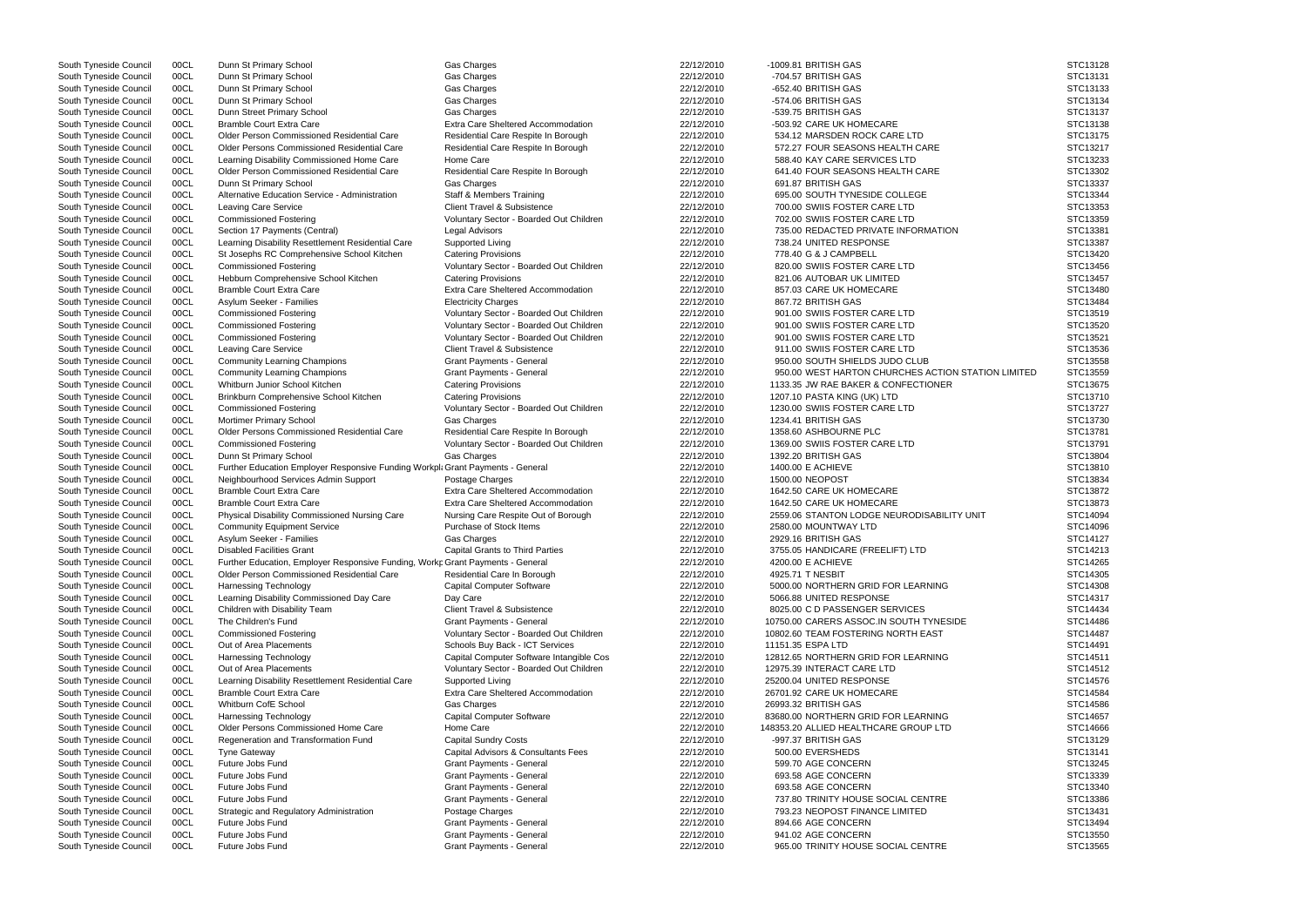| | | | | | | | |
|---|---|---|---|---|---|---|---|
| South Tyneside Council | 00CL | Dunn St Primary School | Gas Charges | 22/12/2010 | -1009.81 | BRITISH GAS | STC13128 |
| South Tyneside Council | 00CL | Dunn St Primary School | Gas Charges | 22/12/2010 | -704.57 | BRITISH GAS | STC13131 |
| South Tyneside Council | 00CL | Dunn St Primary School | Gas Charges | 22/12/2010 | -652.40 | BRITISH GAS | STC13133 |
| South Tyneside Council | 00CL | Dunn St Primary School | Gas Charges | 22/12/2010 | -574.06 | BRITISH GAS | STC13134 |
| South Tyneside Council | 00CL | Dunn Street Primary School | Gas Charges | 22/12/2010 | -539.75 | BRITISH GAS | STC13137 |
| South Tyneside Council | 00CL | Bramble Court Extra Care | Extra Care Sheltered Accommodation | 22/12/2010 | -503.92 | CARE UK HOMECARE | STC13138 |
| South Tyneside Council | 00CL | Older Person Commissioned Residential Care | Residential Care Respite In Borough | 22/12/2010 | 534.12 | MARSDEN ROCK CARE LTD | STC13175 |
| South Tyneside Council | 00CL | Older Persons Commissioned Residential Care | Residential Care Respite In Borough | 22/12/2010 | 572.27 | FOUR SEASONS HEALTH CARE | STC13217 |
| South Tyneside Council | 00CL | Learning Disability Commissioned Home Care | Home Care | 22/12/2010 | 588.40 | KAY CARE SERVICES LTD | STC13233 |
| South Tyneside Council | 00CL | Older Person Commissioned Residential Care | Residential Care Respite In Borough | 22/12/2010 | 641.40 | FOUR SEASONS HEALTH CARE | STC13302 |
| South Tyneside Council | 00CL | Dunn St Primary School | Gas Charges | 22/12/2010 | 691.87 | BRITISH GAS | STC13337 |
| South Tyneside Council | 00CL | Alternative Education Service - Administration | Staff & Members Training | 22/12/2010 | 695.00 | SOUTH TYNESIDE COLLEGE | STC13344 |
| South Tyneside Council | 00CL | Leaving Care Service | Client Travel & Subsistence | 22/12/2010 | 700.00 | SWIIS FOSTER CARE LTD | STC13353 |
| South Tyneside Council | 00CL | Commissioned Fostering | Voluntary Sector - Boarded Out Children | 22/12/2010 | 702.00 | SWIIS FOSTER CARE LTD | STC13359 |
| South Tyneside Council | 00CL | Section 17 Payments (Central) | Legal Advisors | 22/12/2010 | 735.00 | REDACTED PRIVATE INFORMATION | STC13381 |
| South Tyneside Council | 00CL | Learning Disability Resettlement Residential Care | Supported Living | 22/12/2010 | 738.24 | UNITED RESPONSE | STC13387 |
| South Tyneside Council | 00CL | St Josephs RC Comprehensive School Kitchen | Catering Provisions | 22/12/2010 | 778.40 | G & J CAMPBELL | STC13420 |
| South Tyneside Council | 00CL | Commissioned Fostering | Voluntary Sector - Boarded Out Children | 22/12/2010 | 820.00 | SWIIS FOSTER CARE LTD | STC13456 |
| South Tyneside Council | 00CL | Hebburn Comprehensive School Kitchen | Catering Provisions | 22/12/2010 | 821.06 | AUTOBAR UK LIMITED | STC13457 |
| South Tyneside Council | 00CL | Bramble Court Extra Care | Extra Care Sheltered Accommodation | 22/12/2010 | 857.03 | CARE UK HOMECARE | STC13480 |
| South Tyneside Council | 00CL | Asylum Seeker - Families | Electricity Charges | 22/12/2010 | 867.72 | BRITISH GAS | STC13484 |
| South Tyneside Council | 00CL | Commissioned Fostering | Voluntary Sector - Boarded Out Children | 22/12/2010 | 901.00 | SWIIS FOSTER CARE LTD | STC13519 |
| South Tyneside Council | 00CL | Commissioned Fostering | Voluntary Sector - Boarded Out Children | 22/12/2010 | 901.00 | SWIIS FOSTER CARE LTD | STC13520 |
| South Tyneside Council | 00CL | Commissioned Fostering | Voluntary Sector - Boarded Out Children | 22/12/2010 | 901.00 | SWIIS FOSTER CARE LTD | STC13521 |
| South Tyneside Council | 00CL | Leaving Care Service | Client Travel & Subsistence | 22/12/2010 | 911.00 | SWIIS FOSTER CARE LTD | STC13536 |
| South Tyneside Council | 00CL | Community Learning Champions | Grant Payments - General | 22/12/2010 | 950.00 | SOUTH SHIELDS JUDO CLUB | STC13558 |
| South Tyneside Council | 00CL | Community Learning Champions | Grant Payments - General | 22/12/2010 | 950.00 | WEST HARTON CHURCHES ACTION STATION LIMITED | STC13559 |
| South Tyneside Council | 00CL | Whitburn Junior School Kitchen | Catering Provisions | 22/12/2010 | 1133.35 | JW RAE BAKER & CONFECTIONER | STC13675 |
| South Tyneside Council | 00CL | Brinkburn Comprehensive School Kitchen | Catering Provisions | 22/12/2010 | 1207.10 | PASTA KING (UK) LTD | STC13710 |
| South Tyneside Council | 00CL | Commissioned Fostering | Voluntary Sector - Boarded Out Children | 22/12/2010 | 1230.00 | SWIIS FOSTER CARE LTD | STC13727 |
| South Tyneside Council | 00CL | Mortimer Primary School | Gas Charges | 22/12/2010 | 1234.41 | BRITISH GAS | STC13730 |
| South Tyneside Council | 00CL | Older Persons Commissioned Residential Care | Residential Care Respite In Borough | 22/12/2010 | 1358.60 | ASHBOURNE PLC | STC13781 |
| South Tyneside Council | 00CL | Commissioned Fostering | Voluntary Sector - Boarded Out Children | 22/12/2010 | 1369.00 | SWIIS FOSTER CARE LTD | STC13791 |
| South Tyneside Council | 00CL | Dunn St Primary School | Gas Charges | 22/12/2010 | 1392.20 | BRITISH GAS | STC13804 |
| South Tyneside Council | 00CL | Further Education Employer Responsive Funding Workpl Grant Payments - General | | 22/12/2010 | 1400.00 | E ACHIEVE | STC13810 |
| South Tyneside Council | 00CL | Neighbourhood Services Admin Support | Postage Charges | 22/12/2010 | 1500.00 | NEOPOST | STC13834 |
| South Tyneside Council | 00CL | Bramble Court Extra Care | Extra Care Sheltered Accommodation | 22/12/2010 | 1642.50 | CARE UK HOMECARE | STC13872 |
| South Tyneside Council | 00CL | Bramble Court Extra Care | Extra Care Sheltered Accommodation | 22/12/2010 | 1642.50 | CARE UK HOMECARE | STC13873 |
| South Tyneside Council | 00CL | Physical Disability Commissioned Nursing Care | Nursing Care Respite Out of Borough | 22/12/2010 | 2559.06 | STANTON LODGE NEURODISABILITY UNIT | STC14094 |
| South Tyneside Council | 00CL | Community Equipment Service | Purchase of Stock Items | 22/12/2010 | 2580.00 | MOUNTWAY LTD | STC14096 |
| South Tyneside Council | 00CL | Asylum Seeker - Families | Gas Charges | 22/12/2010 | 2929.16 | BRITISH GAS | STC14127 |
| South Tyneside Council | 00CL | Disabled Facilities Grant | Capital Grants to Third Parties | 22/12/2010 | 3755.05 | HANDICARE (FREELIFT) LTD | STC14213 |
| South Tyneside Council | 00CL | Further Education, Employer Responsive Funding, Workp Grant Payments - General | | 22/12/2010 | 4200.00 | E ACHIEVE | STC14265 |
| South Tyneside Council | 00CL | Older Person Commissioned Residential Care | Residential Care In Borough | 22/12/2010 | 4925.71 | T NESBIT | STC14305 |
| South Tyneside Council | 00CL | Harnessing Technology | Capital Computer Software | 22/12/2010 | 5000.00 | NORTHERN GRID FOR LEARNING | STC14308 |
| South Tyneside Council | 00CL | Learning Disability Commissioned Day Care | Day Care | 22/12/2010 | 5066.88 | UNITED RESPONSE | STC14317 |
| South Tyneside Council | 00CL | Children with Disability Team | Client Travel & Subsistence | 22/12/2010 | 8025.00 | C D PASSENGER SERVICES | STC14434 |
| South Tyneside Council | 00CL | The Children's Fund | Grant Payments - General | 22/12/2010 | 10750.00 | CARERS ASSOC.IN SOUTH TYNESIDE | STC14486 |
| South Tyneside Council | 00CL | Commissioned Fostering | Voluntary Sector - Boarded Out Children | 22/12/2010 | 10802.60 | TEAM FOSTERING NORTH EAST | STC14487 |
| South Tyneside Council | 00CL | Out of Area Placements | Schools Buy Back - ICT Services | 22/12/2010 | 11151.35 | ESPA LTD | STC14491 |
| South Tyneside Council | 00CL | Harnessing Technology | Capital Computer Software Intangible Cos | 22/12/2010 | 12812.65 | NORTHERN GRID FOR LEARNING | STC14511 |
| South Tyneside Council | 00CL | Out of Area Placements | Voluntary Sector - Boarded Out Children | 22/12/2010 | 12975.39 | INTERACT CARE LTD | STC14512 |
| South Tyneside Council | 00CL | Learning Disability Resettlement Residential Care | Supported Living | 22/12/2010 | 25200.04 | UNITED RESPONSE | STC14576 |
| South Tyneside Council | 00CL | Bramble Court Extra Care | Extra Care Sheltered Accommodation | 22/12/2010 | 26701.92 | CARE UK HOMECARE | STC14584 |
| South Tyneside Council | 00CL | Whitburn CofE School | Gas Charges | 22/12/2010 | 26993.32 | BRITISH GAS | STC14586 |
| South Tyneside Council | 00CL | Harnessing Technology | Capital Computer Software | 22/12/2010 | 83680.00 | NORTHERN GRID FOR LEARNING | STC14657 |
| South Tyneside Council | 00CL | Older Persons Commissioned Home Care | Home Care | 22/12/2010 | 148353.20 | ALLIED HEALTHCARE GROUP LTD | STC14666 |
| South Tyneside Council | 00CL | Regeneration and Transformation Fund | Capital Sundry Costs | 22/12/2010 | -997.37 | BRITISH GAS | STC13129 |
| South Tyneside Council | 00CL | Tyne Gateway | Capital Advisors & Consultants Fees | 22/12/2010 | 500.00 | EVERSHEDS | STC13141 |
| South Tyneside Council | 00CL | Future Jobs Fund | Grant Payments - General | 22/12/2010 | 599.70 | AGE CONCERN | STC13245 |
| South Tyneside Council | 00CL | Future Jobs Fund | Grant Payments - General | 22/12/2010 | 693.58 | AGE CONCERN | STC13339 |
| South Tyneside Council | 00CL | Future Jobs Fund | Grant Payments - General | 22/12/2010 | 693.58 | AGE CONCERN | STC13340 |
| South Tyneside Council | 00CL | Future Jobs Fund | Grant Payments - General | 22/12/2010 | 737.80 | TRINITY HOUSE SOCIAL CENTRE | STC13386 |
| South Tyneside Council | 00CL | Strategic and Regulatory Administration | Postage Charges | 22/12/2010 | 793.23 | NEOPOST FINANCE LIMITED | STC13431 |
| South Tyneside Council | 00CL | Future Jobs Fund | Grant Payments - General | 22/12/2010 | 894.66 | AGE CONCERN | STC13494 |
| South Tyneside Council | 00CL | Future Jobs Fund | Grant Payments - General | 22/12/2010 | 941.02 | AGE CONCERN | STC13550 |
| South Tyneside Council | 00CL | Future Jobs Fund | Grant Payments - General | 22/12/2010 | 965.00 | TRINITY HOUSE SOCIAL CENTRE | STC13565 |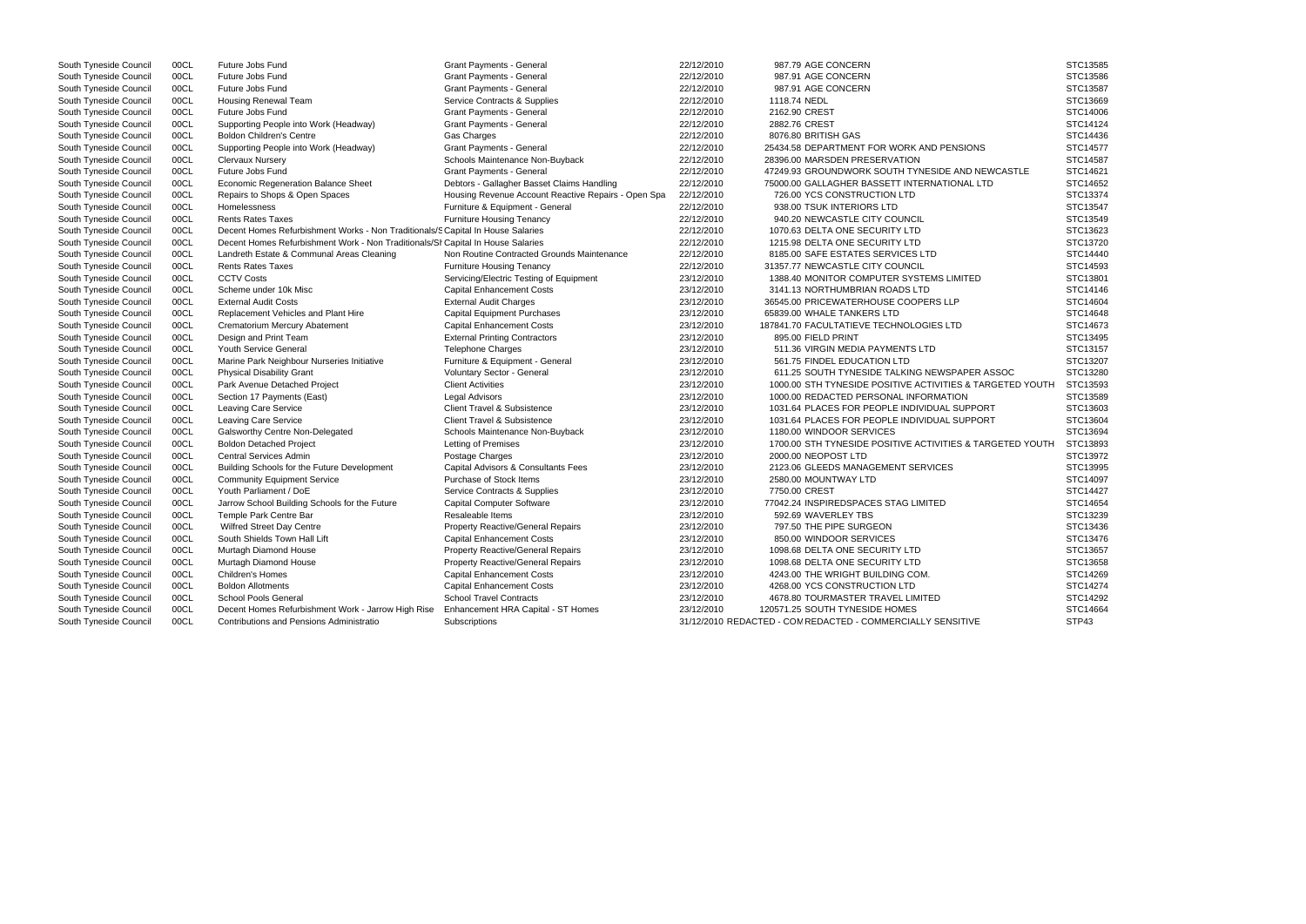| | | | | | | | |
|---|---|---|---|---|---|---|---|
| South Tyneside Council | 00CL | Future Jobs Fund | Grant Payments - General | 22/12/2010 | 987.79 | AGE CONCERN | STC13585 |
| South Tyneside Council | 00CL | Future Jobs Fund | Grant Payments - General | 22/12/2010 | 987.91 | AGE CONCERN | STC13586 |
| South Tyneside Council | 00CL | Future Jobs Fund | Grant Payments - General | 22/12/2010 | 987.91 | AGE CONCERN | STC13587 |
| South Tyneside Council | 00CL | Housing Renewal Team | Service Contracts & Supplies | 22/12/2010 | 1118.74 | NEDL | STC13669 |
| South Tyneside Council | 00CL | Future Jobs Fund | Grant Payments - General | 22/12/2010 | 2162.90 | CREST | STC14006 |
| South Tyneside Council | 00CL | Supporting People into Work (Headway) | Grant Payments - General | 22/12/2010 | 2882.76 | CREST | STC14124 |
| South Tyneside Council | 00CL | Boldon Children's Centre | Gas Charges | 22/12/2010 | 8076.80 | BRITISH GAS | STC14436 |
| South Tyneside Council | 00CL | Supporting People into Work (Headway) | Grant Payments - General | 22/12/2010 | 25434.58 | DEPARTMENT FOR WORK AND PENSIONS | STC14577 |
| South Tyneside Council | 00CL | Clervaux Nursery | Schools Maintenance Non-Buyback | 22/12/2010 | 28396.00 | MARSDEN PRESERVATION | STC14587 |
| South Tyneside Council | 00CL | Future Jobs Fund | Grant Payments - General | 22/12/2010 | 47249.93 | GROUNDWORK SOUTH TYNESIDE AND NEWCASTLE | STC14621 |
| South Tyneside Council | 00CL | Economic Regeneration Balance Sheet | Debtors - Gallagher Basset Claims Handling | 22/12/2010 | 75000.00 | GALLAGHER BASSETT INTERNATIONAL LTD | STC14652 |
| South Tyneside Council | 00CL | Repairs to Shops & Open Spaces | Housing Revenue Account Reactive Repairs - Open Spa | 22/12/2010 | 726.00 | YCS CONSTRUCTION LTD | STC13374 |
| South Tyneside Council | 00CL | Homelessness | Furniture & Equipment - General | 22/12/2010 | 938.00 | TSUK INTERIORS LTD | STC13547 |
| South Tyneside Council | 00CL | Rents Rates Taxes | Furniture Housing Tenancy | 22/12/2010 | 940.20 | NEWCASTLE CITY COUNCIL | STC13549 |
| South Tyneside Council | 00CL | Decent Homes Refurbishment Works - Non Traditionals/S | Capital In House Salaries | 22/12/2010 | 1070.63 | DELTA ONE SECURITY LTD | STC13623 |
| South Tyneside Council | 00CL | Decent Homes Refurbishment Work - Non Traditionals/Sh | Capital In House Salaries | 22/12/2010 | 1215.98 | DELTA ONE SECURITY LTD | STC13720 |
| South Tyneside Council | 00CL | Landreth Estate & Communal Areas Cleaning | Non Routine Contracted Grounds Maintenance | 22/12/2010 | 8185.00 | SAFE ESTATES SERVICES LTD | STC14440 |
| South Tyneside Council | 00CL | Rents Rates Taxes | Furniture Housing Tenancy | 22/12/2010 | 31357.77 | NEWCASTLE CITY COUNCIL | STC14593 |
| South Tyneside Council | 00CL | CCTV Costs | Servicing/Electric Testing of Equipment | 23/12/2010 | 1388.40 | MONITOR COMPUTER SYSTEMS LIMITED | STC13801 |
| South Tyneside Council | 00CL | Scheme under 10k Misc | Capital Enhancement Costs | 23/12/2010 | 3141.13 | NORTHUMBRIAN ROADS LTD | STC14146 |
| South Tyneside Council | 00CL | External Audit Costs | External Audit Charges | 23/12/2010 | 36545.00 | PRICEWATERHOUSE COOPERS LLP | STC14604 |
| South Tyneside Council | 00CL | Replacement Vehicles and Plant Hire | Capital Equipment Purchases | 23/12/2010 | 65839.00 | WHALE TANKERS LTD | STC14648 |
| South Tyneside Council | 00CL | Crematorium Mercury Abatement | Capital Enhancement Costs | 23/12/2010 | 187841.70 | FACULTATIEVE TECHNOLOGIES LTD | STC14673 |
| South Tyneside Council | 00CL | Design and Print Team | External Printing Contractors | 23/12/2010 | 895.00 | FIELD PRINT | STC13495 |
| South Tyneside Council | 00CL | Youth Service General | Telephone Charges | 23/12/2010 | 511.36 | VIRGIN MEDIA PAYMENTS LTD | STC13157 |
| South Tyneside Council | 00CL | Marine Park Neighbour Nurseries Initiative | Furniture & Equipment - General | 23/12/2010 | 561.75 | FINDEL EDUCATION LTD | STC13207 |
| South Tyneside Council | 00CL | Physical Disability Grant | Voluntary Sector - General | 23/12/2010 | 611.25 | SOUTH TYNESIDE TALKING NEWSPAPER ASSOC | STC13280 |
| South Tyneside Council | 00CL | Park Avenue Detached Project | Client Activities | 23/12/2010 | 1000.00 | STH TYNESIDE POSITIVE ACTIVITIES & TARGETED YOUTH | STC13593 |
| South Tyneside Council | 00CL | Section 17 Payments (East) | Legal Advisors | 23/12/2010 | 1000.00 | REDACTED PERSONAL INFORMATION | STC13589 |
| South Tyneside Council | 00CL | Leaving Care Service | Client Travel & Subsistence | 23/12/2010 | 1031.64 | PLACES FOR PEOPLE INDIVIDUAL SUPPORT | STC13603 |
| South Tyneside Council | 00CL | Leaving Care Service | Client Travel & Subsistence | 23/12/2010 | 1031.64 | PLACES FOR PEOPLE INDIVIDUAL SUPPORT | STC13604 |
| South Tyneside Council | 00CL | Galsworthy Centre Non-Delegated | Schools Maintenance Non-Buyback | 23/12/2010 | 1180.00 | WINDOOR SERVICES | STC13694 |
| South Tyneside Council | 00CL | Boldon Detached Project | Letting of Premises | 23/12/2010 | 1700.00 | STH TYNESIDE POSITIVE ACTIVITIES & TARGETED YOUTH | STC13893 |
| South Tyneside Council | 00CL | Central Services Admin | Postage Charges | 23/12/2010 | 2000.00 | NEOPOST LTD | STC13972 |
| South Tyneside Council | 00CL | Building Schools for the Future Development | Capital Advisors & Consultants Fees | 23/12/2010 | 2123.06 | GLEEDS MANAGEMENT SERVICES | STC13995 |
| South Tyneside Council | 00CL | Community Equipment Service | Purchase of Stock Items | 23/12/2010 | 2580.00 | MOUNTWAY LTD | STC14097 |
| South Tyneside Council | 00CL | Youth Parliament / DoE | Service Contracts & Supplies | 23/12/2010 | 7750.00 | CREST | STC14427 |
| South Tyneside Council | 00CL | Jarrow School Building Schools for the Future | Capital Computer Software | 23/12/2010 | 77042.24 | INSPIREDSPACES STAG LIMITED | STC14654 |
| South Tyneside Council | 00CL | Temple Park Centre Bar | Resaleable Items | 23/12/2010 | 592.69 | WAVERLEY TBS | STC13239 |
| South Tyneside Council | 00CL | Wilfred Street Day Centre | Property Reactive/General Repairs | 23/12/2010 | 797.50 | THE PIPE SURGEON | STC13436 |
| South Tyneside Council | 00CL | South Shields Town Hall Lift | Capital Enhancement Costs | 23/12/2010 | 850.00 | WINDOOR SERVICES | STC13476 |
| South Tyneside Council | 00CL | Murtagh Diamond House | Property Reactive/General Repairs | 23/12/2010 | 1098.68 | DELTA ONE SECURITY LTD | STC13657 |
| South Tyneside Council | 00CL | Murtagh Diamond House | Property Reactive/General Repairs | 23/12/2010 | 1098.68 | DELTA ONE SECURITY LTD | STC13658 |
| South Tyneside Council | 00CL | Children's Homes | Capital Enhancement Costs | 23/12/2010 | 4243.00 | THE WRIGHT BUILDING COM. | STC14269 |
| South Tyneside Council | 00CL | Boldon Allotments | Capital Enhancement Costs | 23/12/2010 | 4268.00 | YCS CONSTRUCTION LTD | STC14274 |
| South Tyneside Council | 00CL | School Pools General | School Travel Contracts | 23/12/2010 | 4678.80 | TOURMASTER TRAVEL LIMITED | STC14292 |
| South Tyneside Council | 00CL | Decent Homes Refurbishment Work - Jarrow High Rise | Enhancement HRA Capital - ST Homes | 23/12/2010 | 120571.25 | SOUTH TYNESIDE HOMES | STC14664 |
| South Tyneside Council | 00CL | Contributions and Pensions Administratio | Subscriptions | 31/12/2010 | REDACTED - COM | REDACTED - COMMERCIALLY SENSITIVE | STP43 |